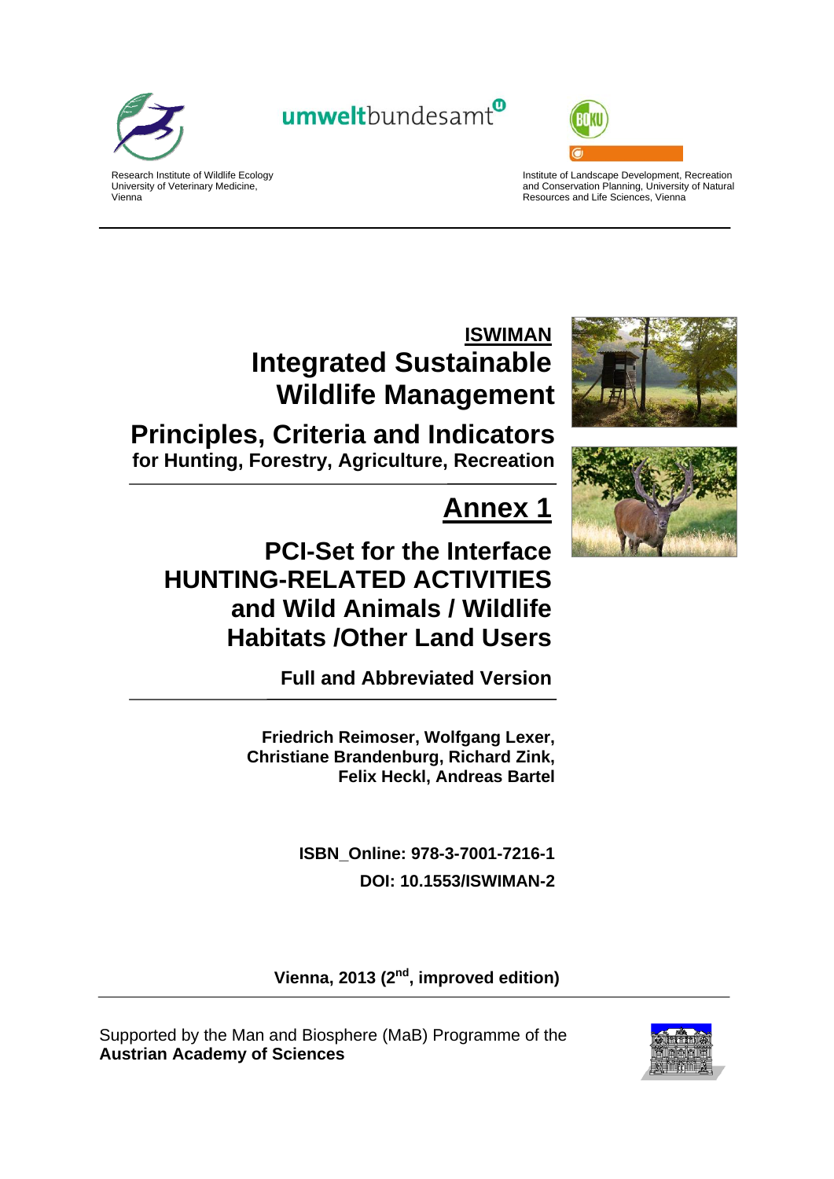Research Institute of Wildlife Ecology
University of Veterinary Medicine,
Vienna

umweltbundesamt

Institute of Landscape Development, Recreation and Conservation Planning, University of Natural Resources and Life Sciences, Vienna

# ISWIMAN
# Integrated Sustainable Wildlife Management

## Principles, Criteria and Indicators
### for Hunting, Forestry, Agriculture, Recreation

# Annex 1

## PCI-Set for the Interface HUNTING-RELATED ACTIVITIES and Wild Animals / Wildlife Habitats /Other Land Users

### Full and Abbreviated Version

**Friedrich Reimoser, Wolfgang Lexer, Christiane Brandenburg, Richard Zink, Felix Heckl, Andreas Bartel**

**ISBN_Online: 978-3-7001-7216-1**
**DOI: 10.1553/ISWIMAN-2**

**Vienna, 2013 (2nd, improved edition)**

Supported by the Man and Biosphere (MaB) Programme of the
**Austrian Academy of Sciences**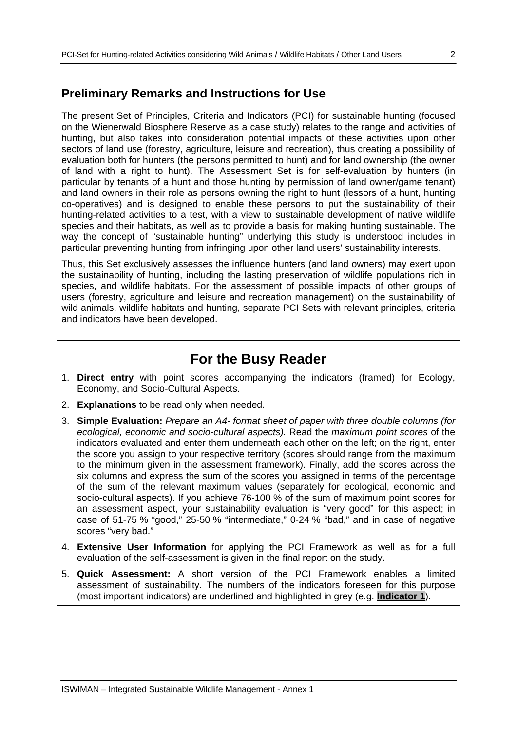## Preliminary Remarks and Instructions for Use

The present Set of Principles, Criteria and Indicators (PCI) for sustainable hunting (focused on the Wienerwald Biosphere Reserve as a case study) relates to the range and activities of hunting, but also takes into consideration potential impacts of these activities upon other sectors of land use (forestry, agriculture, leisure and recreation), thus creating a possibility of evaluation both for hunters (the persons permitted to hunt) and for land ownership (the owner of land with a right to hunt). The Assessment Set is for self-evaluation by hunters (in particular by tenants of a hunt and those hunting by permission of land owner/game tenant) and land owners in their role as persons owning the right to hunt (lessors of a hunt, hunting co-operatives) and is designed to enable these persons to put the sustainability of their hunting-related activities to a test, with a view to sustainable development of native wildlife species and their habitats, as well as to provide a basis for making hunting sustainable. The way the concept of "sustainable hunting" underlying this study is understood includes in particular preventing hunting from infringing upon other land users' sustainability interests.

Thus, this Set exclusively assesses the influence hunters (and land owners) may exert upon the sustainability of hunting, including the lasting preservation of wildlife populations rich in species, and wildlife habitats. For the assessment of possible impacts of other groups of users (forestry, agriculture and leisure and recreation management) on the sustainability of wild animals, wildlife habitats and hunting, separate PCI Sets with relevant principles, criteria and indicators have been developed.

## For the Busy Reader

1. **Direct entry** with point scores accompanying the indicators (framed) for Ecology, Economy, and Socio-Cultural Aspects.
2. **Explanations** to be read only when needed.
3. **Simple Evaluation:** *Prepare an A4- format sheet of paper with three double columns (for ecological, economic and socio-cultural aspects).* Read the *maximum point scores* of the indicators evaluated and enter them underneath each other on the left; on the right, enter the score you assign to your respective territory (scores should range from the maximum to the minimum given in the assessment framework). Finally, add the scores across the six columns and express the sum of the scores you assigned in terms of the percentage of the sum of the relevant maximum values (separately for ecological, economic and socio-cultural aspects). If you achieve 76-100 % of the sum of maximum point scores for an assessment aspect, your sustainability evaluation is "very good" for this aspect; in case of 51-75 % "good," 25-50 % "intermediate," 0-24 % "bad," and in case of negative scores "very bad."
4. **Extensive User Information** for applying the PCI Framework as well as for a full evaluation of the self-assessment is given in the final report on the study.
5. **Quick Assessment:** A short version of the PCI Framework enables a limited assessment of sustainability. The numbers of the indicators foreseen for this purpose (most important indicators) are underlined and highlighted in grey (e.g. **<u>Indicator 1</u>**).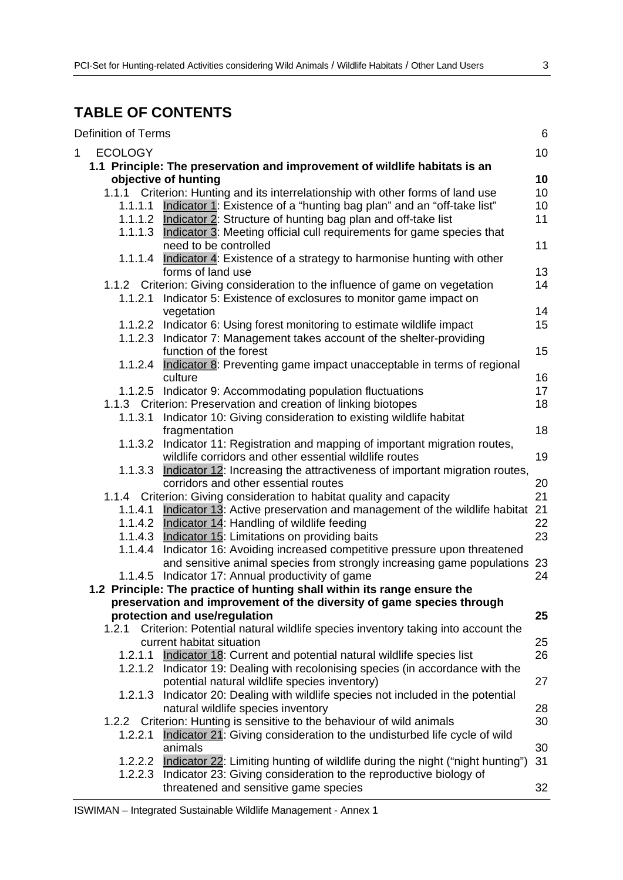# TABLE OF CONTENTS

Definition of Terms 6

1 ECOLOGY 10

**1.1 Principle: The preservation and improvement of wildlife habitats is an objective of hunting 10**

1.1.1 Criterion: Hunting and its interrelationship with other forms of land use 10

1.1.1.1 Indicator 1: Existence of a "hunting bag plan" and an "off-take list" 10

1.1.1.2 Indicator 2: Structure of hunting bag plan and off-take list 11

1.1.1.3 Indicator 3: Meeting official cull requirements for game species that need to be controlled 11

1.1.1.4 Indicator 4: Existence of a strategy to harmonise hunting with other forms of land use 13

1.1.2 Criterion: Giving consideration to the influence of game on vegetation 14

1.1.2.1 Indicator 5: Existence of exclosures to monitor game impact on vegetation 14

1.1.2.2 Indicator 6: Using forest monitoring to estimate wildlife impact 15

1.1.2.3 Indicator 7: Management takes account of the shelter-providing function of the forest 15

1.1.2.4 Indicator 8: Preventing game impact unacceptable in terms of regional culture 16

1.1.2.5 Indicator 9: Accommodating population fluctuations 17

1.1.3 Criterion: Preservation and creation of linking biotopes 18

1.1.3.1 Indicator 10: Giving consideration to existing wildlife habitat fragmentation 18

1.1.3.2 Indicator 11: Registration and mapping of important migration routes, wildlife corridors and other essential wildlife routes 19

1.1.3.3 Indicator 12: Increasing the attractiveness of important migration routes, corridors and other essential routes 20

1.1.4 Criterion: Giving consideration to habitat quality and capacity 21

1.1.4.1 Indicator 13: Active preservation and management of the wildlife habitat 21

1.1.4.2 Indicator 14: Handling of wildlife feeding 22

1.1.4.3 Indicator 15: Limitations on providing baits 23

1.1.4.4 Indicator 16: Avoiding increased competitive pressure upon threatened and sensitive animal species from strongly increasing game populations 23

1.1.4.5 Indicator 17: Annual productivity of game 24

**1.2 Principle: The practice of hunting shall within its range ensure the preservation and improvement of the diversity of game species through protection and use/regulation 25**

1.2.1 Criterion: Potential natural wildlife species inventory taking into account the current habitat situation 25

1.2.1.1 Indicator 18: Current and potential natural wildlife species list 26

1.2.1.2 Indicator 19: Dealing with recolonising species (in accordance with the potential natural wildlife species inventory) 27

1.2.1.3 Indicator 20: Dealing with wildlife species not included in the potential natural wildlife species inventory 28

1.2.2 Criterion: Hunting is sensitive to the behaviour of wild animals 30

1.2.2.1 Indicator 21: Giving consideration to the undisturbed life cycle of wild animals 30

1.2.2.2 Indicator 22: Limiting hunting of wildlife during the night ("night hunting") 31

1.2.2.3 Indicator 23: Giving consideration to the reproductive biology of threatened and sensitive game species 32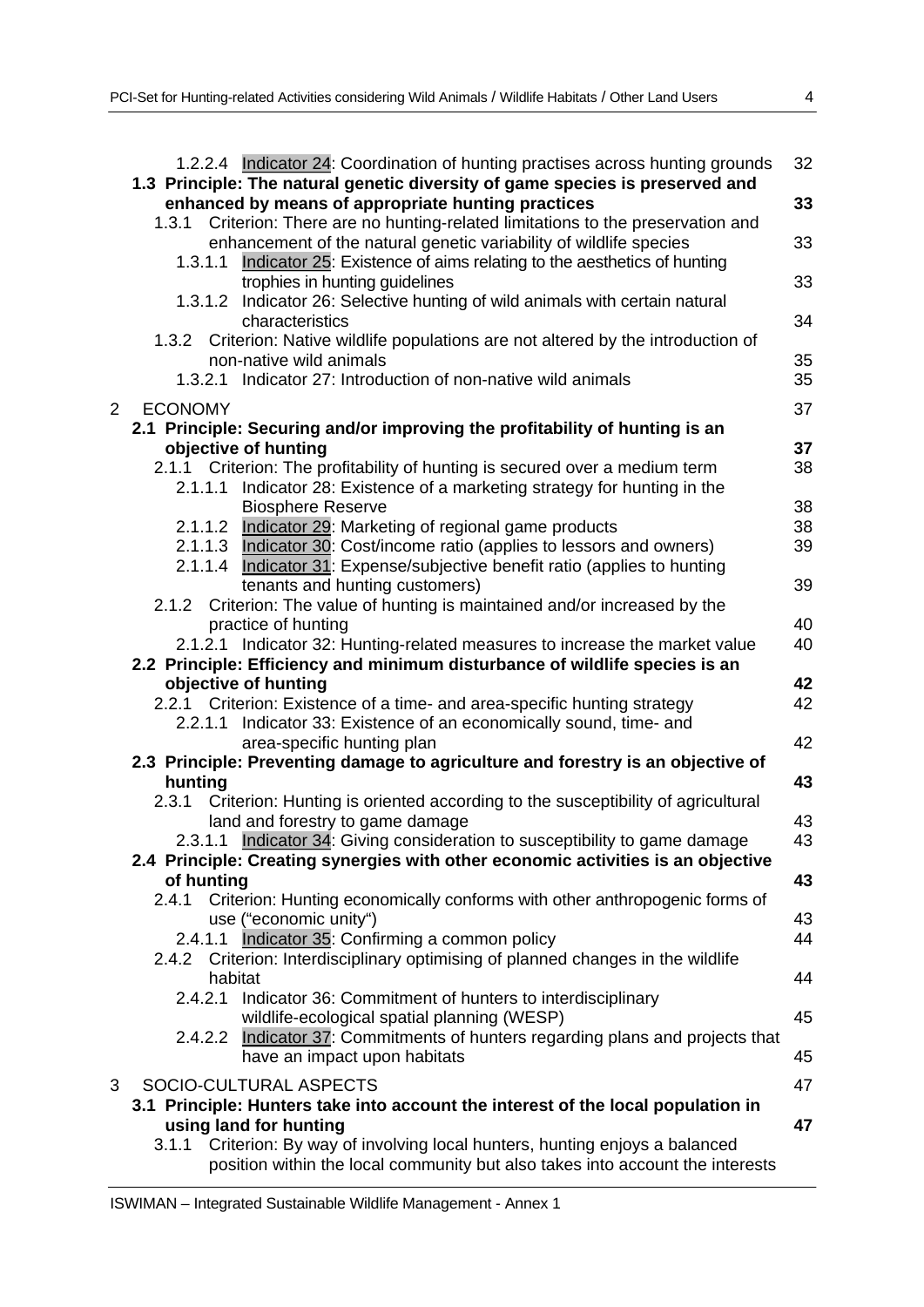1.2.2.4 Indicator 24: Coordination of hunting practises across hunting grounds 32

**1.3 Principle: The natural genetic diversity of game species is preserved and enhanced by means of appropriate hunting practices** **33**

1.3.1 Criterion: There are no hunting-related limitations to the preservation and enhancement of the natural genetic variability of wildlife species 33

1.3.1.1 Indicator 25: Existence of aims relating to the aesthetics of hunting trophies in hunting guidelines 33

1.3.1.2 Indicator 26: Selective hunting of wild animals with certain natural characteristics 34

1.3.2 Criterion: Native wildlife populations are not altered by the introduction of non-native wild animals 35

1.3.2.1 Indicator 27: Introduction of non-native wild animals 35

2 ECONOMY 37

**2.1 Principle: Securing and/or improving the profitability of hunting is an objective of hunting** **37**

2.1.1 Criterion: The profitability of hunting is secured over a medium term 38

2.1.1.1 Indicator 28: Existence of a marketing strategy for hunting in the Biosphere Reserve 38

2.1.1.2 Indicator 29: Marketing of regional game products 38

2.1.1.3 Indicator 30: Cost/income ratio (applies to lessors and owners) 39

2.1.1.4 Indicator 31: Expense/subjective benefit ratio (applies to hunting tenants and hunting customers) 39

2.1.2 Criterion: The value of hunting is maintained and/or increased by the practice of hunting 40

2.1.2.1 Indicator 32: Hunting-related measures to increase the market value 40

**2.2 Principle: Efficiency and minimum disturbance of wildlife species is an objective of hunting** **42**

2.2.1 Criterion: Existence of a time- and area-specific hunting strategy 42

2.2.1.1 Indicator 33: Existence of an economically sound, time- and area-specific hunting plan 42

**2.3 Principle: Preventing damage to agriculture and forestry is an objective of hunting** **43**

2.3.1 Criterion: Hunting is oriented according to the susceptibility of agricultural land and forestry to game damage 43

2.3.1.1 Indicator 34: Giving consideration to susceptibility to game damage 43

**2.4 Principle: Creating synergies with other economic activities is an objective of hunting** **43**

2.4.1 Criterion: Hunting economically conforms with other anthropogenic forms of use ("economic unity") 43

2.4.1.1 Indicator 35: Confirming a common policy 44

2.4.2 Criterion: Interdisciplinary optimising of planned changes in the wildlife habitat 44

2.4.2.1 Indicator 36: Commitment of hunters to interdisciplinary wildlife-ecological spatial planning (WESP) 45

2.4.2.2 Indicator 37: Commitments of hunters regarding plans and projects that have an impact upon habitats 45

3 SOCIO-CULTURAL ASPECTS 47

**3.1 Principle: Hunters take into account the interest of the local population in using land for hunting** **47**

3.1.1 Criterion: By way of involving local hunters, hunting enjoys a balanced position within the local community but also takes into account the interests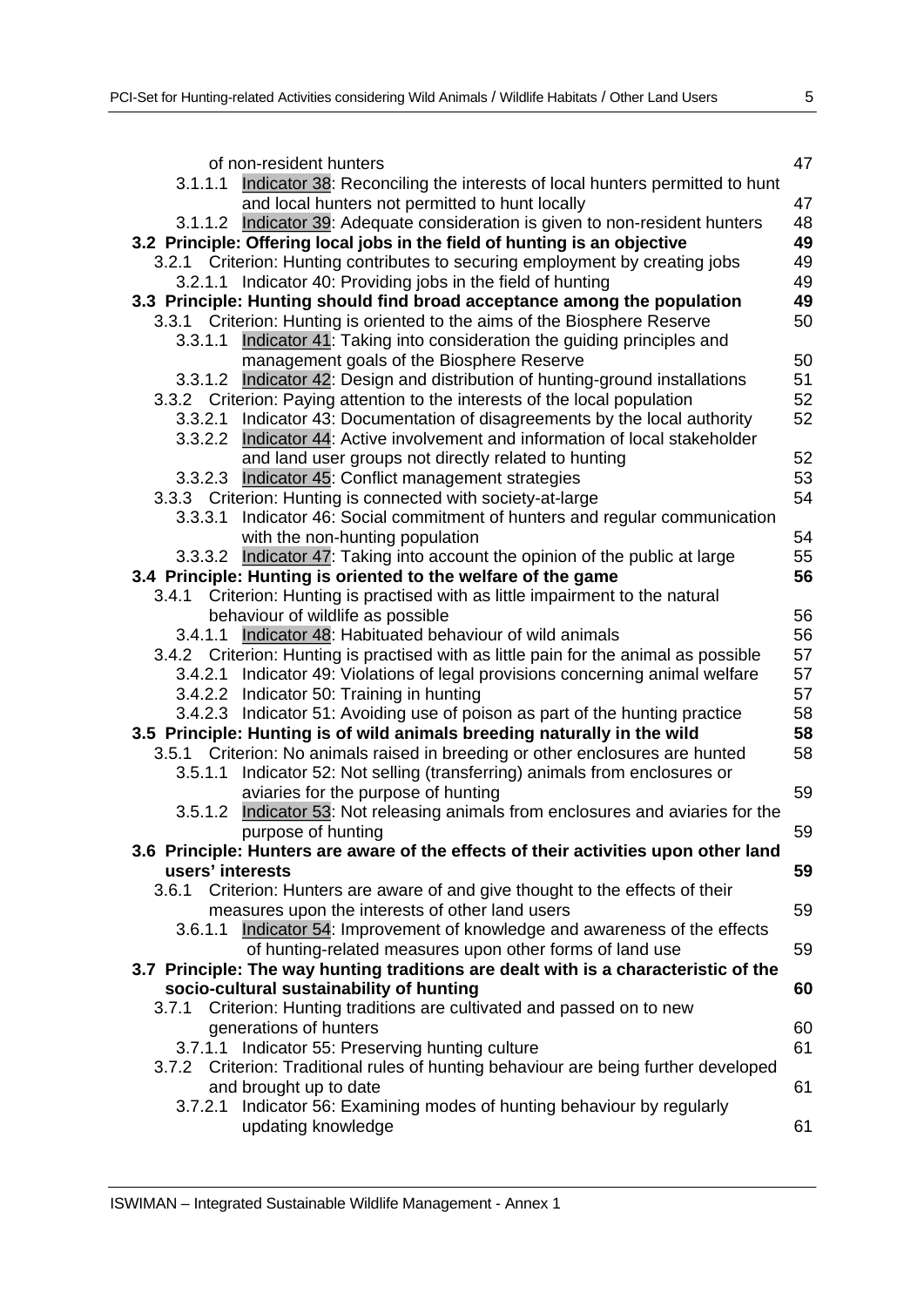of non-resident hunters 47

3.1.1.1 Indicator 38: Reconciling the interests of local hunters permitted to hunt and local hunters not permitted to hunt locally 47

3.1.1.2 Indicator 39: Adequate consideration is given to non-resident hunters 48

**3.2 Principle: Offering local jobs in the field of hunting is an objective 49**

3.2.1 Criterion: Hunting contributes to securing employment by creating jobs 49

3.2.1.1 Indicator 40: Providing jobs in the field of hunting 49

**3.3 Principle: Hunting should find broad acceptance among the population 49**

3.3.1 Criterion: Hunting is oriented to the aims of the Biosphere Reserve 50

3.3.1.1 Indicator 41: Taking into consideration the guiding principles and management goals of the Biosphere Reserve 50

3.3.1.2 Indicator 42: Design and distribution of hunting-ground installations 51

3.3.2 Criterion: Paying attention to the interests of the local population 52

3.3.2.1 Indicator 43: Documentation of disagreements by the local authority 52

3.3.2.2 Indicator 44: Active involvement and information of local stakeholder and land user groups not directly related to hunting 52

3.3.2.3 Indicator 45: Conflict management strategies 53

3.3.3 Criterion: Hunting is connected with society-at-large 54

3.3.3.1 Indicator 46: Social commitment of hunters and regular communication with the non-hunting population 54

3.3.3.2 Indicator 47: Taking into account the opinion of the public at large 55

**3.4 Principle: Hunting is oriented to the welfare of the game 56**

3.4.1 Criterion: Hunting is practised with as little impairment to the natural behaviour of wildlife as possible 56

3.4.1.1 Indicator 48: Habituated behaviour of wild animals 56

3.4.2 Criterion: Hunting is practised with as little pain for the animal as possible 57

3.4.2.1 Indicator 49: Violations of legal provisions concerning animal welfare 57

3.4.2.2 Indicator 50: Training in hunting 57

3.4.2.3 Indicator 51: Avoiding use of poison as part of the hunting practice 58

**3.5 Principle: Hunting is of wild animals breeding naturally in the wild 58**

3.5.1 Criterion: No animals raised in breeding or other enclosures are hunted 58

3.5.1.1 Indicator 52: Not selling (transferring) animals from enclosures or aviaries for the purpose of hunting 59

3.5.1.2 Indicator 53: Not releasing animals from enclosures and aviaries for the purpose of hunting 59

**3.6 Principle: Hunters are aware of the effects of their activities upon other land users' interests 59**

3.6.1 Criterion: Hunters are aware of and give thought to the effects of their measures upon the interests of other land users 59

3.6.1.1 Indicator 54: Improvement of knowledge and awareness of the effects of hunting-related measures upon other forms of land use 59

**3.7 Principle: The way hunting traditions are dealt with is a characteristic of the socio-cultural sustainability of hunting 60**

3.7.1 Criterion: Hunting traditions are cultivated and passed on to new generations of hunters 60

3.7.1.1 Indicator 55: Preserving hunting culture 61

3.7.2 Criterion: Traditional rules of hunting behaviour are being further developed and brought up to date 61

3.7.2.1 Indicator 56: Examining modes of hunting behaviour by regularly updating knowledge 61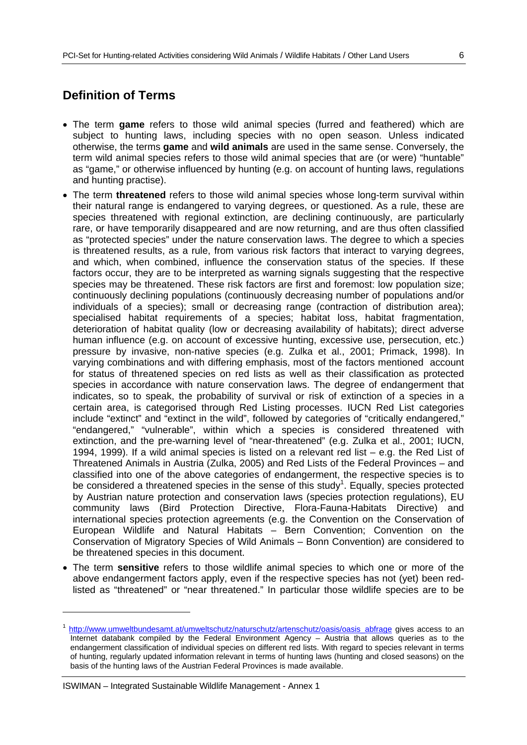## Definition of Terms

- The term **game** refers to those wild animal species (furred and feathered) which are subject to hunting laws, including species with no open season. Unless indicated otherwise, the terms **game** and **wild animals** are used in the same sense. Conversely, the term wild animal species refers to those wild animal species that are (or were) "huntable" as "game," or otherwise influenced by hunting (e.g. on account of hunting laws, regulations and hunting practise).
- The term **threatened** refers to those wild animal species whose long-term survival within their natural range is endangered to varying degrees, or questioned. As a rule, these are species threatened with regional extinction, are declining continuously, are particularly rare, or have temporarily disappeared and are now returning, and are thus often classified as "protected species" under the nature conservation laws. The degree to which a species is threatened results, as a rule, from various risk factors that interact to varying degrees, and which, when combined, influence the conservation status of the species. If these factors occur, they are to be interpreted as warning signals suggesting that the respective species may be threatened. These risk factors are first and foremost: low population size; continuously declining populations (continuously decreasing number of populations and/or individuals of a species); small or decreasing range (contraction of distribution area); specialised habitat requirements of a species; habitat loss, habitat fragmentation, deterioration of habitat quality (low or decreasing availability of habitats); direct adverse human influence (e.g. on account of excessive hunting, excessive use, persecution, etc.) pressure by invasive, non-native species (e.g. Zulka et al., 2001; Primack, 1998). In varying combinations and with differing emphasis, most of the factors mentioned account for status of threatened species on red lists as well as their classification as protected species in accordance with nature conservation laws. The degree of endangerment that indicates, so to speak, the probability of survival or risk of extinction of a species in a certain area, is categorised through Red Listing processes. IUCN Red List categories include "extinct" and "extinct in the wild", followed by categories of "critically endangered," "endangered," "vulnerable", within which a species is considered threatened with extinction, and the pre-warning level of "near-threatened" (e.g. Zulka et al., 2001; IUCN, 1994, 1999). If a wild animal species is listed on a relevant red list – e.g. the Red List of Threatened Animals in Austria (Zulka, 2005) and Red Lists of the Federal Provinces – and classified into one of the above categories of endangerment, the respective species is to be considered a threatened species in the sense of this study[1]. Equally, species protected by Austrian nature protection and conservation laws (species protection regulations), EU community laws (Bird Protection Directive, Flora-Fauna-Habitats Directive) and international species protection agreements (e.g. the Convention on the Conservation of European Wildlife and Natural Habitats – Bern Convention; Convention on the Conservation of Migratory Species of Wild Animals – Bonn Convention) are considered to be threatened species in this document.
- The term **sensitive** refers to those wildlife animal species to which one or more of the above endangerment factors apply, even if the respective species has not (yet) been red-listed as "threatened" or "near threatened." In particular those wildlife species are to be

---

[1] http://www.umweltbundesamt.at/umweltschutz/naturschutz/artenschutz/oasis/oasis_abfrage gives access to an Internet databank compiled by the Federal Environment Agency – Austria that allows queries as to the endangerment classification of individual species on different red lists. With regard to species relevant in terms of hunting, regularly updated information relevant in terms of hunting laws (hunting and closed seasons) on the basis of the hunting laws of the Austrian Federal Provinces is made available.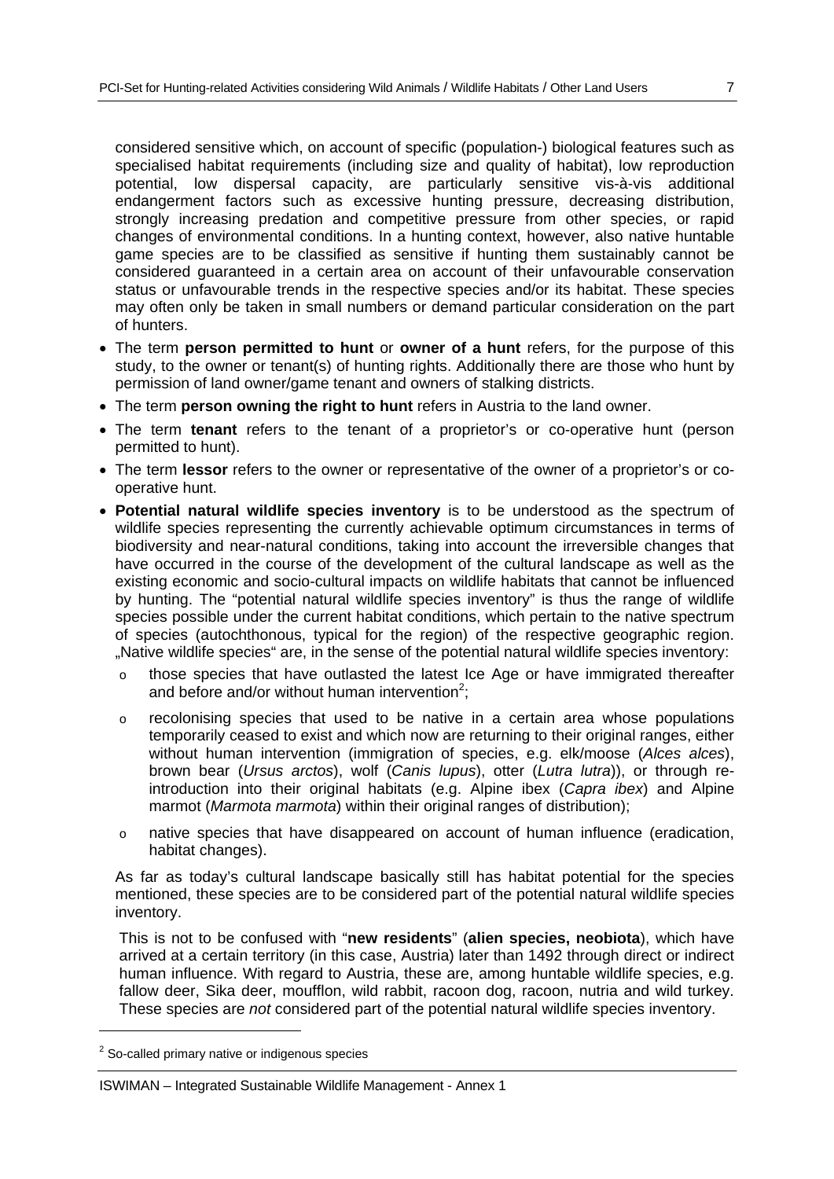considered sensitive which, on account of specific (population-) biological features such as specialised habitat requirements (including size and quality of habitat), low reproduction potential, low dispersal capacity, are particularly sensitive vis-à-vis additional endangerment factors such as excessive hunting pressure, decreasing distribution, strongly increasing predation and competitive pressure from other species, or rapid changes of environmental conditions. In a hunting context, however, also native huntable game species are to be classified as sensitive if hunting them sustainably cannot be considered guaranteed in a certain area on account of their unfavourable conservation status or unfavourable trends in the respective species and/or its habitat. These species may often only be taken in small numbers or demand particular consideration on the part of hunters.

- The term **person permitted to hunt** or **owner of a hunt** refers, for the purpose of this study, to the owner or tenant(s) of hunting rights. Additionally there are those who hunt by permission of land owner/game tenant and owners of stalking districts.
- The term **person owning the right to hunt** refers in Austria to the land owner.
- The term **tenant** refers to the tenant of a proprietor's or co-operative hunt (person permitted to hunt).
- The term **lessor** refers to the owner or representative of the owner of a proprietor's or co-operative hunt.
- **Potential natural wildlife species inventory** is to be understood as the spectrum of wildlife species representing the currently achievable optimum circumstances in terms of biodiversity and near-natural conditions, taking into account the irreversible changes that have occurred in the course of the development of the cultural landscape as well as the existing economic and socio-cultural impacts on wildlife habitats that cannot be influenced by hunting. The "potential natural wildlife species inventory" is thus the range of wildlife species possible under the current habitat conditions, which pertain to the native spectrum of species (autochthonous, typical for the region) of the respective geographic region. „Native wildlife species" are, in the sense of the potential natural wildlife species inventory:
  - those species that have outlasted the latest Ice Age or have immigrated thereafter and before and/or without human intervention[2];
  - recolonising species that used to be native in a certain area whose populations temporarily ceased to exist and which now are returning to their original ranges, either without human intervention (immigration of species, e.g. elk/moose (*Alces alces*), brown bear (*Ursus arctos*), wolf (*Canis lupus*), otter (*Lutra lutra*)), or through re-introduction into their original habitats (e.g. Alpine ibex (*Capra ibex*) and Alpine marmot (*Marmota marmota*) within their original ranges of distribution);
  - native species that have disappeared on account of human influence (eradication, habitat changes).

  As far as today's cultural landscape basically still has habitat potential for the species mentioned, these species are to be considered part of the potential natural wildlife species inventory.

  This is not to be confused with "**new residents**" (**alien species, neobiota**), which have arrived at a certain territory (in this case, Austria) later than 1492 through direct or indirect human influence. With regard to Austria, these are, among huntable wildlife species, e.g. fallow deer, Sika deer, moufflon, wild rabbit, racoon dog, racoon, nutria and wild turkey. These species are *not* considered part of the potential natural wildlife species inventory.

[2] So-called primary native or indigenous species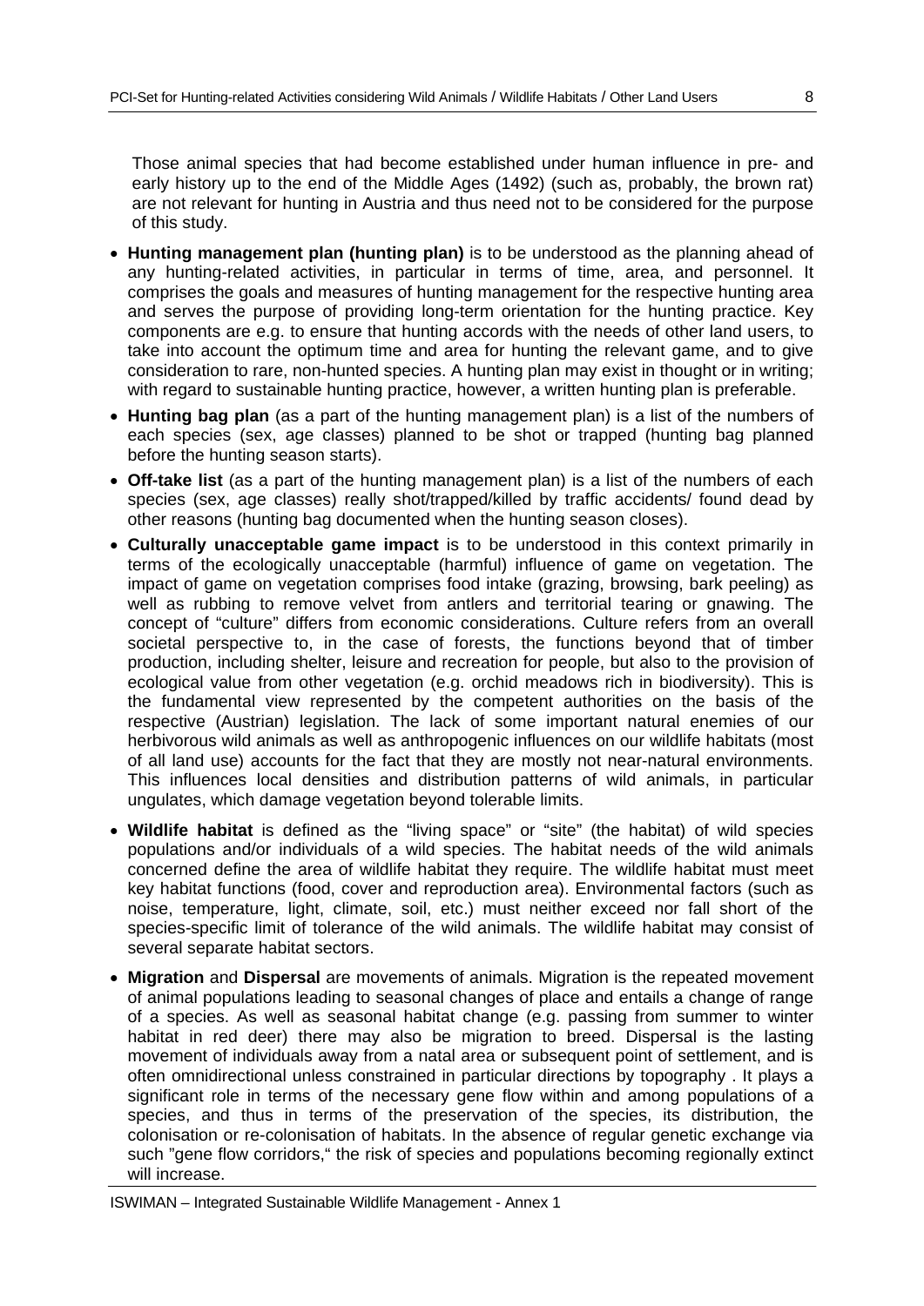Those animal species that had become established under human influence in pre- and early history up to the end of the Middle Ages (1492) (such as, probably, the brown rat) are not relevant for hunting in Austria and thus need not to be considered for the purpose of this study.

- **Hunting management plan (hunting plan)** is to be understood as the planning ahead of any hunting-related activities, in particular in terms of time, area, and personnel. It comprises the goals and measures of hunting management for the respective hunting area and serves the purpose of providing long-term orientation for the hunting practice. Key components are e.g. to ensure that hunting accords with the needs of other land users, to take into account the optimum time and area for hunting the relevant game, and to give consideration to rare, non-hunted species. A hunting plan may exist in thought or in writing; with regard to sustainable hunting practice, however, a written hunting plan is preferable.
- **Hunting bag plan** (as a part of the hunting management plan) is a list of the numbers of each species (sex, age classes) planned to be shot or trapped (hunting bag planned before the hunting season starts).
- **Off-take list** (as a part of the hunting management plan) is a list of the numbers of each species (sex, age classes) really shot/trapped/killed by traffic accidents/ found dead by other reasons (hunting bag documented when the hunting season closes).
- **Culturally unacceptable game impact** is to be understood in this context primarily in terms of the ecologically unacceptable (harmful) influence of game on vegetation. The impact of game on vegetation comprises food intake (grazing, browsing, bark peeling) as well as rubbing to remove velvet from antlers and territorial tearing or gnawing. The concept of "culture" differs from economic considerations. Culture refers from an overall societal perspective to, in the case of forests, the functions beyond that of timber production, including shelter, leisure and recreation for people, but also to the provision of ecological value from other vegetation (e.g. orchid meadows rich in biodiversity). This is the fundamental view represented by the competent authorities on the basis of the respective (Austrian) legislation. The lack of some important natural enemies of our herbivorous wild animals as well as anthropogenic influences on our wildlife habitats (most of all land use) accounts for the fact that they are mostly not near-natural environments. This influences local densities and distribution patterns of wild animals, in particular ungulates, which damage vegetation beyond tolerable limits.
- **Wildlife habitat** is defined as the "living space" or "site" (the habitat) of wild species populations and/or individuals of a wild species. The habitat needs of the wild animals concerned define the area of wildlife habitat they require. The wildlife habitat must meet key habitat functions (food, cover and reproduction area). Environmental factors (such as noise, temperature, light, climate, soil, etc.) must neither exceed nor fall short of the species-specific limit of tolerance of the wild animals. The wildlife habitat may consist of several separate habitat sectors.
- **Migration** and **Dispersal** are movements of animals. Migration is the repeated movement of animal populations leading to seasonal changes of place and entails a change of range of a species. As well as seasonal habitat change (e.g. passing from summer to winter habitat in red deer) there may also be migration to breed. Dispersal is the lasting movement of individuals away from a natal area or subsequent point of settlement, and is often omnidirectional unless constrained in particular directions by topography . It plays a significant role in terms of the necessary gene flow within and among populations of a species, and thus in terms of the preservation of the species, its distribution, the colonisation or re-colonisation of habitats. In the absence of regular genetic exchange via such "gene flow corridors," the risk of species and populations becoming regionally extinct will increase.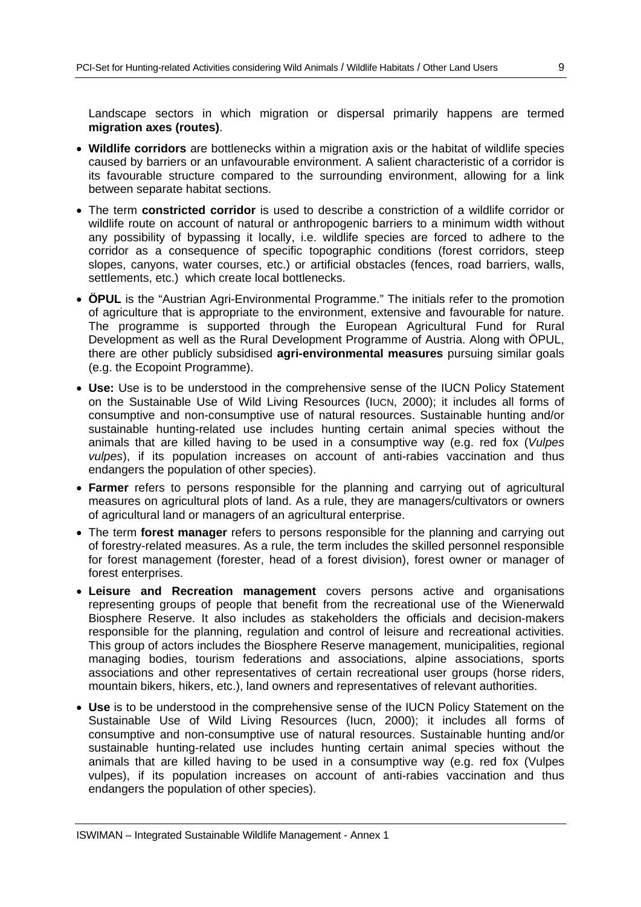Landscape sectors in which migration or dispersal primarily happens are termed **migration axes (routes)**.

- **Wildlife corridors** are bottlenecks within a migration axis or the habitat of wildlife species caused by barriers or an unfavourable environment. A salient characteristic of a corridor is its favourable structure compared to the surrounding environment, allowing for a link between separate habitat sections.
- The term **constricted corridor** is used to describe a constriction of a wildlife corridor or wildlife route on account of natural or anthropogenic barriers to a minimum width without any possibility of bypassing it locally, i.e. wildlife species are forced to adhere to the corridor as a consequence of specific topographic conditions (forest corridors, steep slopes, canyons, water courses, etc.) or artificial obstacles (fences, road barriers, walls, settlements, etc.) which create local bottlenecks.
- **ÖPUL** is the "Austrian Agri-Environmental Programme." The initials refer to the promotion of agriculture that is appropriate to the environment, extensive and favourable for nature. The programme is supported through the European Agricultural Fund for Rural Development as well as the Rural Development Programme of Austria. Along with ÖPUL, there are other publicly subsidised **agri-environmental measures** pursuing similar goals (e.g. the Ecopoint Programme).
- **Use:** Use is to be understood in the comprehensive sense of the IUCN Policy Statement on the Sustainable Use of Wild Living Resources (IUCN, 2000); it includes all forms of consumptive and non-consumptive use of natural resources. Sustainable hunting and/or sustainable hunting-related use includes hunting certain animal species without the animals that are killed having to be used in a consumptive way (e.g. red fox (*Vulpes vulpes*), if its population increases on account of anti-rabies vaccination and thus endangers the population of other species).
- **Farmer** refers to persons responsible for the planning and carrying out of agricultural measures on agricultural plots of land. As a rule, they are managers/cultivators or owners of agricultural land or managers of an agricultural enterprise.
- The term **forest manager** refers to persons responsible for the planning and carrying out of forestry-related measures. As a rule, the term includes the skilled personnel responsible for forest management (forester, head of a forest division), forest owner or manager of forest enterprises.
- **Leisure and Recreation management** covers persons active and organisations representing groups of people that benefit from the recreational use of the Wienerwald Biosphere Reserve. It also includes as stakeholders the officials and decision-makers responsible for the planning, regulation and control of leisure and recreational activities. This group of actors includes the Biosphere Reserve management, municipalities, regional managing bodies, tourism federations and associations, alpine associations, sports associations and other representatives of certain recreational user groups (horse riders, mountain bikers, hikers, etc.), land owners and representatives of relevant authorities.
- **Use** is to be understood in the comprehensive sense of the IUCN Policy Statement on the Sustainable Use of Wild Living Resources (Iucn, 2000); it includes all forms of consumptive and non-consumptive use of natural resources. Sustainable hunting and/or sustainable hunting-related use includes hunting certain animal species without the animals that are killed having to be used in a consumptive way (e.g. red fox (Vulpes vulpes), if its population increases on account of anti-rabies vaccination and thus endangers the population of other species).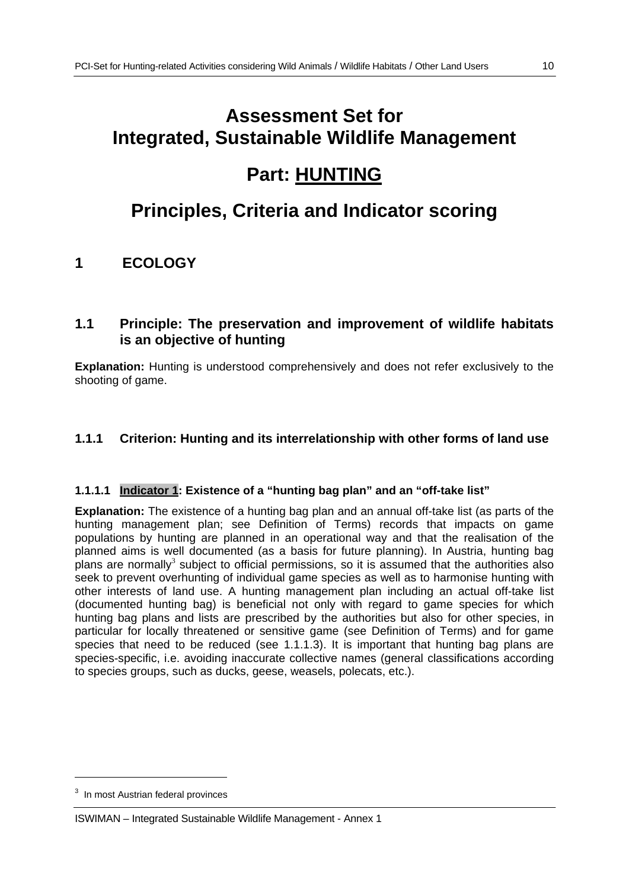# Assessment Set for Integrated, Sustainable Wildlife Management

# Part: HUNTING

# Principles, Criteria and Indicator scoring

## 1 ECOLOGY

### 1.1 Principle: The preservation and improvement of wildlife habitats is an objective of hunting

**Explanation:** Hunting is understood comprehensively and does not refer exclusively to the shooting of game.

### 1.1.1 Criterion: Hunting and its interrelationship with other forms of land use

#### 1.1.1.1 Indicator 1: Existence of a "hunting bag plan" and an "off-take list"

**Explanation:** The existence of a hunting bag plan and an annual off-take list (as parts of the hunting management plan; see Definition of Terms) records that impacts on game populations by hunting are planned in an operational way and that the realisation of the planned aims is well documented (as a basis for future planning). In Austria, hunting bag plans are normally[3] subject to official permissions, so it is assumed that the authorities also seek to prevent overhunting of individual game species as well as to harmonise hunting with other interests of land use. A hunting management plan including an actual off-take list (documented hunting bag) is beneficial not only with regard to game species for which hunting bag plans and lists are prescribed by the authorities but also for other species, in particular for locally threatened or sensitive game (see Definition of Terms) and for game species that need to be reduced (see 1.1.1.3). It is important that hunting bag plans are species-specific, i.e. avoiding inaccurate collective names (general classifications according to species groups, such as ducks, geese, weasels, polecats, etc.).

[3] In most Austrian federal provinces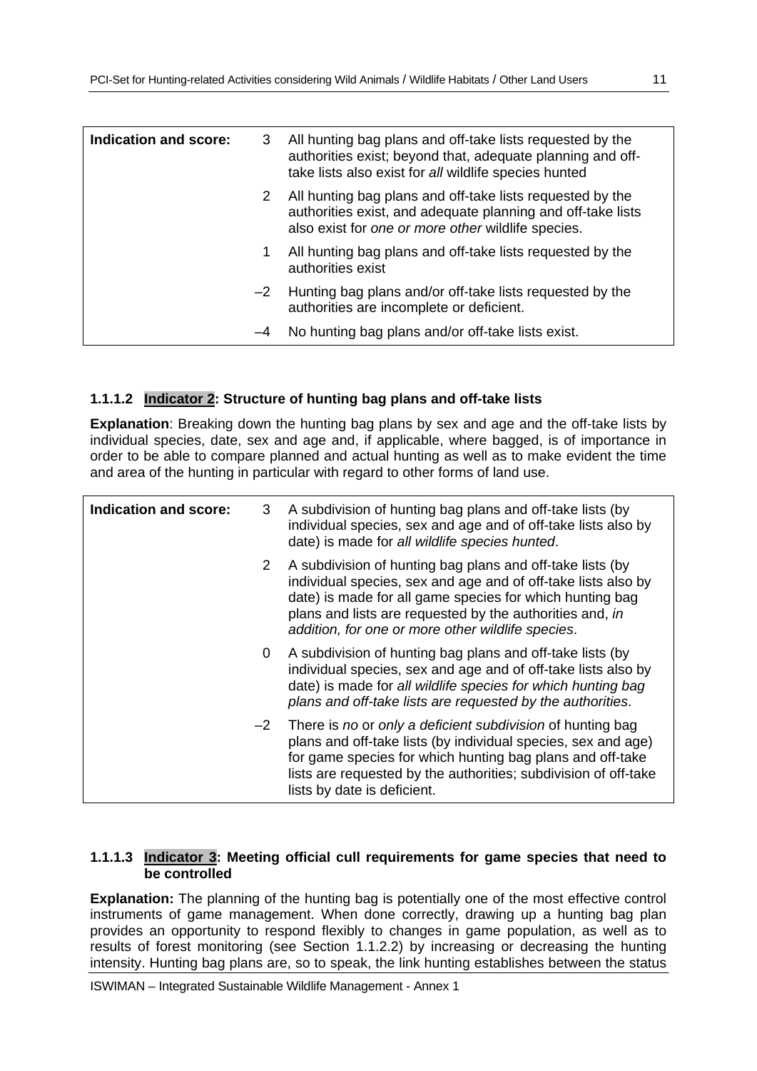| Indication and score: | | |
|---|---|---|
| | 3 | All hunting bag plans and off-take lists requested by the authorities exist; beyond that, adequate planning and off-take lists also exist for *all* wildlife species hunted |
| | 2 | All hunting bag plans and off-take lists requested by the authorities exist, and adequate planning and off-take lists also exist for *one or more other* wildlife species. |
| | 1 | All hunting bag plans and off-take lists requested by the authorities exist |
| | –2 | Hunting bag plans and/or off-take lists requested by the authorities are incomplete or deficient. |
| | –4 | No hunting bag plans and/or off-take lists exist. |

### 1.1.1.2 Indicator 2: Structure of hunting bag plans and off-take lists

**Explanation**: Breaking down the hunting bag plans by sex and age and the off-take lists by individual species, date, sex and age and, if applicable, where bagged, is of importance in order to be able to compare planned and actual hunting as well as to make evident the time and area of the hunting in particular with regard to other forms of land use.

| Indication and score: | | |
|---|---|---|
| | 3 | A subdivision of hunting bag plans and off-take lists (by individual species, sex and age and of off-take lists also by date) is made for *all wildlife species hunted*. |
| | 2 | A subdivision of hunting bag plans and off-take lists (by individual species, sex and age and of off-take lists also by date) is made for all game species for which hunting bag plans and lists are requested by the authorities and, *in addition, for one or more other wildlife species*. |
| | 0 | A subdivision of hunting bag plans and off-take lists (by individual species, sex and age and of off-take lists also by date) is made for *all wildlife species for which hunting bag plans and off-take lists are requested by the authorities*. |
| | –2 | There is *no* or *only a deficient subdivision* of hunting bag plans and off-take lists (by individual species, sex and age) for game species for which hunting bag plans and off-take lists are requested by the authorities; subdivision of off-take lists by date is deficient. |

### 1.1.1.3 Indicator 3: Meeting official cull requirements for game species that need to be controlled

**Explanation:** The planning of the hunting bag is potentially one of the most effective control instruments of game management. When done correctly, drawing up a hunting bag plan provides an opportunity to respond flexibly to changes in game population, as well as to results of forest monitoring (see Section 1.1.2.2) by increasing or decreasing the hunting intensity. Hunting bag plans are, so to speak, the link hunting establishes between the status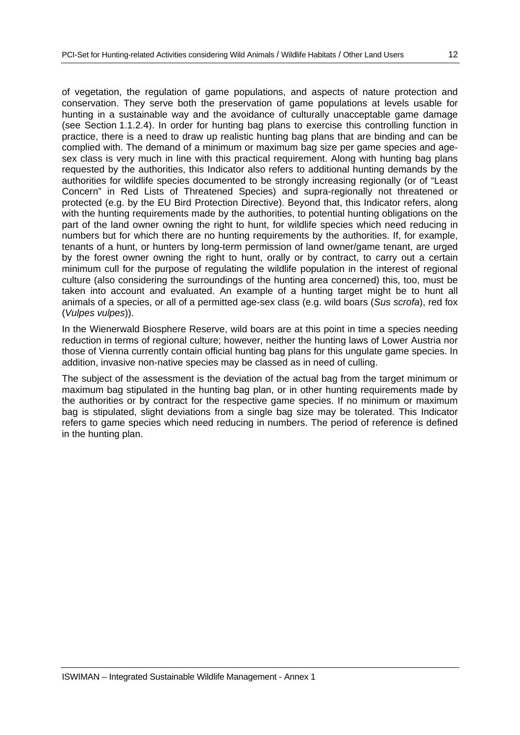of vegetation, the regulation of game populations, and aspects of nature protection and conservation. They serve both the preservation of game populations at levels usable for hunting in a sustainable way and the avoidance of culturally unacceptable game damage (see Section 1.1.2.4). In order for hunting bag plans to exercise this controlling function in practice, there is a need to draw up realistic hunting bag plans that are binding and can be complied with. The demand of a minimum or maximum bag size per game species and age-sex class is very much in line with this practical requirement. Along with hunting bag plans requested by the authorities, this Indicator also refers to additional hunting demands by the authorities for wildlife species documented to be strongly increasing regionally (or of "Least Concern" in Red Lists of Threatened Species) and supra-regionally not threatened or protected (e.g. by the EU Bird Protection Directive). Beyond that, this Indicator refers, along with the hunting requirements made by the authorities, to potential hunting obligations on the part of the land owner owning the right to hunt, for wildlife species which need reducing in numbers but for which there are no hunting requirements by the authorities. If, for example, tenants of a hunt, or hunters by long-term permission of land owner/game tenant, are urged by the forest owner owning the right to hunt, orally or by contract, to carry out a certain minimum cull for the purpose of regulating the wildlife population in the interest of regional culture (also considering the surroundings of the hunting area concerned) this, too, must be taken into account and evaluated. An example of a hunting target might be to hunt all animals of a species, or all of a permitted age-sex class (e.g. wild boars (*Sus scrofa*), red fox (*Vulpes vulpes*)).

In the Wienerwald Biosphere Reserve, wild boars are at this point in time a species needing reduction in terms of regional culture; however, neither the hunting laws of Lower Austria nor those of Vienna currently contain official hunting bag plans for this ungulate game species. In addition, invasive non-native species may be classed as in need of culling.

The subject of the assessment is the deviation of the actual bag from the target minimum or maximum bag stipulated in the hunting bag plan, or in other hunting requirements made by the authorities or by contract for the respective game species. If no minimum or maximum bag is stipulated, slight deviations from a single bag size may be tolerated. This Indicator refers to game species which need reducing in numbers. The period of reference is defined in the hunting plan.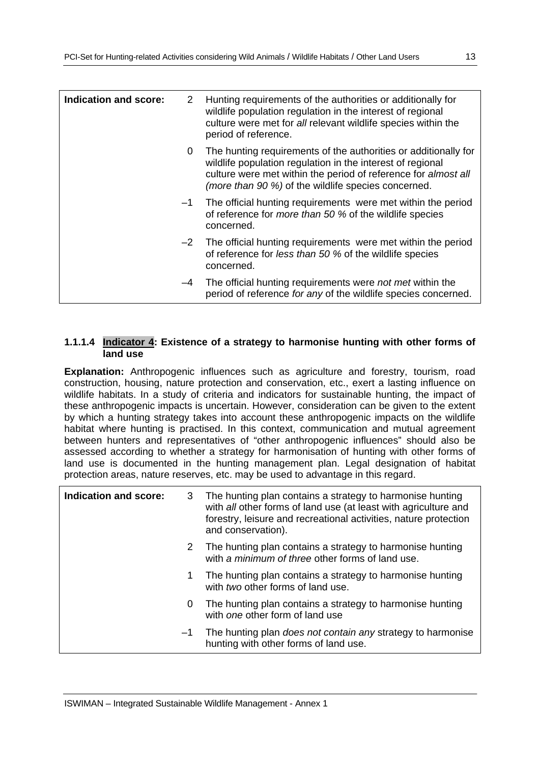| Indication and score: | | |
|---|---|---|
| | 2 | Hunting requirements of the authorities or additionally for wildlife population regulation in the interest of regional culture were met for *all* relevant wildlife species within the period of reference. |
| | 0 | The hunting requirements of the authorities or additionally for wildlife population regulation in the interest of regional culture were met within the period of reference for *almost all (more than 90 %)* of the wildlife species concerned. |
| | –1 | The official hunting requirements were met within the period of reference for *more than 50 %* of the wildlife species concerned. |
| | –2 | The official hunting requirements were met within the period of reference for *less than 50 %* of the wildlife species concerned. |
| | –4 | The official hunting requirements were *not met* within the period of reference *for any* of the wildlife species concerned. |

#### 1.1.1.4 Indicator 4: Existence of a strategy to harmonise hunting with other forms of land use

**Explanation:** Anthropogenic influences such as agriculture and forestry, tourism, road construction, housing, nature protection and conservation, etc., exert a lasting influence on wildlife habitats. In a study of criteria and indicators for sustainable hunting, the impact of these anthropogenic impacts is uncertain. However, consideration can be given to the extent by which a hunting strategy takes into account these anthropogenic impacts on the wildlife habitat where hunting is practised. In this context, communication and mutual agreement between hunters and representatives of "other anthropogenic influences" should also be assessed according to whether a strategy for harmonisation of hunting with other forms of land use is documented in the hunting management plan. Legal designation of habitat protection areas, nature reserves, etc. may be used to advantage in this regard.

| Indication and score: | | |
|---|---|---|
| | 3 | The hunting plan contains a strategy to harmonise hunting with *all* other forms of land use (at least with agriculture and forestry, leisure and recreational activities, nature protection and conservation). |
| | 2 | The hunting plan contains a strategy to harmonise hunting with *a minimum of three* other forms of land use. |
| | 1 | The hunting plan contains a strategy to harmonise hunting with *two* other forms of land use. |
| | 0 | The hunting plan contains a strategy to harmonise hunting with *one* other form of land use |
| | –1 | The hunting plan *does not contain any* strategy to harmonise hunting with other forms of land use. |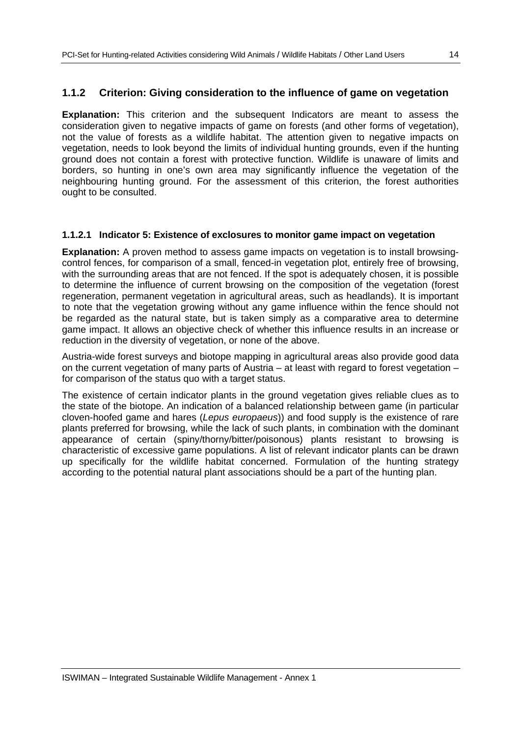### 1.1.2 Criterion: Giving consideration to the influence of game on vegetation

**Explanation:** This criterion and the subsequent Indicators are meant to assess the consideration given to negative impacts of game on forests (and other forms of vegetation), not the value of forests as a wildlife habitat. The attention given to negative impacts on vegetation, needs to look beyond the limits of individual hunting grounds, even if the hunting ground does not contain a forest with protective function. Wildlife is unaware of limits and borders, so hunting in one's own area may significantly influence the vegetation of the neighbouring hunting ground. For the assessment of this criterion, the forest authorities ought to be consulted.

#### 1.1.2.1 Indicator 5: Existence of exclosures to monitor game impact on vegetation

**Explanation:** A proven method to assess game impacts on vegetation is to install browsing-control fences, for comparison of a small, fenced-in vegetation plot, entirely free of browsing, with the surrounding areas that are not fenced. If the spot is adequately chosen, it is possible to determine the influence of current browsing on the composition of the vegetation (forest regeneration, permanent vegetation in agricultural areas, such as headlands). It is important to note that the vegetation growing without any game influence within the fence should not be regarded as the natural state, but is taken simply as a comparative area to determine game impact. It allows an objective check of whether this influence results in an increase or reduction in the diversity of vegetation, or none of the above.

Austria-wide forest surveys and biotope mapping in agricultural areas also provide good data on the current vegetation of many parts of Austria – at least with regard to forest vegetation – for comparison of the status quo with a target status.

The existence of certain indicator plants in the ground vegetation gives reliable clues as to the state of the biotope. An indication of a balanced relationship between game (in particular cloven-hoofed game and hares (*Lepus europaeus*)) and food supply is the existence of rare plants preferred for browsing, while the lack of such plants, in combination with the dominant appearance of certain (spiny/thorny/bitter/poisonous) plants resistant to browsing is characteristic of excessive game populations. A list of relevant indicator plants can be drawn up specifically for the wildlife habitat concerned. Formulation of the hunting strategy according to the potential natural plant associations should be a part of the hunting plan.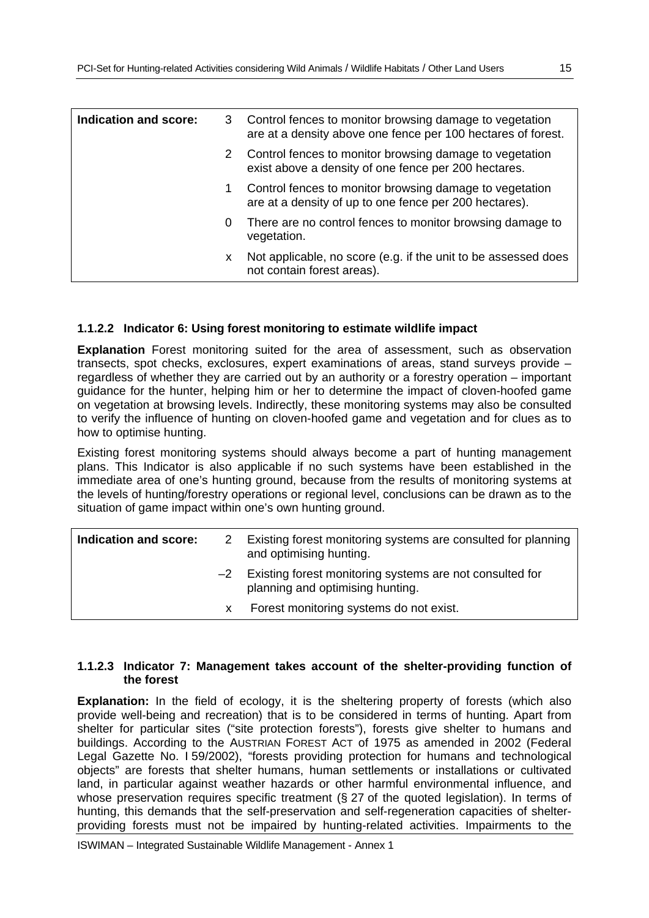| Indication and score: | | |
|---|---|---|
| | 3 | Control fences to monitor browsing damage to vegetation are at a density above one fence per 100 hectares of forest. |
| | 2 | Control fences to monitor browsing damage to vegetation exist above a density of one fence per 200 hectares. |
| | 1 | Control fences to monitor browsing damage to vegetation are at a density of up to one fence per 200 hectares). |
| | 0 | There are no control fences to monitor browsing damage to vegetation. |
| | x | Not applicable, no score (e.g. if the unit to be assessed does not contain forest areas). |

#### 1.1.2.2 Indicator 6: Using forest monitoring to estimate wildlife impact

**Explanation** Forest monitoring suited for the area of assessment, such as observation transects, spot checks, exclosures, expert examinations of areas, stand surveys provide – regardless of whether they are carried out by an authority or a forestry operation – important guidance for the hunter, helping him or her to determine the impact of cloven-hoofed game on vegetation at browsing levels. Indirectly, these monitoring systems may also be consulted to verify the influence of hunting on cloven-hoofed game and vegetation and for clues as to how to optimise hunting.

Existing forest monitoring systems should always become a part of hunting management plans. This Indicator is also applicable if no such systems have been established in the immediate area of one's hunting ground, because from the results of monitoring systems at the levels of hunting/forestry operations or regional level, conclusions can be drawn as to the situation of game impact within one's own hunting ground.

| Indication and score: | | |
|---|---|---|
| | 2 | Existing forest monitoring systems are consulted for planning and optimising hunting. |
| | –2 | Existing forest monitoring systems are not consulted for planning and optimising hunting. |
| | x | Forest monitoring systems do not exist. |

#### 1.1.2.3 Indicator 7: Management takes account of the shelter-providing function of the forest

**Explanation:** In the field of ecology, it is the sheltering property of forests (which also provide well-being and recreation) that is to be considered in terms of hunting. Apart from shelter for particular sites ("site protection forests"), forests give shelter to humans and buildings. According to the AUSTRIAN FOREST ACT of 1975 as amended in 2002 (Federal Legal Gazette No. I 59/2002), "forests providing protection for humans and technological objects" are forests that shelter humans, human settlements or installations or cultivated land, in particular against weather hazards or other harmful environmental influence, and whose preservation requires specific treatment (§ 27 of the quoted legislation). In terms of hunting, this demands that the self-preservation and self-regeneration capacities of shelter-providing forests must not be impaired by hunting-related activities. Impairments to the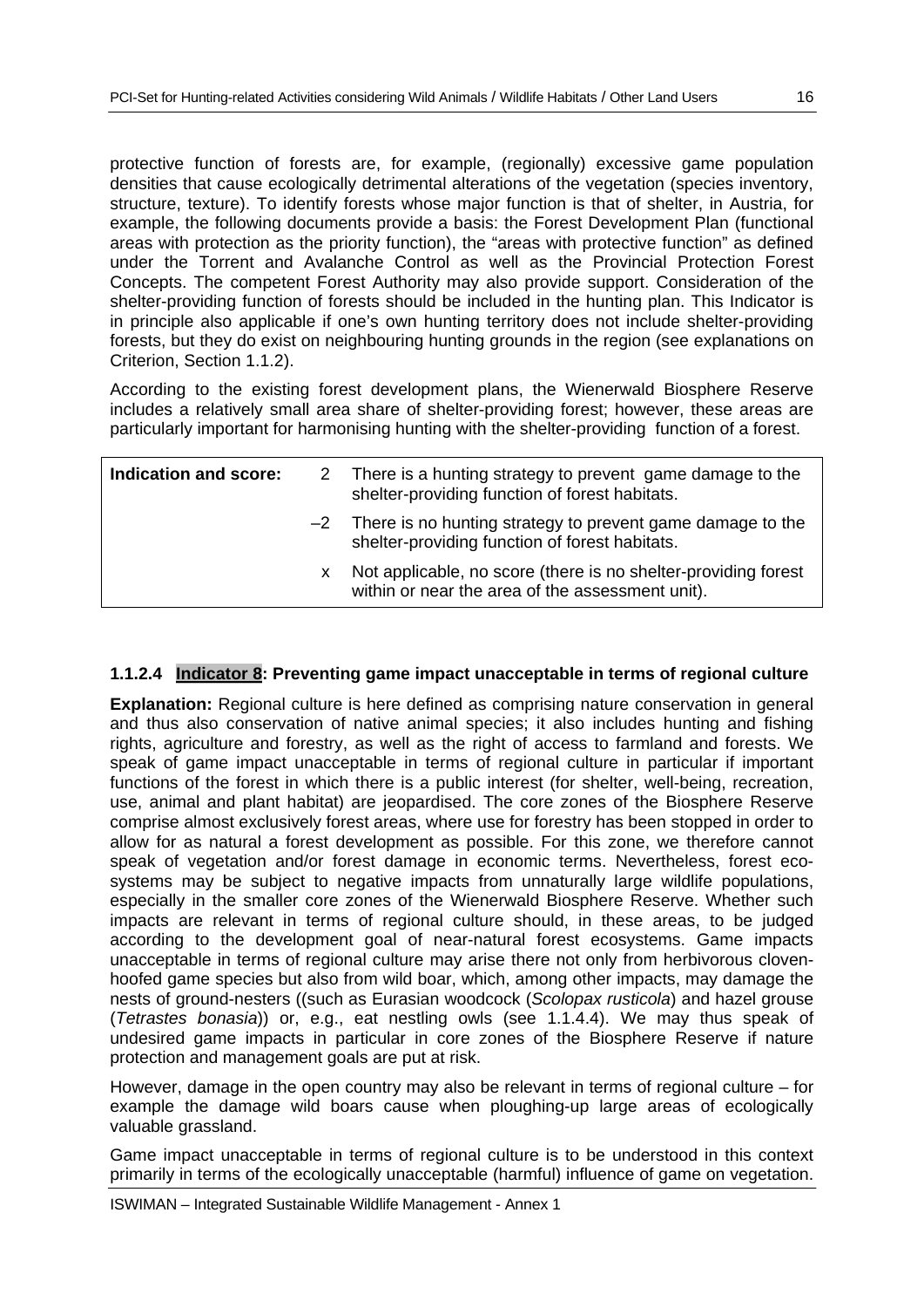protective function of forests are, for example, (regionally) excessive game population densities that cause ecologically detrimental alterations of the vegetation (species inventory, structure, texture). To identify forests whose major function is that of shelter, in Austria, for example, the following documents provide a basis: the Forest Development Plan (functional areas with protection as the priority function), the "areas with protective function" as defined under the Torrent and Avalanche Control as well as the Provincial Protection Forest Concepts. The competent Forest Authority may also provide support. Consideration of the shelter-providing function of forests should be included in the hunting plan. This Indicator is in principle also applicable if one's own hunting territory does not include shelter-providing forests, but they do exist on neighbouring hunting grounds in the region (see explanations on Criterion, Section 1.1.2).

According to the existing forest development plans, the Wienerwald Biosphere Reserve includes a relatively small area share of shelter-providing forest; however, these areas are particularly important for harmonising hunting with the shelter-providing function of a forest.

| **Indication and score:** | 2 | There is a hunting strategy to prevent game damage to the shelter-providing function of forest habitats. |
|---|---|---|
| | –2 | There is no hunting strategy to prevent game damage to the shelter-providing function of forest habitats. |
| | x | Not applicable, no score (there is no shelter-providing forest within or near the area of the assessment unit). |

### 1.1.2.4 Indicator 8: Preventing game impact unacceptable in terms of regional culture

**Explanation:** Regional culture is here defined as comprising nature conservation in general and thus also conservation of native animal species; it also includes hunting and fishing rights, agriculture and forestry, as well as the right of access to farmland and forests. We speak of game impact unacceptable in terms of regional culture in particular if important functions of the forest in which there is a public interest (for shelter, well-being, recreation, use, animal and plant habitat) are jeopardised. The core zones of the Biosphere Reserve comprise almost exclusively forest areas, where use for forestry has been stopped in order to allow for as natural a forest development as possible. For this zone, we therefore cannot speak of vegetation and/or forest damage in economic terms. Nevertheless, forest ecosystems may be subject to negative impacts from unnaturally large wildlife populations, especially in the smaller core zones of the Wienerwald Biosphere Reserve. Whether such impacts are relevant in terms of regional culture should, in these areas, to be judged according to the development goal of near-natural forest ecosystems. Game impacts unacceptable in terms of regional culture may arise there not only from herbivorous cloven-hoofed game species but also from wild boar, which, among other impacts, may damage the nests of ground-nesters ((such as Eurasian woodcock (*Scolopax rusticola*) and hazel grouse (*Tetrastes bonasia*)) or, e.g., eat nestling owls (see 1.1.4.4). We may thus speak of undesired game impacts in particular in core zones of the Biosphere Reserve if nature protection and management goals are put at risk.

However, damage in the open country may also be relevant in terms of regional culture – for example the damage wild boars cause when ploughing-up large areas of ecologically valuable grassland.

Game impact unacceptable in terms of regional culture is to be understood in this context primarily in terms of the ecologically unacceptable (harmful) influence of game on vegetation.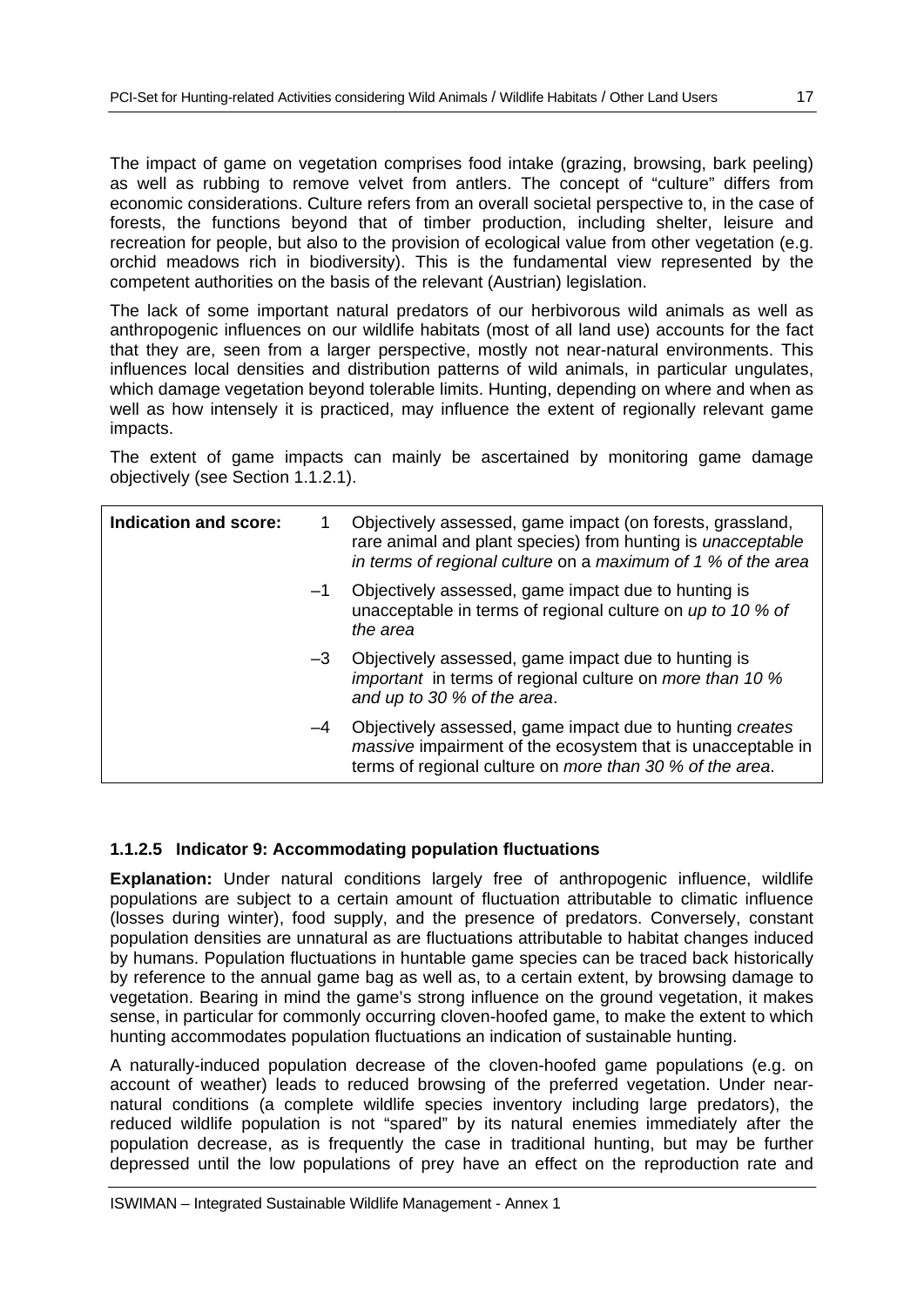The impact of game on vegetation comprises food intake (grazing, browsing, bark peeling) as well as rubbing to remove velvet from antlers. The concept of "culture" differs from economic considerations. Culture refers from an overall societal perspective to, in the case of forests, the functions beyond that of timber production, including shelter, leisure and recreation for people, but also to the provision of ecological value from other vegetation (e.g. orchid meadows rich in biodiversity). This is the fundamental view represented by the competent authorities on the basis of the relevant (Austrian) legislation.

The lack of some important natural predators of our herbivorous wild animals as well as anthropogenic influences on our wildlife habitats (most of all land use) accounts for the fact that they are, seen from a larger perspective, mostly not near-natural environments. This influences local densities and distribution patterns of wild animals, in particular ungulates, which damage vegetation beyond tolerable limits. Hunting, depending on where and when as well as how intensely it is practiced, may influence the extent of regionally relevant game impacts.

The extent of game impacts can mainly be ascertained by monitoring game damage objectively (see Section 1.1.2.1).

| **Indication and score:** | | |
|---|---|---|
| | 1 | Objectively assessed, game impact (on forests, grassland, rare animal and plant species) from hunting is *unacceptable in terms of regional culture* on a *maximum of 1 % of the area* |
| | –1 | Objectively assessed, game impact due to hunting is unacceptable in terms of regional culture on *up to 10 % of the area* |
| | –3 | Objectively assessed, game impact due to hunting is *important* in terms of regional culture on *more than 10 % and up to 30 % of the area*. |
| | –4 | Objectively assessed, game impact due to hunting *creates massive* impairment of the ecosystem that is unacceptable in terms of regional culture on *more than 30 % of the area*. |

### 1.1.2.5 Indicator 9: Accommodating population fluctuations

**Explanation:** Under natural conditions largely free of anthropogenic influence, wildlife populations are subject to a certain amount of fluctuation attributable to climatic influence (losses during winter), food supply, and the presence of predators. Conversely, constant population densities are unnatural as are fluctuations attributable to habitat changes induced by humans. Population fluctuations in huntable game species can be traced back historically by reference to the annual game bag as well as, to a certain extent, by browsing damage to vegetation. Bearing in mind the game's strong influence on the ground vegetation, it makes sense, in particular for commonly occurring cloven-hoofed game, to make the extent to which hunting accommodates population fluctuations an indication of sustainable hunting.

A naturally-induced population decrease of the cloven-hoofed game populations (e.g. on account of weather) leads to reduced browsing of the preferred vegetation. Under near-natural conditions (a complete wildlife species inventory including large predators), the reduced wildlife population is not "spared" by its natural enemies immediately after the population decrease, as is frequently the case in traditional hunting, but may be further depressed until the low populations of prey have an effect on the reproduction rate and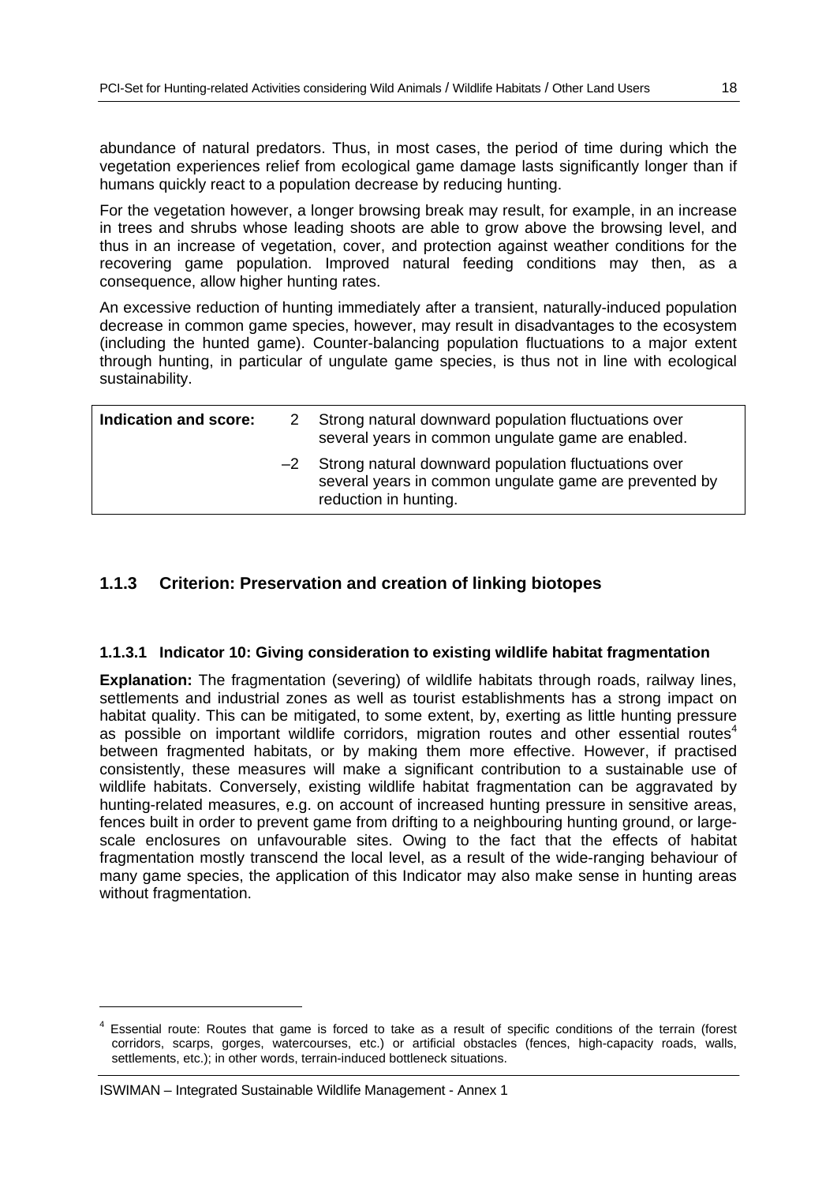abundance of natural predators. Thus, in most cases, the period of time during which the vegetation experiences relief from ecological game damage lasts significantly longer than if humans quickly react to a population decrease by reducing hunting.

For the vegetation however, a longer browsing break may result, for example, in an increase in trees and shrubs whose leading shoots are able to grow above the browsing level, and thus in an increase of vegetation, cover, and protection against weather conditions for the recovering game population. Improved natural feeding conditions may then, as a consequence, allow higher hunting rates.

An excessive reduction of hunting immediately after a transient, naturally-induced population decrease in common game species, however, may result in disadvantages to the ecosystem (including the hunted game). Counter-balancing population fluctuations to a major extent through hunting, in particular of ungulate game species, is thus not in line with ecological sustainability.

| **Indication and score:** | 2 | Strong natural downward population fluctuations over several years in common ungulate game are enabled. |
|---|---|---|
| | –2 | Strong natural downward population fluctuations over several years in common ungulate game are prevented by reduction in hunting. |

### 1.1.3 Criterion: Preservation and creation of linking biotopes

#### 1.1.3.1 Indicator 10: Giving consideration to existing wildlife habitat fragmentation

**Explanation:** The fragmentation (severing) of wildlife habitats through roads, railway lines, settlements and industrial zones as well as tourist establishments has a strong impact on habitat quality. This can be mitigated, to some extent, by, exerting as little hunting pressure as possible on important wildlife corridors, migration routes and other essential routes[4] between fragmented habitats, or by making them more effective. However, if practised consistently, these measures will make a significant contribution to a sustainable use of wildlife habitats. Conversely, existing wildlife habitat fragmentation can be aggravated by hunting-related measures, e.g. on account of increased hunting pressure in sensitive areas, fences built in order to prevent game from drifting to a neighbouring hunting ground, or large-scale enclosures on unfavourable sites. Owing to the fact that the effects of habitat fragmentation mostly transcend the local level, as a result of the wide-ranging behaviour of many game species, the application of this Indicator may also make sense in hunting areas without fragmentation.

[4] Essential route: Routes that game is forced to take as a result of specific conditions of the terrain (forest corridors, scarps, gorges, watercourses, etc.) or artificial obstacles (fences, high-capacity roads, walls, settlements, etc.); in other words, terrain-induced bottleneck situations.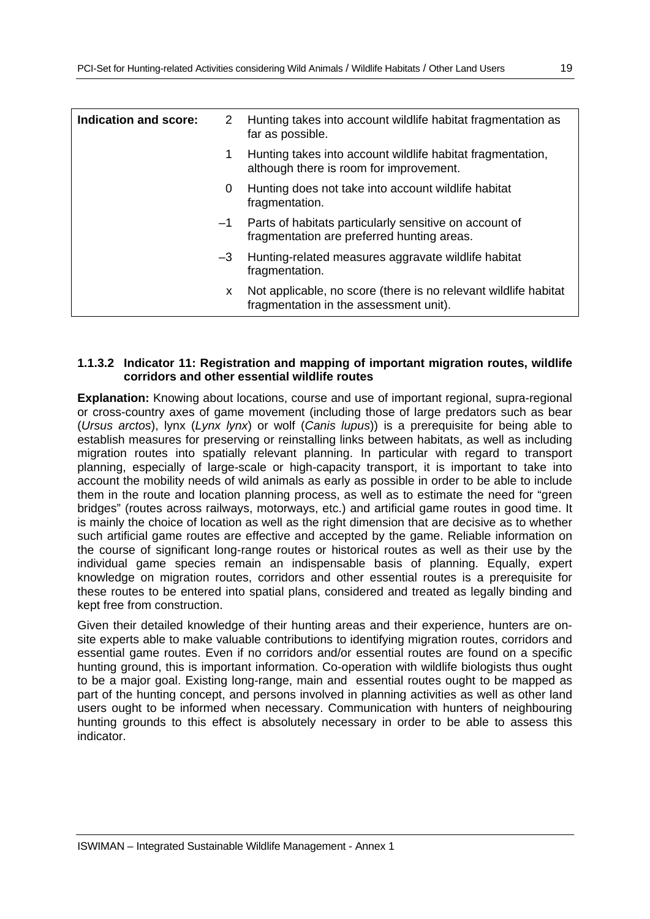| Indication and score: | | |
|---|---|---|
| | 2 | Hunting takes into account wildlife habitat fragmentation as far as possible. |
| | 1 | Hunting takes into account wildlife habitat fragmentation, although there is room for improvement. |
| | 0 | Hunting does not take into account wildlife habitat fragmentation. |
| | –1 | Parts of habitats particularly sensitive on account of fragmentation are preferred hunting areas. |
| | –3 | Hunting-related measures aggravate wildlife habitat fragmentation. |
| | x | Not applicable, no score (there is no relevant wildlife habitat fragmentation in the assessment unit). |

#### 1.1.3.2 Indicator 11: Registration and mapping of important migration routes, wildlife corridors and other essential wildlife routes

**Explanation:** Knowing about locations, course and use of important regional, supra-regional or cross-country axes of game movement (including those of large predators such as bear (*Ursus arctos*), lynx (*Lynx lynx*) or wolf (*Canis lupus*)) is a prerequisite for being able to establish measures for preserving or reinstalling links between habitats, as well as including migration routes into spatially relevant planning. In particular with regard to transport planning, especially of large-scale or high-capacity transport, it is important to take into account the mobility needs of wild animals as early as possible in order to be able to include them in the route and location planning process, as well as to estimate the need for "green bridges" (routes across railways, motorways, etc.) and artificial game routes in good time. It is mainly the choice of location as well as the right dimension that are decisive as to whether such artificial game routes are effective and accepted by the game. Reliable information on the course of significant long-range routes or historical routes as well as their use by the individual game species remain an indispensable basis of planning. Equally, expert knowledge on migration routes, corridors and other essential routes is a prerequisite for these routes to be entered into spatial plans, considered and treated as legally binding and kept free from construction.

Given their detailed knowledge of their hunting areas and their experience, hunters are on-site experts able to make valuable contributions to identifying migration routes, corridors and essential game routes. Even if no corridors and/or essential routes are found on a specific hunting ground, this is important information. Co-operation with wildlife biologists thus ought to be a major goal. Existing long-range, main and essential routes ought to be mapped as part of the hunting concept, and persons involved in planning activities as well as other land users ought to be informed when necessary. Communication with hunters of neighbouring hunting grounds to this effect is absolutely necessary in order to be able to assess this indicator.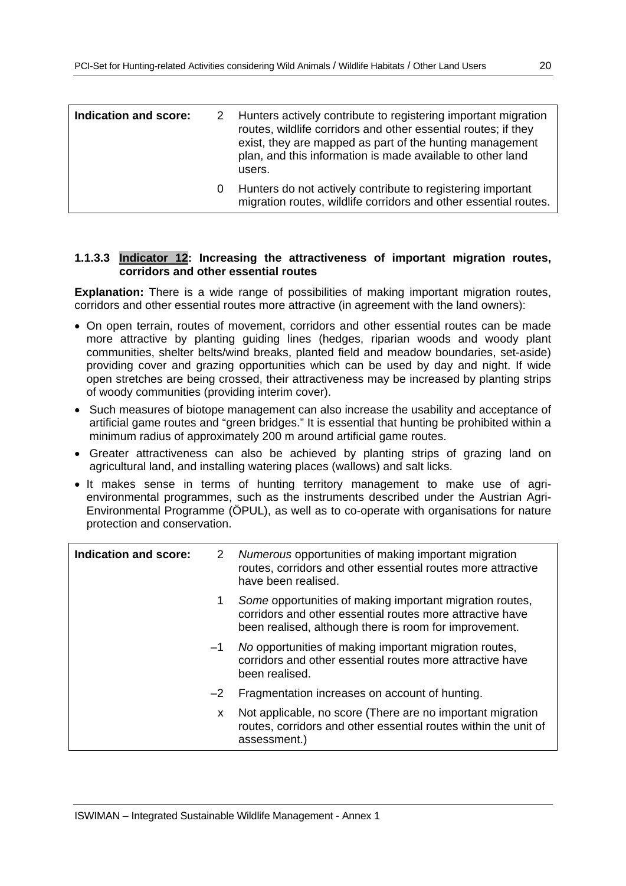| Indication and score: | | |
|---|---|---|
| | 2 | Hunters actively contribute to registering important migration routes, wildlife corridors and other essential routes; if they exist, they are mapped as part of the hunting management plan, and this information is made available to other land users. |
| | 0 | Hunters do not actively contribute to registering important migration routes, wildlife corridors and other essential routes. |

#### 1.1.3.3 Indicator 12: Increasing the attractiveness of important migration routes, corridors and other essential routes

**Explanation:** There is a wide range of possibilities of making important migration routes, corridors and other essential routes more attractive (in agreement with the land owners):

- On open terrain, routes of movement, corridors and other essential routes can be made more attractive by planting guiding lines (hedges, riparian woods and woody plant communities, shelter belts/wind breaks, planted field and meadow boundaries, set-aside) providing cover and grazing opportunities which can be used by day and night. If wide open stretches are being crossed, their attractiveness may be increased by planting strips of woody communities (providing interim cover).
- Such measures of biotope management can also increase the usability and acceptance of artificial game routes and "green bridges." It is essential that hunting be prohibited within a minimum radius of approximately 200 m around artificial game routes.
- Greater attractiveness can also be achieved by planting strips of grazing land on agricultural land, and installing watering places (wallows) and salt licks.
- It makes sense in terms of hunting territory management to make use of agri-environmental programmes, such as the instruments described under the Austrian Agri-Environmental Programme (ÖPUL), as well as to co-operate with organisations for nature protection and conservation.

| Indication and score: | | |
|---|---|---|
| | 2 | *Numerous* opportunities of making important migration routes, corridors and other essential routes more attractive have been realised. |
| | 1 | *Some* opportunities of making important migration routes, corridors and other essential routes more attractive have been realised, although there is room for improvement. |
| | –1 | *No* opportunities of making important migration routes, corridors and other essential routes more attractive have been realised. |
| | –2 | Fragmentation increases on account of hunting. |
| | x | Not applicable, no score (There are no important migration routes, corridors and other essential routes within the unit of assessment.) |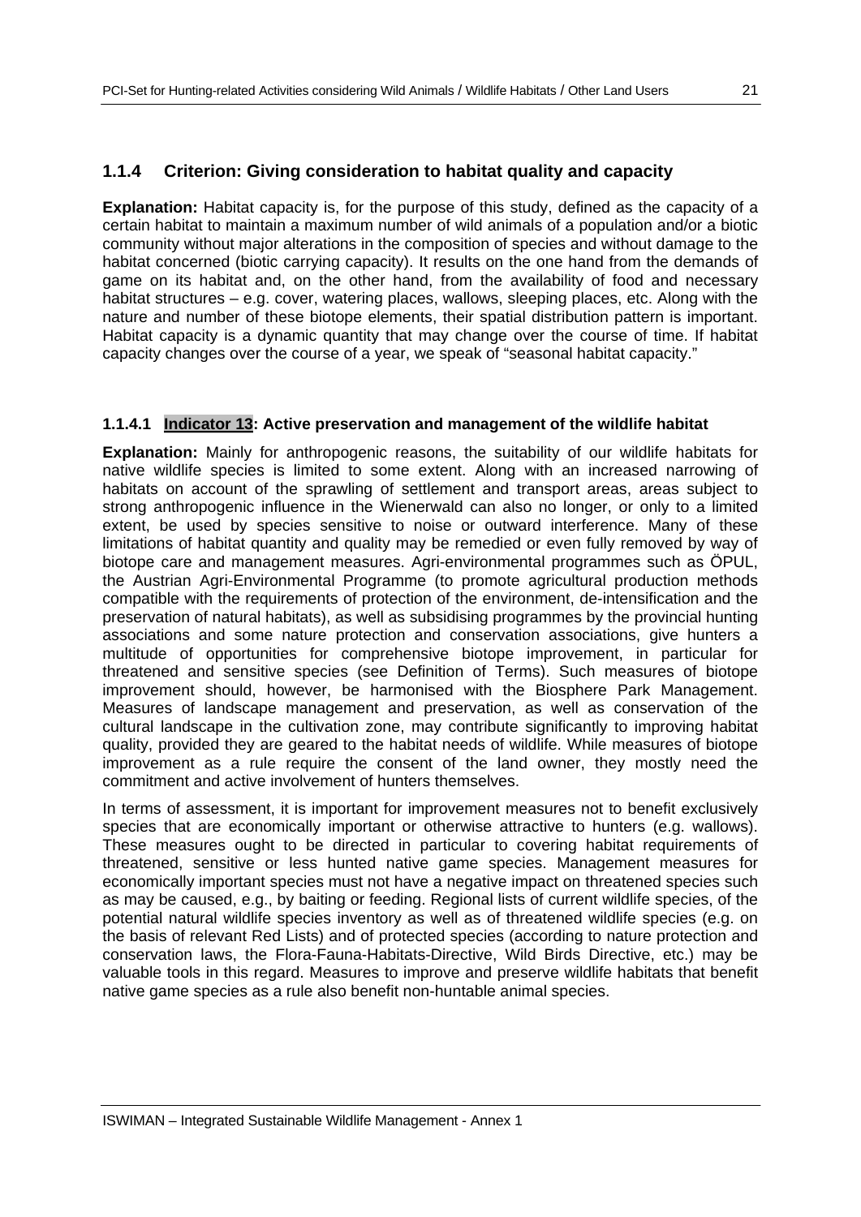### 1.1.4 Criterion: Giving consideration to habitat quality and capacity

**Explanation:** Habitat capacity is, for the purpose of this study, defined as the capacity of a certain habitat to maintain a maximum number of wild animals of a population and/or a biotic community without major alterations in the composition of species and without damage to the habitat concerned (biotic carrying capacity). It results on the one hand from the demands of game on its habitat and, on the other hand, from the availability of food and necessary habitat structures – e.g. cover, watering places, wallows, sleeping places, etc. Along with the nature and number of these biotope elements, their spatial distribution pattern is important. Habitat capacity is a dynamic quantity that may change over the course of time. If habitat capacity changes over the course of a year, we speak of "seasonal habitat capacity."

#### 1.1.4.1 Indicator 13: Active preservation and management of the wildlife habitat

**Explanation:** Mainly for anthropogenic reasons, the suitability of our wildlife habitats for native wildlife species is limited to some extent. Along with an increased narrowing of habitats on account of the sprawling of settlement and transport areas, areas subject to strong anthropogenic influence in the Wienerwald can also no longer, or only to a limited extent, be used by species sensitive to noise or outward interference. Many of these limitations of habitat quantity and quality may be remedied or even fully removed by way of biotope care and management measures. Agri-environmental programmes such as ÖPUL, the Austrian Agri-Environmental Programme (to promote agricultural production methods compatible with the requirements of protection of the environment, de-intensification and the preservation of natural habitats), as well as subsidising programmes by the provincial hunting associations and some nature protection and conservation associations, give hunters a multitude of opportunities for comprehensive biotope improvement, in particular for threatened and sensitive species (see Definition of Terms). Such measures of biotope improvement should, however, be harmonised with the Biosphere Park Management. Measures of landscape management and preservation, as well as conservation of the cultural landscape in the cultivation zone, may contribute significantly to improving habitat quality, provided they are geared to the habitat needs of wildlife. While measures of biotope improvement as a rule require the consent of the land owner, they mostly need the commitment and active involvement of hunters themselves.

In terms of assessment, it is important for improvement measures not to benefit exclusively species that are economically important or otherwise attractive to hunters (e.g. wallows). These measures ought to be directed in particular to covering habitat requirements of threatened, sensitive or less hunted native game species. Management measures for economically important species must not have a negative impact on threatened species such as may be caused, e.g., by baiting or feeding. Regional lists of current wildlife species, of the potential natural wildlife species inventory as well as of threatened wildlife species (e.g. on the basis of relevant Red Lists) and of protected species (according to nature protection and conservation laws, the Flora-Fauna-Habitats-Directive, Wild Birds Directive, etc.) may be valuable tools in this regard. Measures to improve and preserve wildlife habitats that benefit native game species as a rule also benefit non-huntable animal species.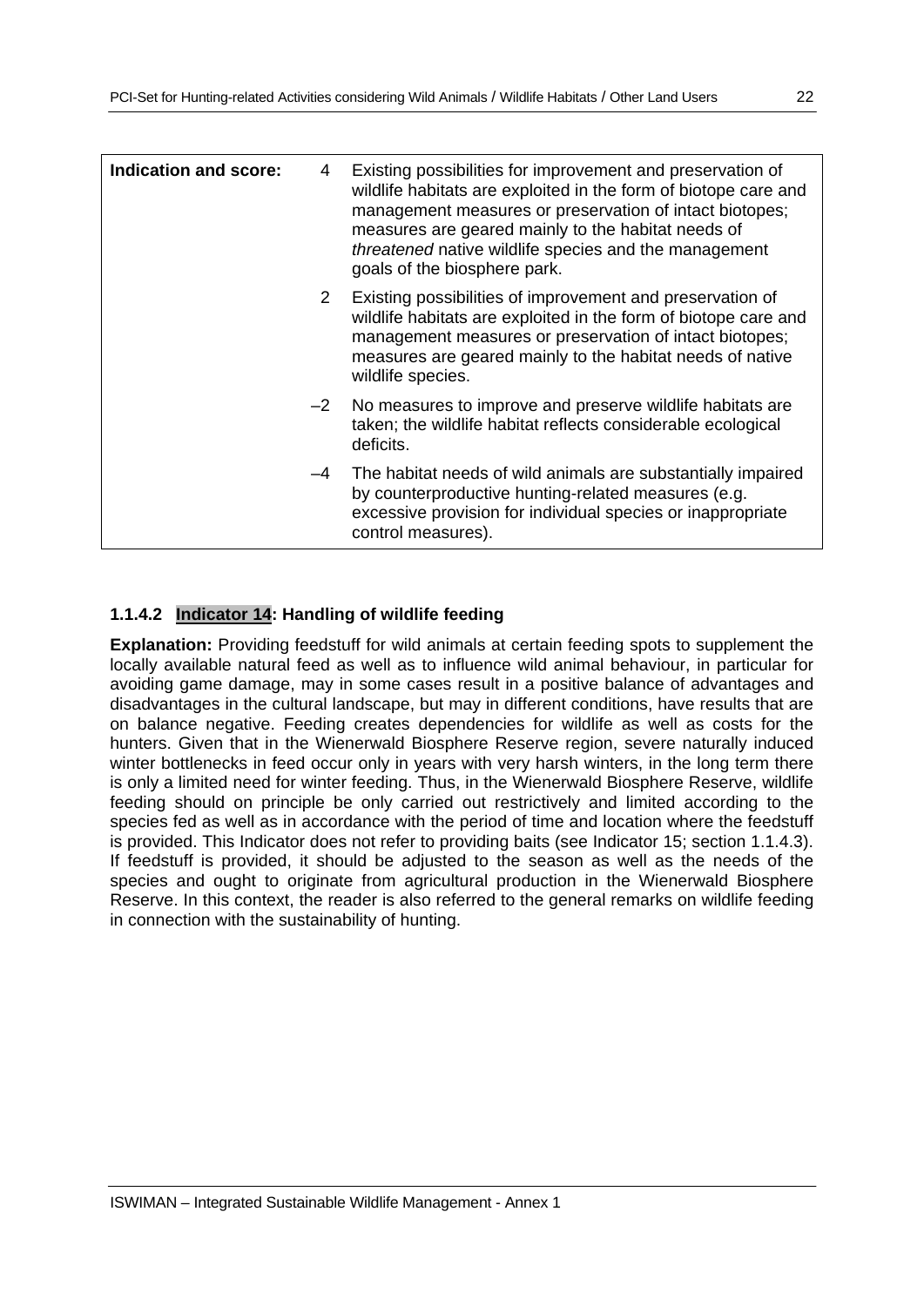| Indication and score: | Score | Description |
|---|---|---|
| | 4 | Existing possibilities for improvement and preservation of wildlife habitats are exploited in the form of biotope care and management measures or preservation of intact biotopes; measures are geared mainly to the habitat needs of *threatened* native wildlife species and the management goals of the biosphere park. |
| | 2 | Existing possibilities of improvement and preservation of wildlife habitats are exploited in the form of biotope care and management measures or preservation of intact biotopes; measures are geared mainly to the habitat needs of native wildlife species. |
| | –2 | No measures to improve and preserve wildlife habitats are taken; the wildlife habitat reflects considerable ecological deficits. |
| | –4 | The habitat needs of wild animals are substantially impaired by counterproductive hunting-related measures (e.g. excessive provision for individual species or inappropriate control measures). |

### 1.1.4.2 Indicator 14: Handling of wildlife feeding

**Explanation:** Providing feedstuff for wild animals at certain feeding spots to supplement the locally available natural feed as well as to influence wild animal behaviour, in particular for avoiding game damage, may in some cases result in a positive balance of advantages and disadvantages in the cultural landscape, but may in different conditions, have results that are on balance negative. Feeding creates dependencies for wildlife as well as costs for the hunters. Given that in the Wienerwald Biosphere Reserve region, severe naturally induced winter bottlenecks in feed occur only in years with very harsh winters, in the long term there is only a limited need for winter feeding. Thus, in the Wienerwald Biosphere Reserve, wildlife feeding should on principle be only carried out restrictively and limited according to the species fed as well as in accordance with the period of time and location where the feedstuff is provided. This Indicator does not refer to providing baits (see Indicator 15; section 1.1.4.3). If feedstuff is provided, it should be adjusted to the season as well as the needs of the species and ought to originate from agricultural production in the Wienerwald Biosphere Reserve. In this context, the reader is also referred to the general remarks on wildlife feeding in connection with the sustainability of hunting.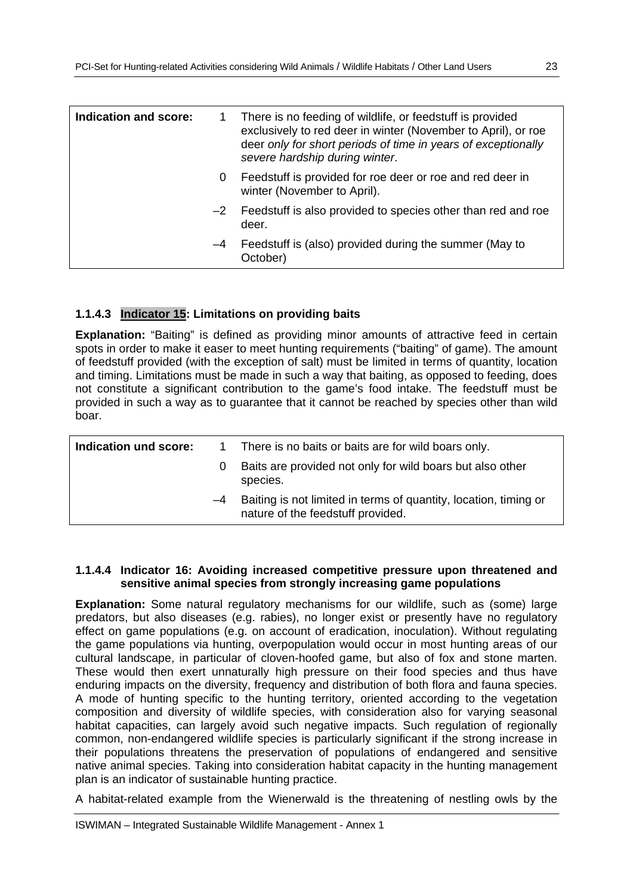| Indication and score: | | |
|---|---|---|
| | 1 | There is no feeding of wildlife, or feedstuff is provided exclusively to red deer in winter (November to April), or roe deer *only for short periods of time in years of exceptionally severe hardship during winter*. |
| | 0 | Feedstuff is provided for roe deer or roe and red deer in winter (November to April). |
| | –2 | Feedstuff is also provided to species other than red and roe deer. |
| | –4 | Feedstuff is (also) provided during the summer (May to October) |

#### 1.1.4.3 Indicator 15: Limitations on providing baits

**Explanation:** "Baiting" is defined as providing minor amounts of attractive feed in certain spots in order to make it easer to meet hunting requirements ("baiting" of game). The amount of feedstuff provided (with the exception of salt) must be limited in terms of quantity, location and timing. Limitations must be made in such a way that baiting, as opposed to feeding, does not constitute a significant contribution to the game's food intake. The feedstuff must be provided in such a way as to guarantee that it cannot be reached by species other than wild boar.

| Indication und score: | | |
|---|---|---|
| | 1 | There is no baits or baits are for wild boars only. |
| | 0 | Baits are provided not only for wild boars but also other species. |
| | –4 | Baiting is not limited in terms of quantity, location, timing or nature of the feedstuff provided. |

#### 1.1.4.4 Indicator 16: Avoiding increased competitive pressure upon threatened and sensitive animal species from strongly increasing game populations

**Explanation:** Some natural regulatory mechanisms for our wildlife, such as (some) large predators, but also diseases (e.g. rabies), no longer exist or presently have no regulatory effect on game populations (e.g. on account of eradication, inoculation). Without regulating the game populations via hunting, overpopulation would occur in most hunting areas of our cultural landscape, in particular of cloven-hoofed game, but also of fox and stone marten. These would then exert unnaturally high pressure on their food species and thus have enduring impacts on the diversity, frequency and distribution of both flora and fauna species. A mode of hunting specific to the hunting territory, oriented according to the vegetation composition and diversity of wildlife species, with consideration also for varying seasonal habitat capacities, can largely avoid such negative impacts. Such regulation of regionally common, non-endangered wildlife species is particularly significant if the strong increase in their populations threatens the preservation of populations of endangered and sensitive native animal species. Taking into consideration habitat capacity in the hunting management plan is an indicator of sustainable hunting practice.

A habitat-related example from the Wienerwald is the threatening of nestling owls by the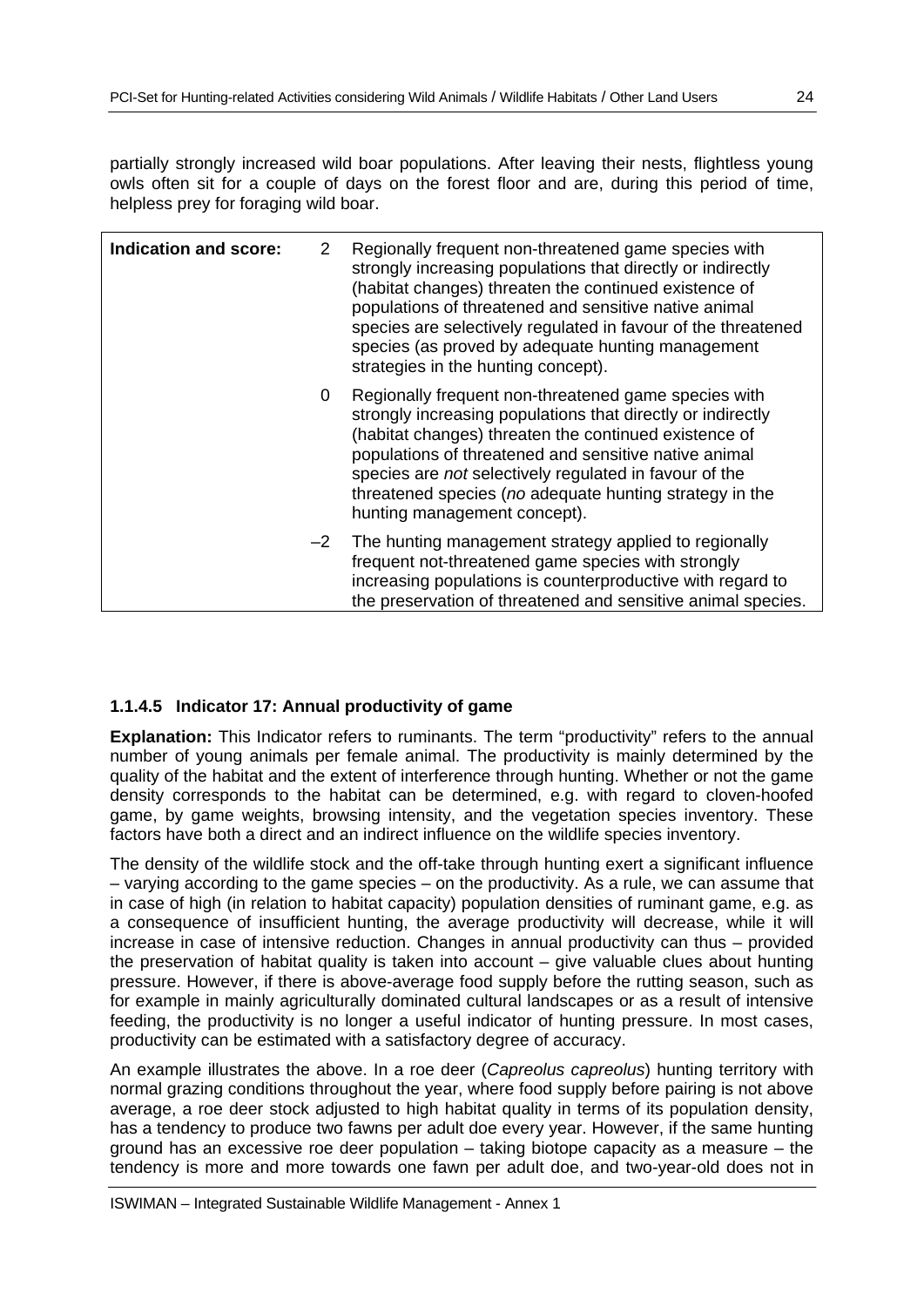partially strongly increased wild boar populations. After leaving their nests, flightless young owls often sit for a couple of days on the forest floor and are, during this period of time, helpless prey for foraging wild boar.

| Indication and score: | | |
|---|---|---|
| | 2 | Regionally frequent non-threatened game species with strongly increasing populations that directly or indirectly (habitat changes) threaten the continued existence of populations of threatened and sensitive native animal species are selectively regulated in favour of the threatened species (as proved by adequate hunting management strategies in the hunting concept). |
| | 0 | Regionally frequent non-threatened game species with strongly increasing populations that directly or indirectly (habitat changes) threaten the continued existence of populations of threatened and sensitive native animal species are *not* selectively regulated in favour of the threatened species (*no* adequate hunting strategy in the hunting management concept). |
| | –2 | The hunting management strategy applied to regionally frequent not-threatened game species with strongly increasing populations is counterproductive with regard to the preservation of threatened and sensitive animal species. |

#### 1.1.4.5 Indicator 17: Annual productivity of game

**Explanation:** This Indicator refers to ruminants. The term "productivity" refers to the annual number of young animals per female animal. The productivity is mainly determined by the quality of the habitat and the extent of interference through hunting. Whether or not the game density corresponds to the habitat can be determined, e.g. with regard to cloven-hoofed game, by game weights, browsing intensity, and the vegetation species inventory. These factors have both a direct and an indirect influence on the wildlife species inventory.

The density of the wildlife stock and the off-take through hunting exert a significant influence – varying according to the game species – on the productivity. As a rule, we can assume that in case of high (in relation to habitat capacity) population densities of ruminant game, e.g. as a consequence of insufficient hunting, the average productivity will decrease, while it will increase in case of intensive reduction. Changes in annual productivity can thus – provided the preservation of habitat quality is taken into account – give valuable clues about hunting pressure. However, if there is above-average food supply before the rutting season, such as for example in mainly agriculturally dominated cultural landscapes or as a result of intensive feeding, the productivity is no longer a useful indicator of hunting pressure. In most cases, productivity can be estimated with a satisfactory degree of accuracy.

An example illustrates the above. In a roe deer (*Capreolus capreolus*) hunting territory with normal grazing conditions throughout the year, where food supply before pairing is not above average, a roe deer stock adjusted to high habitat quality in terms of its population density, has a tendency to produce two fawns per adult doe every year. However, if the same hunting ground has an excessive roe deer population – taking biotope capacity as a measure – the tendency is more and more towards one fawn per adult doe, and two-year-old does not in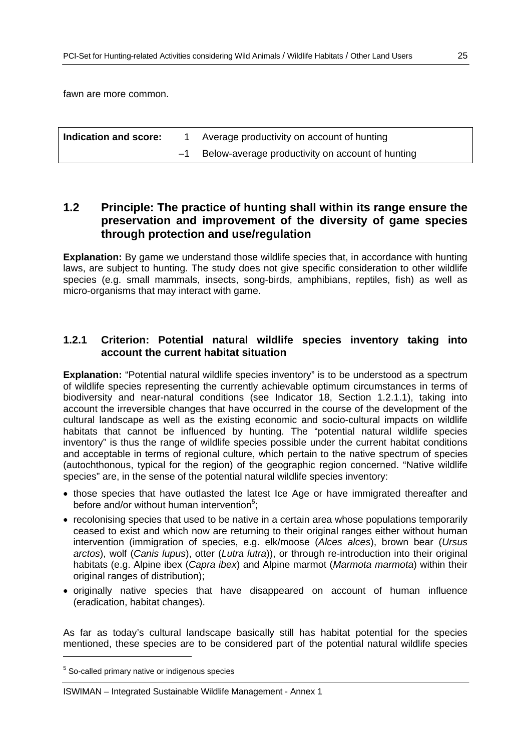fawn are more common.

| **Indication and score:** | 1 | Average productivity on account of hunting |
|---|---|---|
| | –1 | Below-average productivity on account of hunting |

## 1.2 Principle: The practice of hunting shall within its range ensure the preservation and improvement of the diversity of game species through protection and use/regulation

**Explanation:** By game we understand those wildlife species that, in accordance with hunting laws, are subject to hunting. The study does not give specific consideration to other wildlife species (e.g. small mammals, insects, song-birds, amphibians, reptiles, fish) as well as micro-organisms that may interact with game.

### 1.2.1 Criterion: Potential natural wildlife species inventory taking into account the current habitat situation

**Explanation:** "Potential natural wildlife species inventory" is to be understood as a spectrum of wildlife species representing the currently achievable optimum circumstances in terms of biodiversity and near-natural conditions (see Indicator 18, Section 1.2.1.1), taking into account the irreversible changes that have occurred in the course of the development of the cultural landscape as well as the existing economic and socio-cultural impacts on wildlife habitats that cannot be influenced by hunting. The "potential natural wildlife species inventory" is thus the range of wildlife species possible under the current habitat conditions and acceptable in terms of regional culture, which pertain to the native spectrum of species (autochthonous, typical for the region) of the geographic region concerned. "Native wildlife species" are, in the sense of the potential natural wildlife species inventory:

- those species that have outlasted the latest Ice Age or have immigrated thereafter and before and/or without human intervention[5];
- recolonising species that used to be native in a certain area whose populations temporarily ceased to exist and which now are returning to their original ranges either without human intervention (immigration of species, e.g. elk/moose (*Alces alces*), brown bear (*Ursus arctos*), wolf (*Canis lupus*), otter (*Lutra lutra*)), or through re-introduction into their original habitats (e.g. Alpine ibex (*Capra ibex*) and Alpine marmot (*Marmota marmota*) within their original ranges of distribution);
- originally native species that have disappeared on account of human influence (eradication, habitat changes).

As far as today's cultural landscape basically still has habitat potential for the species mentioned, these species are to be considered part of the potential natural wildlife species

[5] So-called primary native or indigenous species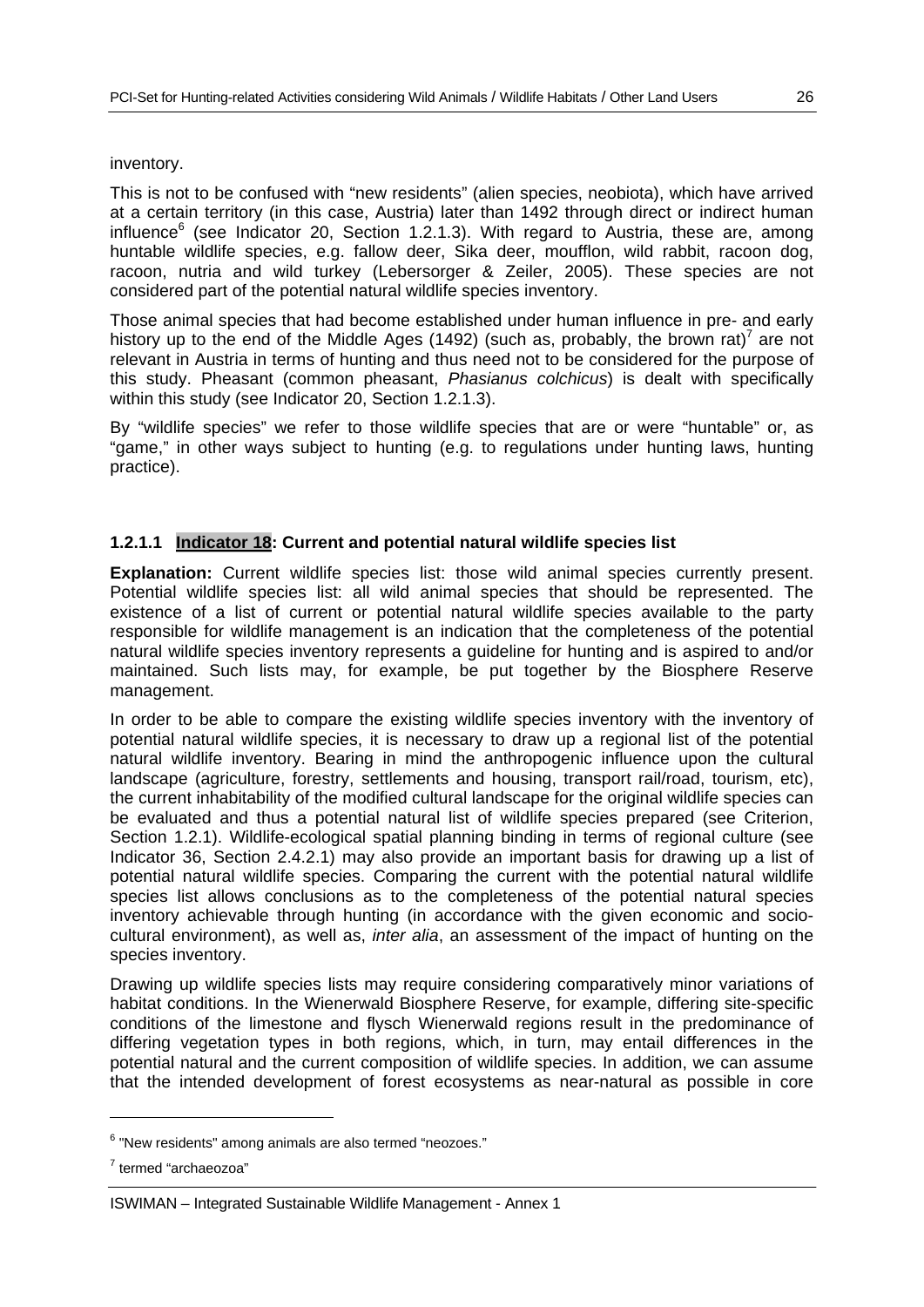inventory.

This is not to be confused with "new residents" (alien species, neobiota), which have arrived at a certain territory (in this case, Austria) later than 1492 through direct or indirect human influence[6] (see Indicator 20, Section 1.2.1.3). With regard to Austria, these are, among huntable wildlife species, e.g. fallow deer, Sika deer, moufflon, wild rabbit, racoon dog, racoon, nutria and wild turkey (Lebersorger & Zeiler, 2005). These species are not considered part of the potential natural wildlife species inventory.

Those animal species that had become established under human influence in pre- and early history up to the end of the Middle Ages (1492) (such as, probably, the brown rat)[7] are not relevant in Austria in terms of hunting and thus need not to be considered for the purpose of this study. Pheasant (common pheasant, *Phasianus colchicus*) is dealt with specifically within this study (see Indicator 20, Section 1.2.1.3).

By "wildlife species" we refer to those wildlife species that are or were "huntable" or, as "game," in other ways subject to hunting (e.g. to regulations under hunting laws, hunting practice).

### 1.2.1.1 Indicator 18: Current and potential natural wildlife species list

**Explanation:** Current wildlife species list: those wild animal species currently present. Potential wildlife species list: all wild animal species that should be represented. The existence of a list of current or potential natural wildlife species available to the party responsible for wildlife management is an indication that the completeness of the potential natural wildlife species inventory represents a guideline for hunting and is aspired to and/or maintained. Such lists may, for example, be put together by the Biosphere Reserve management.

In order to be able to compare the existing wildlife species inventory with the inventory of potential natural wildlife species, it is necessary to draw up a regional list of the potential natural wildlife inventory. Bearing in mind the anthropogenic influence upon the cultural landscape (agriculture, forestry, settlements and housing, transport rail/road, tourism, etc), the current inhabitability of the modified cultural landscape for the original wildlife species can be evaluated and thus a potential natural list of wildlife species prepared (see Criterion, Section 1.2.1). Wildlife-ecological spatial planning binding in terms of regional culture (see Indicator 36, Section 2.4.2.1) may also provide an important basis for drawing up a list of potential natural wildlife species. Comparing the current with the potential natural wildlife species list allows conclusions as to the completeness of the potential natural species inventory achievable through hunting (in accordance with the given economic and socio-cultural environment), as well as, *inter alia*, an assessment of the impact of hunting on the species inventory.

Drawing up wildlife species lists may require considering comparatively minor variations of habitat conditions. In the Wienerwald Biosphere Reserve, for example, differing site-specific conditions of the limestone and flysch Wienerwald regions result in the predominance of differing vegetation types in both regions, which, in turn, may entail differences in the potential natural and the current composition of wildlife species. In addition, we can assume that the intended development of forest ecosystems as near-natural as possible in core

---

[6] "New residents" among animals are also termed "neozoes."

[7] termed "archaeozoa"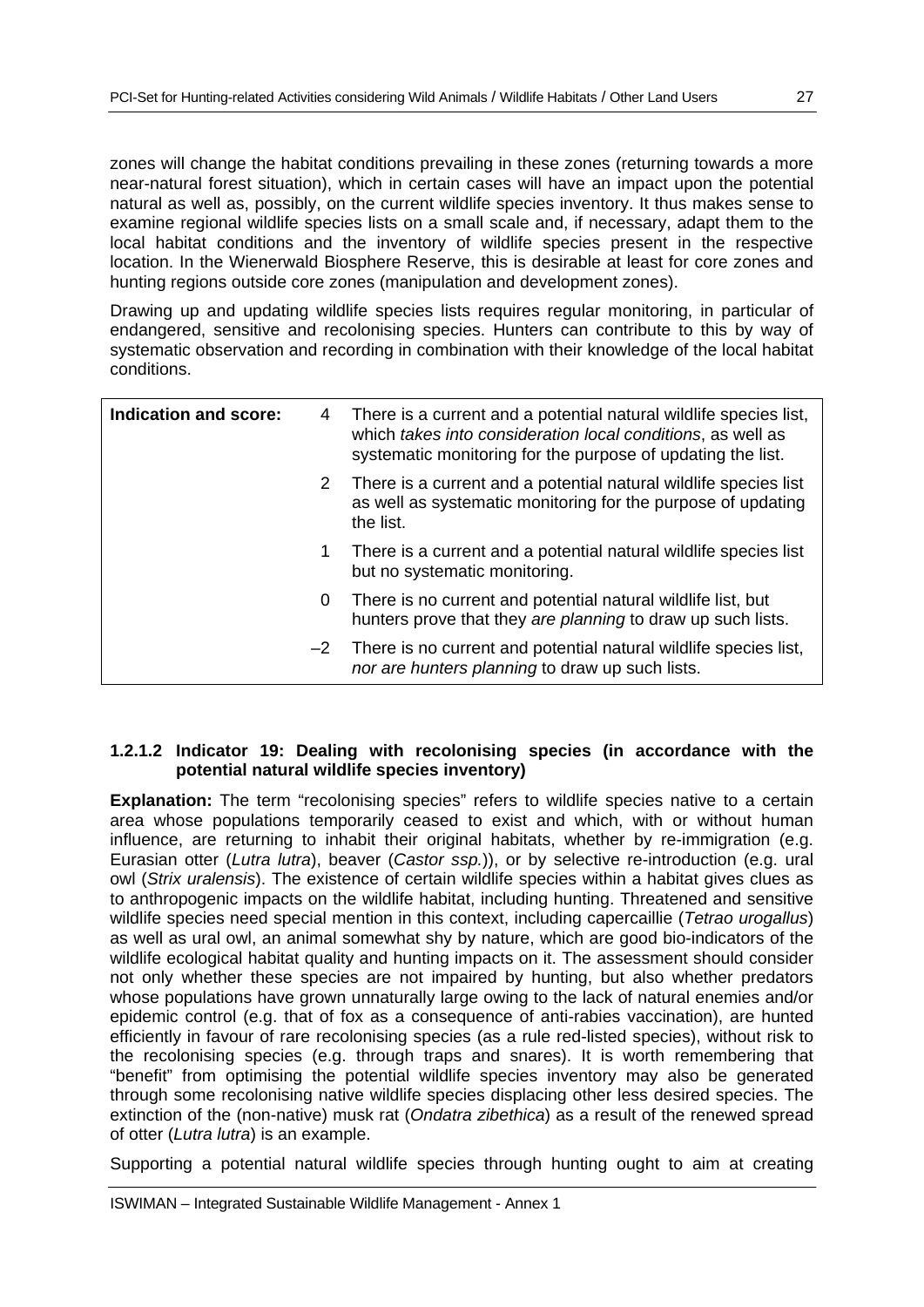zones will change the habitat conditions prevailing in these zones (returning towards a more near-natural forest situation), which in certain cases will have an impact upon the potential natural as well as, possibly, on the current wildlife species inventory. It thus makes sense to examine regional wildlife species lists on a small scale and, if necessary, adapt them to the local habitat conditions and the inventory of wildlife species present in the respective location. In the Wienerwald Biosphere Reserve, this is desirable at least for core zones and hunting regions outside core zones (manipulation and development zones).

Drawing up and updating wildlife species lists requires regular monitoring, in particular of endangered, sensitive and recolonising species. Hunters can contribute to this by way of systematic observation and recording in combination with their knowledge of the local habitat conditions.

| **Indication and score:** | | |
|---|---|---|
| | 4 | There is a current and a potential natural wildlife species list, which *takes into consideration local conditions*, as well as systematic monitoring for the purpose of updating the list. |
| | 2 | There is a current and a potential natural wildlife species list as well as systematic monitoring for the purpose of updating the list. |
| | 1 | There is a current and a potential natural wildlife species list but no systematic monitoring. |
| | 0 | There is no current and potential natural wildlife list, but hunters prove that they *are planning* to draw up such lists. |
| | –2 | There is no current and potential natural wildlife species list, *nor are hunters planning* to draw up such lists. |

#### 1.2.1.2 Indicator 19: Dealing with recolonising species (in accordance with the potential natural wildlife species inventory)

**Explanation:** The term "recolonising species" refers to wildlife species native to a certain area whose populations temporarily ceased to exist and which, with or without human influence, are returning to inhabit their original habitats, whether by re-immigration (e.g. Eurasian otter (*Lutra lutra*), beaver (*Castor ssp.*)), or by selective re-introduction (e.g. ural owl (*Strix uralensis*). The existence of certain wildlife species within a habitat gives clues as to anthropogenic impacts on the wildlife habitat, including hunting. Threatened and sensitive wildlife species need special mention in this context, including capercaillie (*Tetrao urogallus*) as well as ural owl, an animal somewhat shy by nature, which are good bio-indicators of the wildlife ecological habitat quality and hunting impacts on it. The assessment should consider not only whether these species are not impaired by hunting, but also whether predators whose populations have grown unnaturally large owing to the lack of natural enemies and/or epidemic control (e.g. that of fox as a consequence of anti-rabies vaccination), are hunted efficiently in favour of rare recolonising species (as a rule red-listed species), without risk to the recolonising species (e.g. through traps and snares). It is worth remembering that "benefit" from optimising the potential wildlife species inventory may also be generated through some recolonising native wildlife species displacing other less desired species. The extinction of the (non-native) musk rat (*Ondatra zibethica*) as a result of the renewed spread of otter (*Lutra lutra*) is an example.

Supporting a potential natural wildlife species through hunting ought to aim at creating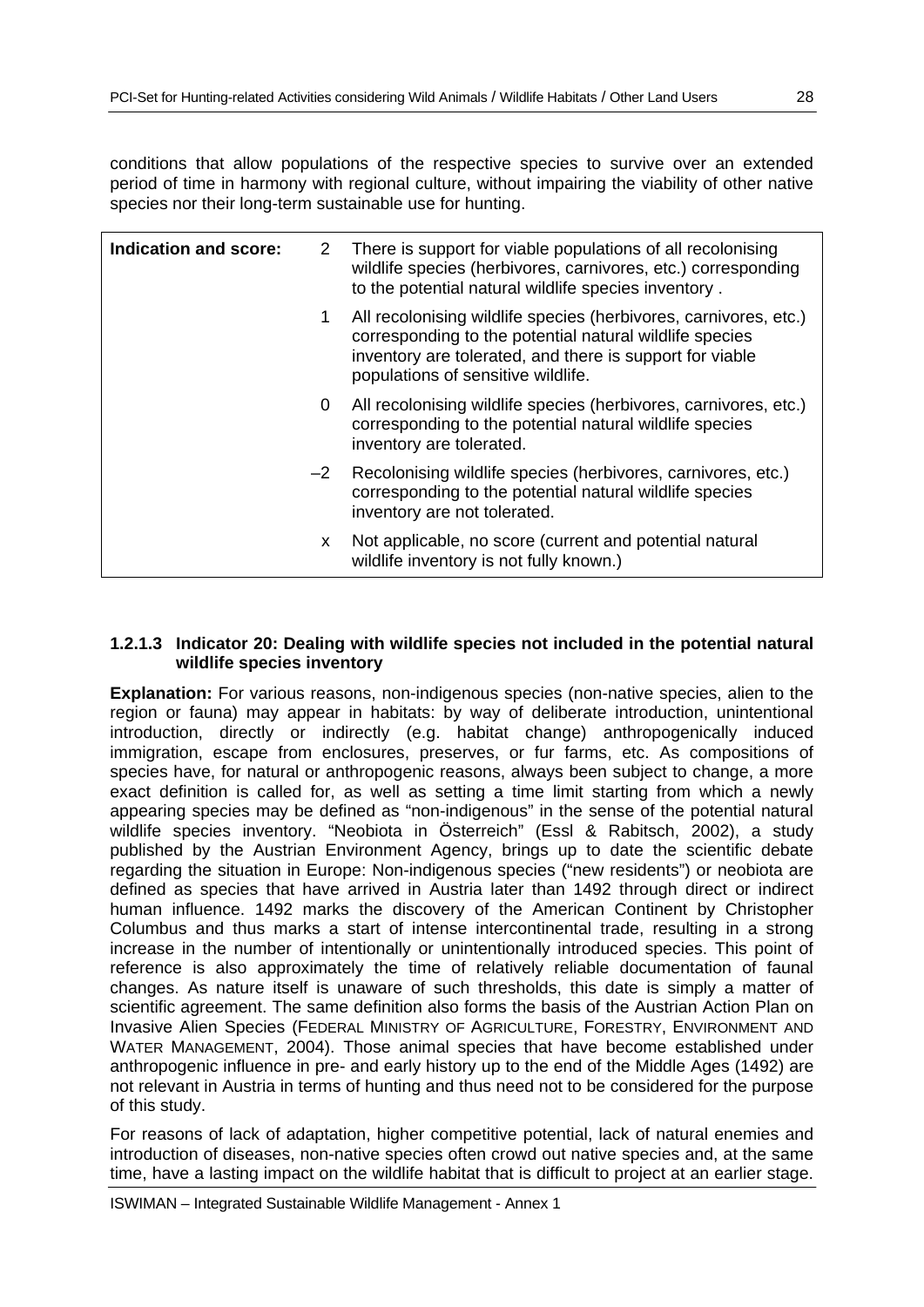conditions that allow populations of the respective species to survive over an extended period of time in harmony with regional culture, without impairing the viability of other native species nor their long-term sustainable use for hunting.

| **Indication and score:** | | |
|---|---|---|
| | 2 | There is support for viable populations of all recolonising wildlife species (herbivores, carnivores, etc.) corresponding to the potential natural wildlife species inventory . |
| | 1 | All recolonising wildlife species (herbivores, carnivores, etc.) corresponding to the potential natural wildlife species inventory are tolerated, and there is support for viable populations of sensitive wildlife. |
| | 0 | All recolonising wildlife species (herbivores, carnivores, etc.) corresponding to the potential natural wildlife species inventory are tolerated. |
| | –2 | Recolonising wildlife species (herbivores, carnivores, etc.) corresponding to the potential natural wildlife species inventory are not tolerated. |
| | x | Not applicable, no score (current and potential natural wildlife inventory is not fully known.) |

#### 1.2.1.3 Indicator 20: Dealing with wildlife species not included in the potential natural wildlife species inventory

**Explanation:** For various reasons, non-indigenous species (non-native species, alien to the region or fauna) may appear in habitats: by way of deliberate introduction, unintentional introduction, directly or indirectly (e.g. habitat change) anthropogenically induced immigration, escape from enclosures, preserves, or fur farms, etc. As compositions of species have, for natural or anthropogenic reasons, always been subject to change, a more exact definition is called for, as well as setting a time limit starting from which a newly appearing species may be defined as "non-indigenous" in the sense of the potential natural wildlife species inventory. "Neobiota in Österreich" (Essl & Rabitsch, 2002), a study published by the Austrian Environment Agency, brings up to date the scientific debate regarding the situation in Europe: Non-indigenous species ("new residents") or neobiota are defined as species that have arrived in Austria later than 1492 through direct or indirect human influence. 1492 marks the discovery of the American Continent by Christopher Columbus and thus marks a start of intense intercontinental trade, resulting in a strong increase in the number of intentionally or unintentionally introduced species. This point of reference is also approximately the time of relatively reliable documentation of faunal changes. As nature itself is unaware of such thresholds, this date is simply a matter of scientific agreement. The same definition also forms the basis of the Austrian Action Plan on Invasive Alien Species (FEDERAL MINISTRY OF AGRICULTURE, FORESTRY, ENVIRONMENT AND WATER MANAGEMENT, 2004). Those animal species that have become established under anthropogenic influence in pre- and early history up to the end of the Middle Ages (1492) are not relevant in Austria in terms of hunting and thus need not to be considered for the purpose of this study.

For reasons of lack of adaptation, higher competitive potential, lack of natural enemies and introduction of diseases, non-native species often crowd out native species and, at the same time, have a lasting impact on the wildlife habitat that is difficult to project at an earlier stage.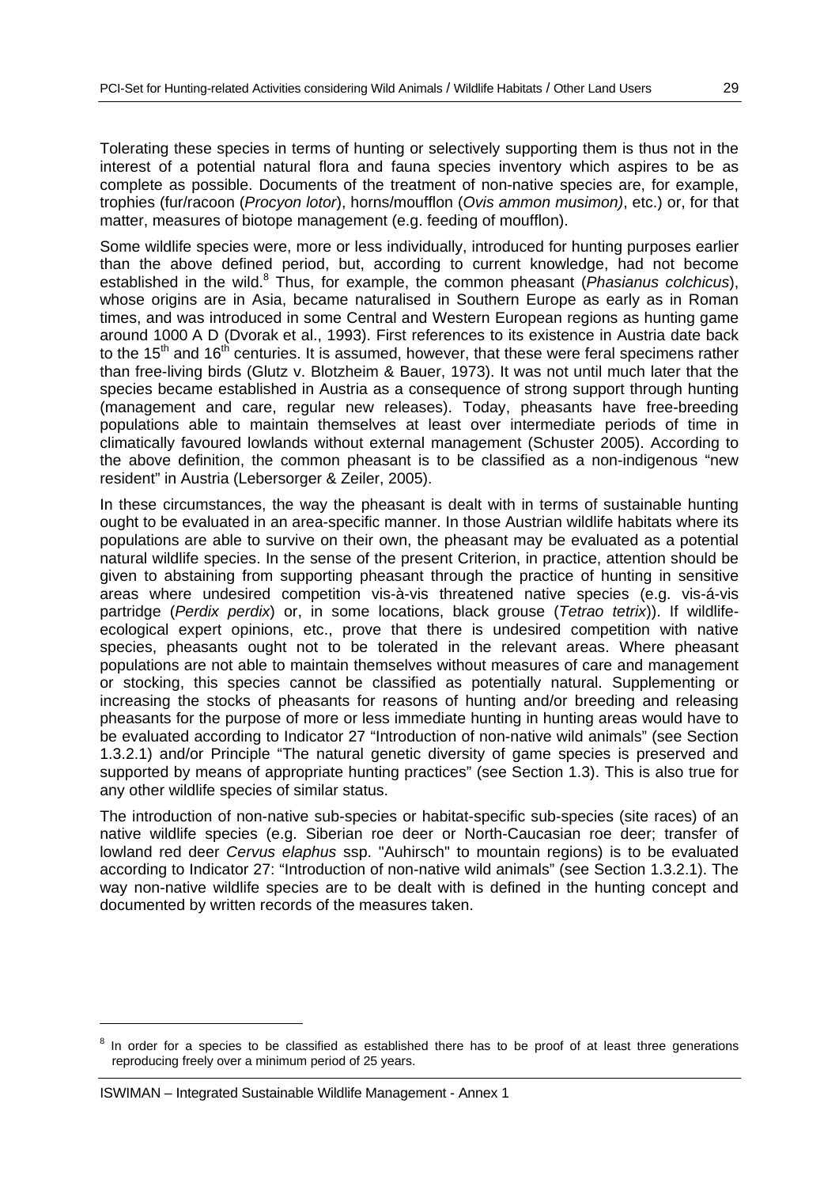Tolerating these species in terms of hunting or selectively supporting them is thus not in the interest of a potential natural flora and fauna species inventory which aspires to be as complete as possible. Documents of the treatment of non-native species are, for example, trophies (fur/racoon (*Procyon lotor*), horns/moufflon (*Ovis ammon musimon)*, etc.) or, for that matter, measures of biotope management (e.g. feeding of moufflon).

Some wildlife species were, more or less individually, introduced for hunting purposes earlier than the above defined period, but, according to current knowledge, had not become established in the wild.[8] Thus, for example, the common pheasant (*Phasianus colchicus*), whose origins are in Asia, became naturalised in Southern Europe as early as in Roman times, and was introduced in some Central and Western European regions as hunting game around 1000 A D (Dvorak et al., 1993). First references to its existence in Austria date back to the 15th and 16th centuries. It is assumed, however, that these were feral specimens rather than free-living birds (Glutz v. Blotzheim & Bauer, 1973). It was not until much later that the species became established in Austria as a consequence of strong support through hunting (management and care, regular new releases). Today, pheasants have free-breeding populations able to maintain themselves at least over intermediate periods of time in climatically favoured lowlands without external management (Schuster 2005). According to the above definition, the common pheasant is to be classified as a non-indigenous "new resident" in Austria (Lebersorger & Zeiler, 2005).

In these circumstances, the way the pheasant is dealt with in terms of sustainable hunting ought to be evaluated in an area-specific manner. In those Austrian wildlife habitats where its populations are able to survive on their own, the pheasant may be evaluated as a potential natural wildlife species. In the sense of the present Criterion, in practice, attention should be given to abstaining from supporting pheasant through the practice of hunting in sensitive areas where undesired competition vis-à-vis threatened native species (e.g. vis-á-vis partridge (*Perdix perdix*) or, in some locations, black grouse (*Tetrao tetrix*)). If wildlife-ecological expert opinions, etc., prove that there is undesired competition with native species, pheasants ought not to be tolerated in the relevant areas. Where pheasant populations are not able to maintain themselves without measures of care and management or stocking, this species cannot be classified as potentially natural. Supplementing or increasing the stocks of pheasants for reasons of hunting and/or breeding and releasing pheasants for the purpose of more or less immediate hunting in hunting areas would have to be evaluated according to Indicator 27 "Introduction of non-native wild animals" (see Section 1.3.2.1) and/or Principle "The natural genetic diversity of game species is preserved and supported by means of appropriate hunting practices" (see Section 1.3). This is also true for any other wildlife species of similar status.

The introduction of non-native sub-species or habitat-specific sub-species (site races) of an native wildlife species (e.g. Siberian roe deer or North-Caucasian roe deer; transfer of lowland red deer *Cervus elaphus* ssp. "Auhirsch" to mountain regions) is to be evaluated according to Indicator 27: "Introduction of non-native wild animals" (see Section 1.3.2.1). The way non-native wildlife species are to be dealt with is defined in the hunting concept and documented by written records of the measures taken.

---

[8] In order for a species to be classified as established there has to be proof of at least three generations reproducing freely over a minimum period of 25 years.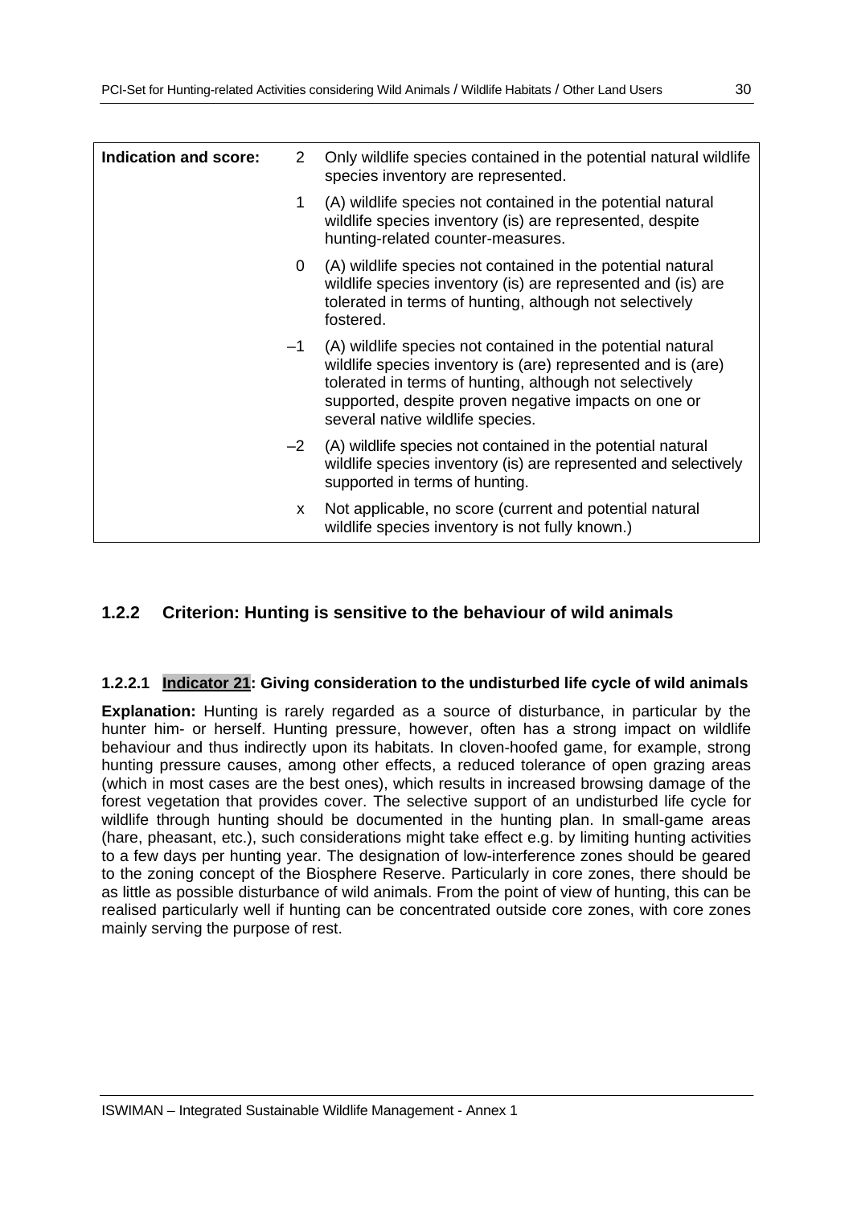| Indication and score: | | |
|---|---|---|
| | 2 | Only wildlife species contained in the potential natural wildlife species inventory are represented. |
| | 1 | (A) wildlife species not contained in the potential natural wildlife species inventory (is) are represented, despite hunting-related counter-measures. |
| | 0 | (A) wildlife species not contained in the potential natural wildlife species inventory (is) are represented and (is) are tolerated in terms of hunting, although not selectively fostered. |
| | –1 | (A) wildlife species not contained in the potential natural wildlife species inventory is (are) represented and is (are) tolerated in terms of hunting, although not selectively supported, despite proven negative impacts on one or several native wildlife species. |
| | –2 | (A) wildlife species not contained in the potential natural wildlife species inventory (is) are represented and selectively supported in terms of hunting. |
| | x | Not applicable, no score (current and potential natural wildlife species inventory is not fully known.) |

## 1.2.2 Criterion: Hunting is sensitive to the behaviour of wild animals

### 1.2.2.1 Indicator 21: Giving consideration to the undisturbed life cycle of wild animals

**Explanation:** Hunting is rarely regarded as a source of disturbance, in particular by the hunter him- or herself. Hunting pressure, however, often has a strong impact on wildlife behaviour and thus indirectly upon its habitats. In cloven-hoofed game, for example, strong hunting pressure causes, among other effects, a reduced tolerance of open grazing areas (which in most cases are the best ones), which results in increased browsing damage of the forest vegetation that provides cover. The selective support of an undisturbed life cycle for wildlife through hunting should be documented in the hunting plan. In small-game areas (hare, pheasant, etc.), such considerations might take effect e.g. by limiting hunting activities to a few days per hunting year. The designation of low-interference zones should be geared to the zoning concept of the Biosphere Reserve. Particularly in core zones, there should be as little as possible disturbance of wild animals. From the point of view of hunting, this can be realised particularly well if hunting can be concentrated outside core zones, with core zones mainly serving the purpose of rest.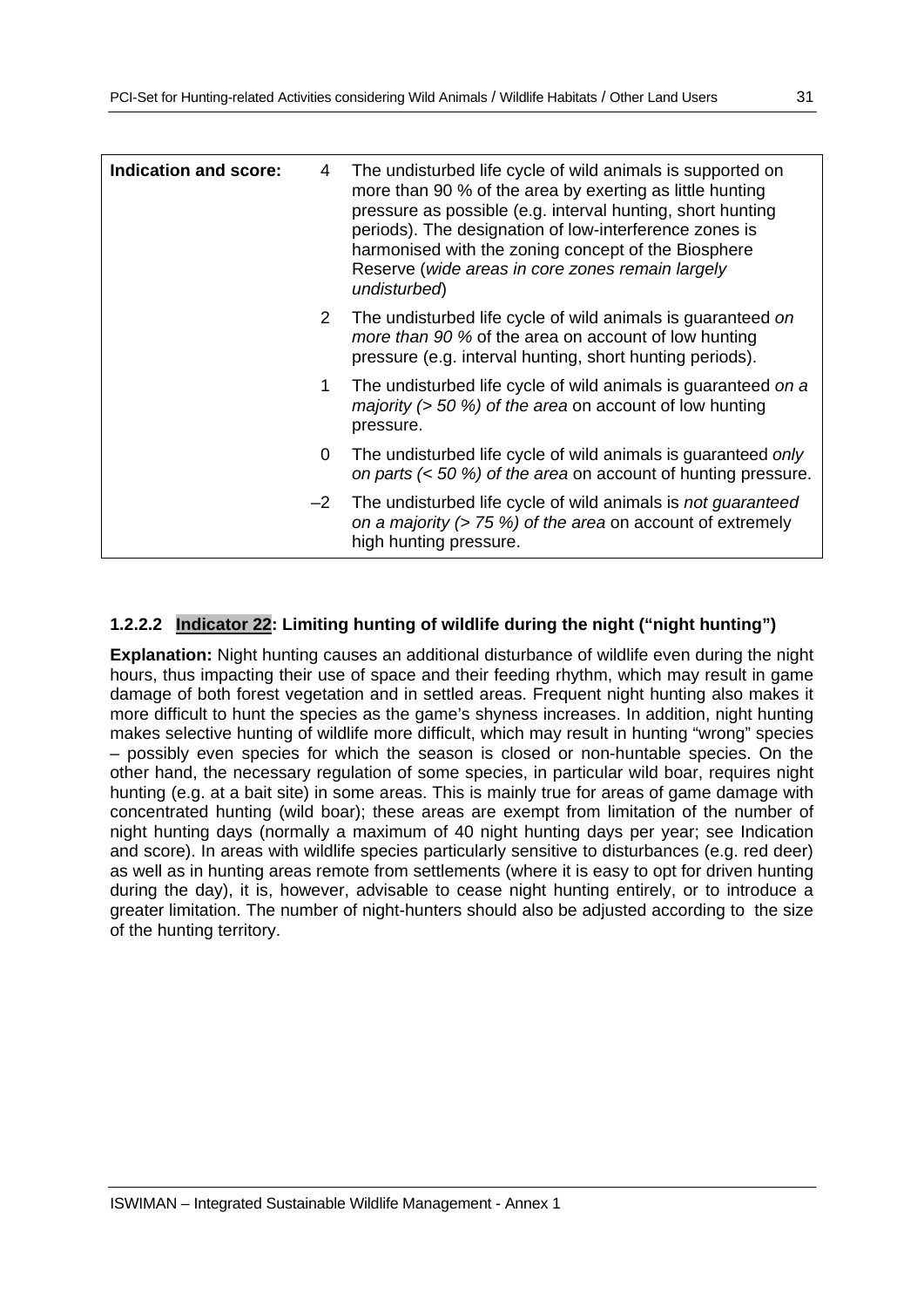| Indication and score: | | |
|---|---|---|
| | 4 | The undisturbed life cycle of wild animals is supported on more than 90 % of the area by exerting as little hunting pressure as possible (e.g. interval hunting, short hunting periods). The designation of low-interference zones is harmonised with the zoning concept of the Biosphere Reserve (*wide areas in core zones remain largely undisturbed*) |
| | 2 | The undisturbed life cycle of wild animals is guaranteed *on more than 90 %* of the area on account of low hunting pressure (e.g. interval hunting, short hunting periods). |
| | 1 | The undisturbed life cycle of wild animals is guaranteed *on a majority (> 50 %) of the area* on account of low hunting pressure. |
| | 0 | The undisturbed life cycle of wild animals is guaranteed *only on parts (< 50 %) of the area* on account of hunting pressure. |
| | –2 | The undisturbed life cycle of wild animals is *not guaranteed on a majority (> 75 %) of the area* on account of extremely high hunting pressure. |

### 1.2.2.2 Indicator 22: Limiting hunting of wildlife during the night ("night hunting")

**Explanation:** Night hunting causes an additional disturbance of wildlife even during the night hours, thus impacting their use of space and their feeding rhythm, which may result in game damage of both forest vegetation and in settled areas. Frequent night hunting also makes it more difficult to hunt the species as the game's shyness increases. In addition, night hunting makes selective hunting of wildlife more difficult, which may result in hunting "wrong" species – possibly even species for which the season is closed or non-huntable species. On the other hand, the necessary regulation of some species, in particular wild boar, requires night hunting (e.g. at a bait site) in some areas. This is mainly true for areas of game damage with concentrated hunting (wild boar); these areas are exempt from limitation of the number of night hunting days (normally a maximum of 40 night hunting days per year; see Indication and score). In areas with wildlife species particularly sensitive to disturbances (e.g. red deer) as well as in hunting areas remote from settlements (where it is easy to opt for driven hunting during the day), it is, however, advisable to cease night hunting entirely, or to introduce a greater limitation. The number of night-hunters should also be adjusted according to the size of the hunting territory.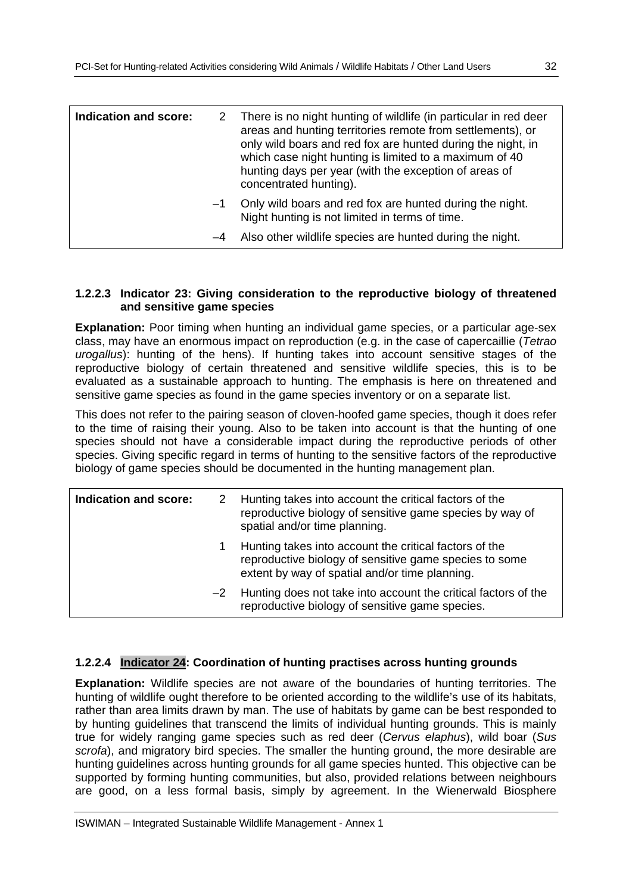| Indication and score: | | |
|---|---|---|
| | 2 | There is no night hunting of wildlife (in particular in red deer areas and hunting territories remote from settlements), or only wild boars and red fox are hunted during the night, in which case night hunting is limited to a maximum of 40 hunting days per year (with the exception of areas of concentrated hunting). |
| | –1 | Only wild boars and red fox are hunted during the night. Night hunting is not limited in terms of time. |
| | –4 | Also other wildlife species are hunted during the night. |

#### 1.2.2.3 Indicator 23: Giving consideration to the reproductive biology of threatened and sensitive game species

**Explanation:** Poor timing when hunting an individual game species, or a particular age-sex class, may have an enormous impact on reproduction (e.g. in the case of capercaillie (*Tetrao urogallus*): hunting of the hens). If hunting takes into account sensitive stages of the reproductive biology of certain threatened and sensitive wildlife species, this is to be evaluated as a sustainable approach to hunting. The emphasis is here on threatened and sensitive game species as found in the game species inventory or on a separate list.

This does not refer to the pairing season of cloven-hoofed game species, though it does refer to the time of raising their young. Also to be taken into account is that the hunting of one species should not have a considerable impact during the reproductive periods of other species. Giving specific regard in terms of hunting to the sensitive factors of the reproductive biology of game species should be documented in the hunting management plan.

| Indication and score: | | |
|---|---|---|
| | 2 | Hunting takes into account the critical factors of the reproductive biology of sensitive game species by way of spatial and/or time planning. |
| | 1 | Hunting takes into account the critical factors of the reproductive biology of sensitive game species to some extent by way of spatial and/or time planning. |
| | –2 | Hunting does not take into account the critical factors of the reproductive biology of sensitive game species. |

#### 1.2.2.4 Indicator 24: Coordination of hunting practises across hunting grounds

**Explanation:** Wildlife species are not aware of the boundaries of hunting territories. The hunting of wildlife ought therefore to be oriented according to the wildlife's use of its habitats, rather than area limits drawn by man. The use of habitats by game can be best responded to by hunting guidelines that transcend the limits of individual hunting grounds. This is mainly true for widely ranging game species such as red deer (*Cervus elaphus*), wild boar (*Sus scrofa*), and migratory bird species. The smaller the hunting ground, the more desirable are hunting guidelines across hunting grounds for all game species hunted. This objective can be supported by forming hunting communities, but also, provided relations between neighbours are good, on a less formal basis, simply by agreement. In the Wienerwald Biosphere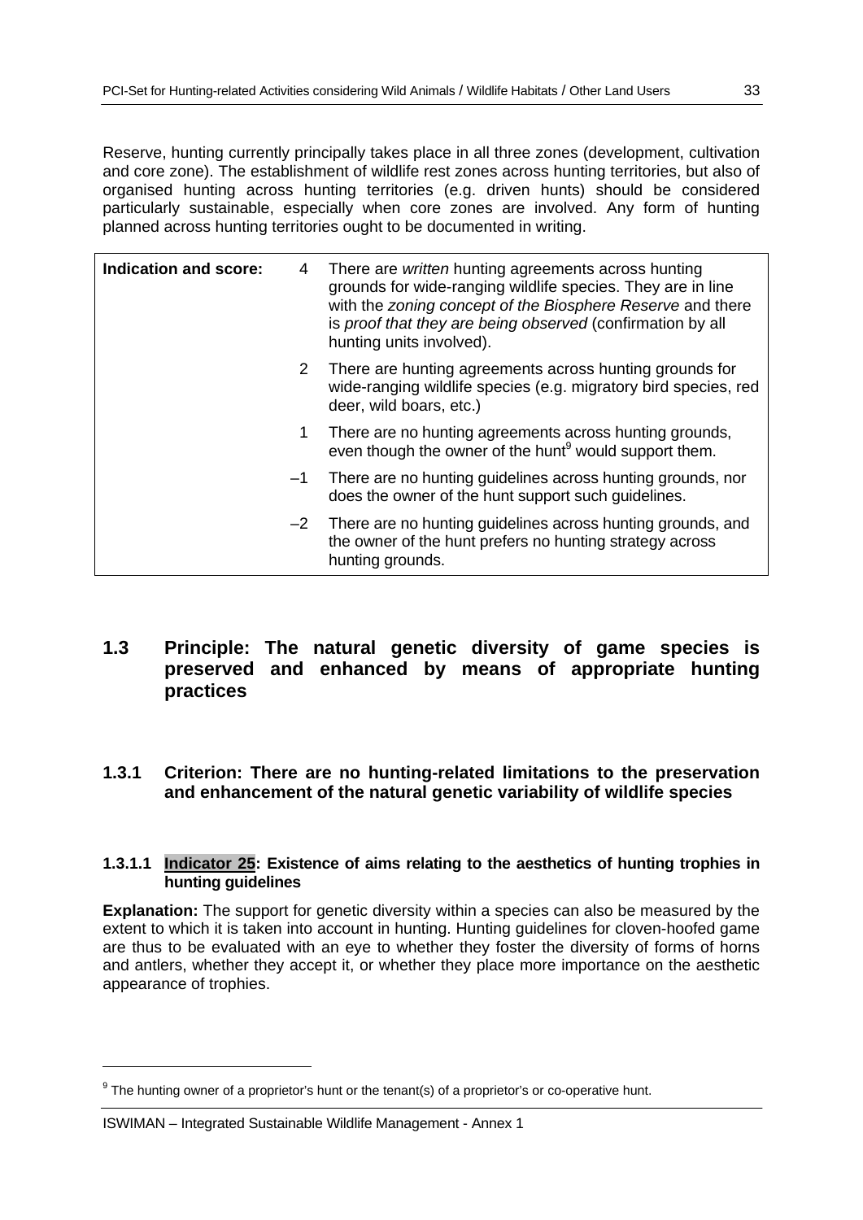Reserve, hunting currently principally takes place in all three zones (development, cultivation and core zone). The establishment of wildlife rest zones across hunting territories, but also of organised hunting across hunting territories (e.g. driven hunts) should be considered particularly sustainable, especially when core zones are involved. Any form of hunting planned across hunting territories ought to be documented in writing.

| **Indication and score:** | 4 | There are *written* hunting agreements across hunting grounds for wide-ranging wildlife species. They are in line with the *zoning concept of the Biosphere Reserve* and there is *proof that they are being observed* (confirmation by all hunting units involved). |
|---|---|---|
| | 2 | There are hunting agreements across hunting grounds for wide-ranging wildlife species (e.g. migratory bird species, red deer, wild boars, etc.) |
| | 1 | There are no hunting agreements across hunting grounds, even though the owner of the hunt[9] would support them. |
| | –1 | There are no hunting guidelines across hunting grounds, nor does the owner of the hunt support such guidelines. |
| | –2 | There are no hunting guidelines across hunting grounds, and the owner of the hunt prefers no hunting strategy across hunting grounds. |

## 1.3 Principle: The natural genetic diversity of game species is preserved and enhanced by means of appropriate hunting practices

### 1.3.1 Criterion: There are no hunting-related limitations to the preservation and enhancement of the natural genetic variability of wildlife species

#### 1.3.1.1 Indicator 25: Existence of aims relating to the aesthetics of hunting trophies in hunting guidelines

**Explanation:** The support for genetic diversity within a species can also be measured by the extent to which it is taken into account in hunting. Hunting guidelines for cloven-hoofed game are thus to be evaluated with an eye to whether they foster the diversity of forms of horns and antlers, whether they accept it, or whether they place more importance on the aesthetic appearance of trophies.

[9] The hunting owner of a proprietor's hunt or the tenant(s) of a proprietor's or co-operative hunt.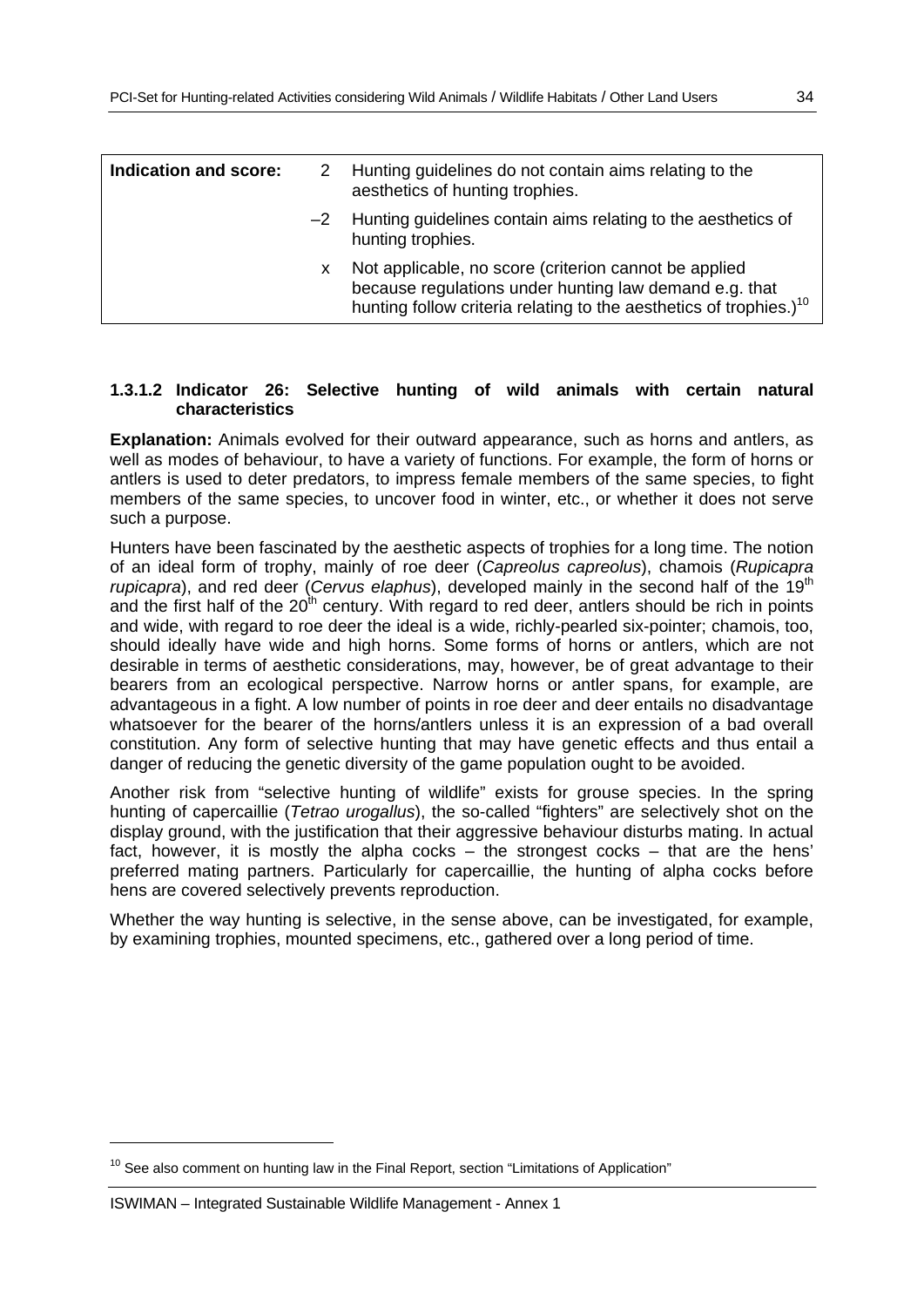| Indication and score: | | |
|---|---|---|
| | 2 | Hunting guidelines do not contain aims relating to the aesthetics of hunting trophies. |
| | –2 | Hunting guidelines contain aims relating to the aesthetics of hunting trophies. |
| | x | Not applicable, no score (criterion cannot be applied because regulations under hunting law demand e.g. that hunting follow criteria relating to the aesthetics of trophies.)[10] |

### 1.3.1.2 Indicator 26: Selective hunting of wild animals with certain natural characteristics

**Explanation:** Animals evolved for their outward appearance, such as horns and antlers, as well as modes of behaviour, to have a variety of functions. For example, the form of horns or antlers is used to deter predators, to impress female members of the same species, to fight members of the same species, to uncover food in winter, etc., or whether it does not serve such a purpose.

Hunters have been fascinated by the aesthetic aspects of trophies for a long time. The notion of an ideal form of trophy, mainly of roe deer (*Capreolus capreolus*), chamois (*Rupicapra rupicapra*), and red deer (*Cervus elaphus*), developed mainly in the second half of the 19th and the first half of the 20th century. With regard to red deer, antlers should be rich in points and wide, with regard to roe deer the ideal is a wide, richly-pearled six-pointer; chamois, too, should ideally have wide and high horns. Some forms of horns or antlers, which are not desirable in terms of aesthetic considerations, may, however, be of great advantage to their bearers from an ecological perspective. Narrow horns or antler spans, for example, are advantageous in a fight. A low number of points in roe deer and deer entails no disadvantage whatsoever for the bearer of the horns/antlers unless it is an expression of a bad overall constitution. Any form of selective hunting that may have genetic effects and thus entail a danger of reducing the genetic diversity of the game population ought to be avoided.

Another risk from "selective hunting of wildlife" exists for grouse species. In the spring hunting of capercaillie (*Tetrao urogallus*), the so-called "fighters" are selectively shot on the display ground, with the justification that their aggressive behaviour disturbs mating. In actual fact, however, it is mostly the alpha cocks – the strongest cocks – that are the hens' preferred mating partners. Particularly for capercaillie, the hunting of alpha cocks before hens are covered selectively prevents reproduction.

Whether the way hunting is selective, in the sense above, can be investigated, for example, by examining trophies, mounted specimens, etc., gathered over a long period of time.

---

[10] See also comment on hunting law in the Final Report, section "Limitations of Application"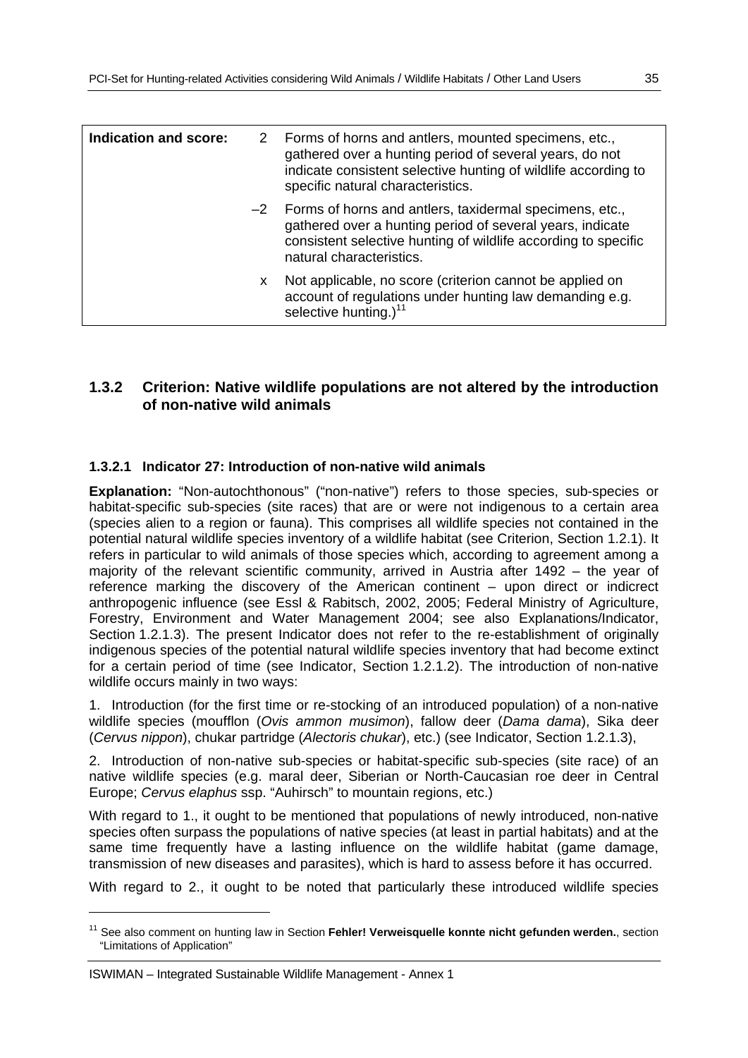| Indication and score: | | |
|---|---|---|
| | 2 | Forms of horns and antlers, mounted specimens, etc., gathered over a hunting period of several years, do not indicate consistent selective hunting of wildlife according to specific natural characteristics. |
| | –2 | Forms of horns and antlers, taxidermal specimens, etc., gathered over a hunting period of several years, indicate consistent selective hunting of wildlife according to specific natural characteristics. |
| | x | Not applicable, no score (criterion cannot be applied on account of regulations under hunting law demanding e.g. selective hunting.)[11] |

### 1.3.2 Criterion: Native wildlife populations are not altered by the introduction of non-native wild animals

#### 1.3.2.1 Indicator 27: Introduction of non-native wild animals

**Explanation:** "Non-autochthonous" ("non-native") refers to those species, sub-species or habitat-specific sub-species (site races) that are or were not indigenous to a certain area (species alien to a region or fauna). This comprises all wildlife species not contained in the potential natural wildlife species inventory of a wildlife habitat (see Criterion, Section 1.2.1). It refers in particular to wild animals of those species which, according to agreement among a majority of the relevant scientific community, arrived in Austria after 1492 – the year of reference marking the discovery of the American continent – upon direct or indicrect anthropogenic influence (see Essl & Rabitsch, 2002, 2005; Federal Ministry of Agriculture, Forestry, Environment and Water Management 2004; see also Explanations/Indicator, Section 1.2.1.3). The present Indicator does not refer to the re-establishment of originally indigenous species of the potential natural wildlife species inventory that had become extinct for a certain period of time (see Indicator, Section 1.2.1.2). The introduction of non-native wildlife occurs mainly in two ways:

1. Introduction (for the first time or re-stocking of an introduced population) of a non-native wildlife species (moufflon (*Ovis ammon musimon*), fallow deer (*Dama dama*), Sika deer (*Cervus nippon*), chukar partridge (*Alectoris chukar*), etc.) (see Indicator, Section 1.2.1.3),

2. Introduction of non-native sub-species or habitat-specific sub-species (site race) of an native wildlife species (e.g. maral deer, Siberian or North-Caucasian roe deer in Central Europe; *Cervus elaphus* ssp. "Auhirsch" to mountain regions, etc.)

With regard to 1., it ought to be mentioned that populations of newly introduced, non-native species often surpass the populations of native species (at least in partial habitats) and at the same time frequently have a lasting influence on the wildlife habitat (game damage, transmission of new diseases and parasites), which is hard to assess before it has occurred.

With regard to 2., it ought to be noted that particularly these introduced wildlife species

[11] See also comment on hunting law in Section **Fehler! Verweisquelle konnte nicht gefunden werden.**, section "Limitations of Application"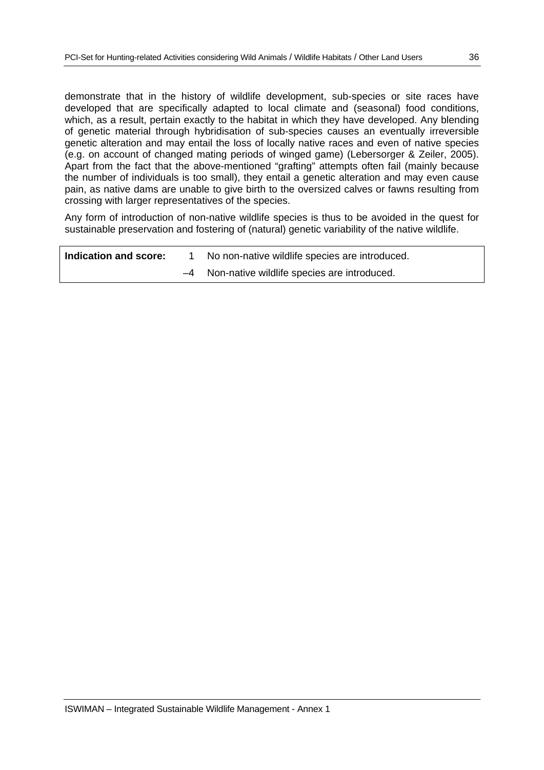demonstrate that in the history of wildlife development, sub-species or site races have developed that are specifically adapted to local climate and (seasonal) food conditions, which, as a result, pertain exactly to the habitat in which they have developed. Any blending of genetic material through hybridisation of sub-species causes an eventually irreversible genetic alteration and may entail the loss of locally native races and even of native species (e.g. on account of changed mating periods of winged game) (Lebersorger & Zeiler, 2005). Apart from the fact that the above-mentioned "grafting" attempts often fail (mainly because the number of individuals is too small), they entail a genetic alteration and may even cause pain, as native dams are unable to give birth to the oversized calves or fawns resulting from crossing with larger representatives of the species.

Any form of introduction of non-native wildlife species is thus to be avoided in the quest for sustainable preservation and fostering of (natural) genetic variability of the native wildlife.

| **Indication and score:** | 1 | No non-native wildlife species are introduced. |
|---|---|---|
| | –4 | Non-native wildlife species are introduced. |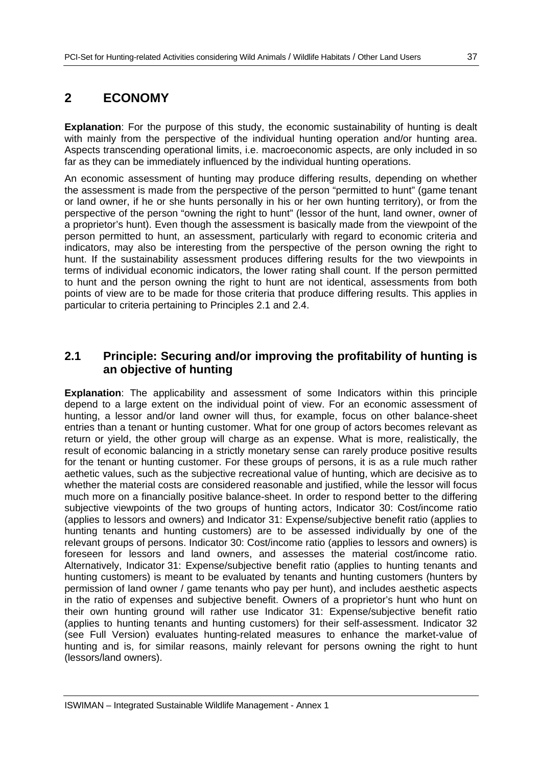# 2 ECONOMY

**Explanation**: For the purpose of this study, the economic sustainability of hunting is dealt with mainly from the perspective of the individual hunting operation and/or hunting area. Aspects transcending operational limits, i.e. macroeconomic aspects, are only included in so far as they can be immediately influenced by the individual hunting operations.

An economic assessment of hunting may produce differing results, depending on whether the assessment is made from the perspective of the person "permitted to hunt" (game tenant or land owner, if he or she hunts personally in his or her own hunting territory), or from the perspective of the person "owning the right to hunt" (lessor of the hunt, land owner, owner of a proprietor's hunt). Even though the assessment is basically made from the viewpoint of the person permitted to hunt, an assessment, particularly with regard to economic criteria and indicators, may also be interesting from the perspective of the person owning the right to hunt. If the sustainability assessment produces differing results for the two viewpoints in terms of individual economic indicators, the lower rating shall count. If the person permitted to hunt and the person owning the right to hunt are not identical, assessments from both points of view are to be made for those criteria that produce differing results. This applies in particular to criteria pertaining to Principles 2.1 and 2.4.

## 2.1 Principle: Securing and/or improving the profitability of hunting is an objective of hunting

**Explanation**: The applicability and assessment of some Indicators within this principle depend to a large extent on the individual point of view. For an economic assessment of hunting, a lessor and/or land owner will thus, for example, focus on other balance-sheet entries than a tenant or hunting customer. What for one group of actors becomes relevant as return or yield, the other group will charge as an expense. What is more, realistically, the result of economic balancing in a strictly monetary sense can rarely produce positive results for the tenant or hunting customer. For these groups of persons, it is as a rule much rather aethetic values, such as the subjective recreational value of hunting, which are decisive as to whether the material costs are considered reasonable and justified, while the lessor will focus much more on a financially positive balance-sheet. In order to respond better to the differing subjective viewpoints of the two groups of hunting actors, Indicator 30: Cost/income ratio (applies to lessors and owners) and Indicator 31: Expense/subjective benefit ratio (applies to hunting tenants and hunting customers) are to be assessed individually by one of the relevant groups of persons. Indicator 30: Cost/income ratio (applies to lessors and owners) is foreseen for lessors and land owners, and assesses the material cost/income ratio. Alternatively, Indicator 31: Expense/subjective benefit ratio (applies to hunting tenants and hunting customers) is meant to be evaluated by tenants and hunting customers (hunters by permission of land owner / game tenants who pay per hunt), and includes aesthetic aspects in the ratio of expenses and subjective benefit. Owners of a proprietor's hunt who hunt on their own hunting ground will rather use Indicator 31: Expense/subjective benefit ratio (applies to hunting tenants and hunting customers) for their self-assessment. Indicator 32 (see Full Version) evaluates hunting-related measures to enhance the market-value of hunting and is, for similar reasons, mainly relevant for persons owning the right to hunt (lessors/land owners).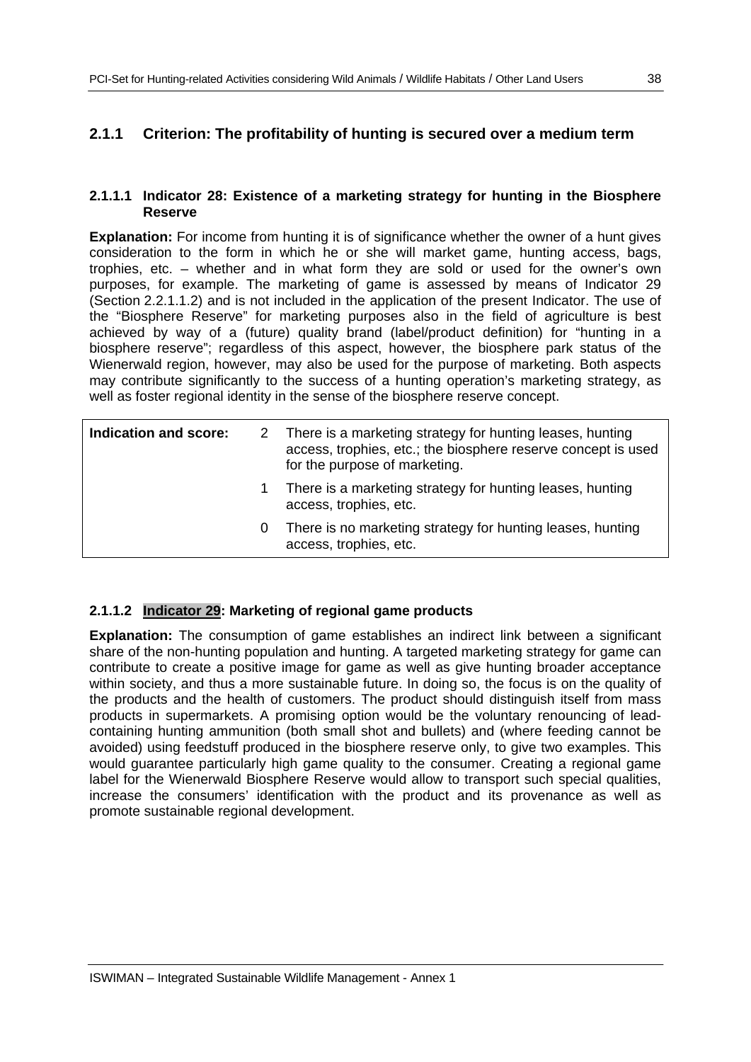## 2.1.1 Criterion: The profitability of hunting is secured over a medium term

### 2.1.1.1 Indicator 28: Existence of a marketing strategy for hunting in the Biosphere Reserve

**Explanation:** For income from hunting it is of significance whether the owner of a hunt gives consideration to the form in which he or she will market game, hunting access, bags, trophies, etc. – whether and in what form they are sold or used for the owner's own purposes, for example. The marketing of game is assessed by means of Indicator 29 (Section 2.2.1.1.2) and is not included in the application of the present Indicator. The use of the "Biosphere Reserve" for marketing purposes also in the field of agriculture is best achieved by way of a (future) quality brand (label/product definition) for "hunting in a biosphere reserve"; regardless of this aspect, however, the biosphere park status of the Wienerwald region, however, may also be used for the purpose of marketing. Both aspects may contribute significantly to the success of a hunting operation's marketing strategy, as well as foster regional identity in the sense of the biosphere reserve concept.

| **Indication and score:** | | |
|---|---|---|
| | 2 | There is a marketing strategy for hunting leases, hunting access, trophies, etc.; the biosphere reserve concept is used for the purpose of marketing. |
| | 1 | There is a marketing strategy for hunting leases, hunting access, trophies, etc. |
| | 0 | There is no marketing strategy for hunting leases, hunting access, trophies, etc. |

### 2.1.1.2 Indicator 29: Marketing of regional game products

**Explanation:** The consumption of game establishes an indirect link between a significant share of the non-hunting population and hunting. A targeted marketing strategy for game can contribute to create a positive image for game as well as give hunting broader acceptance within society, and thus a more sustainable future. In doing so, the focus is on the quality of the products and the health of customers. The product should distinguish itself from mass products in supermarkets. A promising option would be the voluntary renouncing of lead-containing hunting ammunition (both small shot and bullets) and (where feeding cannot be avoided) using feedstuff produced in the biosphere reserve only, to give two examples. This would guarantee particularly high game quality to the consumer. Creating a regional game label for the Wienerwald Biosphere Reserve would allow to transport such special qualities, increase the consumers' identification with the product and its provenance as well as promote sustainable regional development.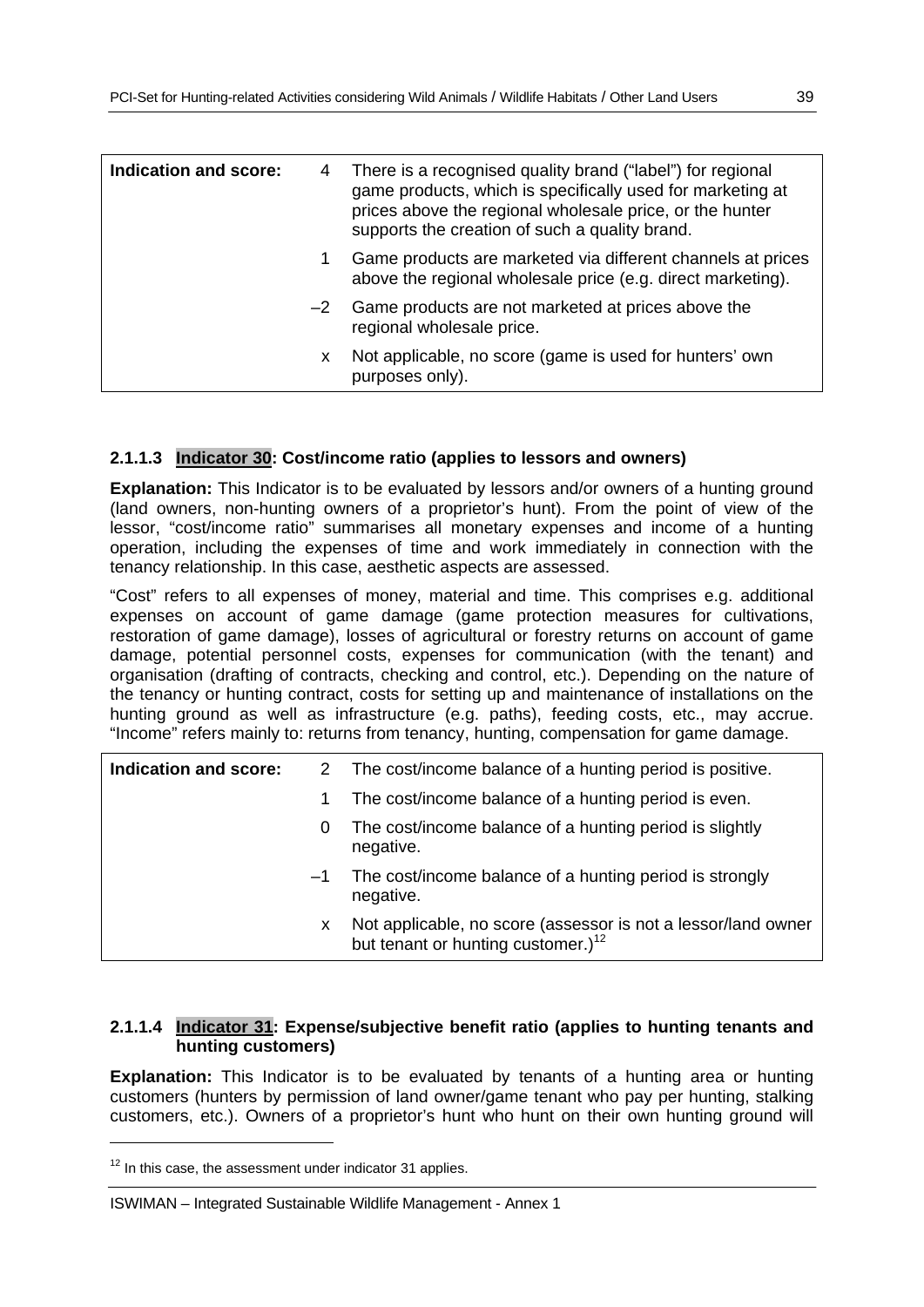| Indication and score: | | |
|---|---|---|
| | 4 | There is a recognised quality brand ("label") for regional game products, which is specifically used for marketing at prices above the regional wholesale price, or the hunter supports the creation of such a quality brand. |
| | 1 | Game products are marketed via different channels at prices above the regional wholesale price (e.g. direct marketing). |
| | –2 | Game products are not marketed at prices above the regional wholesale price. |
| | x | Not applicable, no score (game is used for hunters' own purposes only). |

### 2.1.1.3 Indicator 30: Cost/income ratio (applies to lessors and owners)

**Explanation:** This Indicator is to be evaluated by lessors and/or owners of a hunting ground (land owners, non-hunting owners of a proprietor's hunt). From the point of view of the lessor, "cost/income ratio" summarises all monetary expenses and income of a hunting operation, including the expenses of time and work immediately in connection with the tenancy relationship. In this case, aesthetic aspects are assessed.

"Cost" refers to all expenses of money, material and time. This comprises e.g. additional expenses on account of game damage (game protection measures for cultivations, restoration of game damage), losses of agricultural or forestry returns on account of game damage, potential personnel costs, expenses for communication (with the tenant) and organisation (drafting of contracts, checking and control, etc.). Depending on the nature of the tenancy or hunting contract, costs for setting up and maintenance of installations on the hunting ground as well as infrastructure (e.g. paths), feeding costs, etc., may accrue. "Income" refers mainly to: returns from tenancy, hunting, compensation for game damage.

| Indication and score: | | |
|---|---|---|
| | 2 | The cost/income balance of a hunting period is positive. |
| | 1 | The cost/income balance of a hunting period is even. |
| | 0 | The cost/income balance of a hunting period is slightly negative. |
| | –1 | The cost/income balance of a hunting period is strongly negative. |
| | x | Not applicable, no score (assessor is not a lessor/land owner but tenant or hunting customer.)[12] |

### 2.1.1.4 Indicator 31: Expense/subjective benefit ratio (applies to hunting tenants and hunting customers)

**Explanation:** This Indicator is to be evaluated by tenants of a hunting area or hunting customers (hunters by permission of land owner/game tenant who pay per hunting, stalking customers, etc.). Owners of a proprietor's hunt who hunt on their own hunting ground will

[12] In this case, the assessment under indicator 31 applies.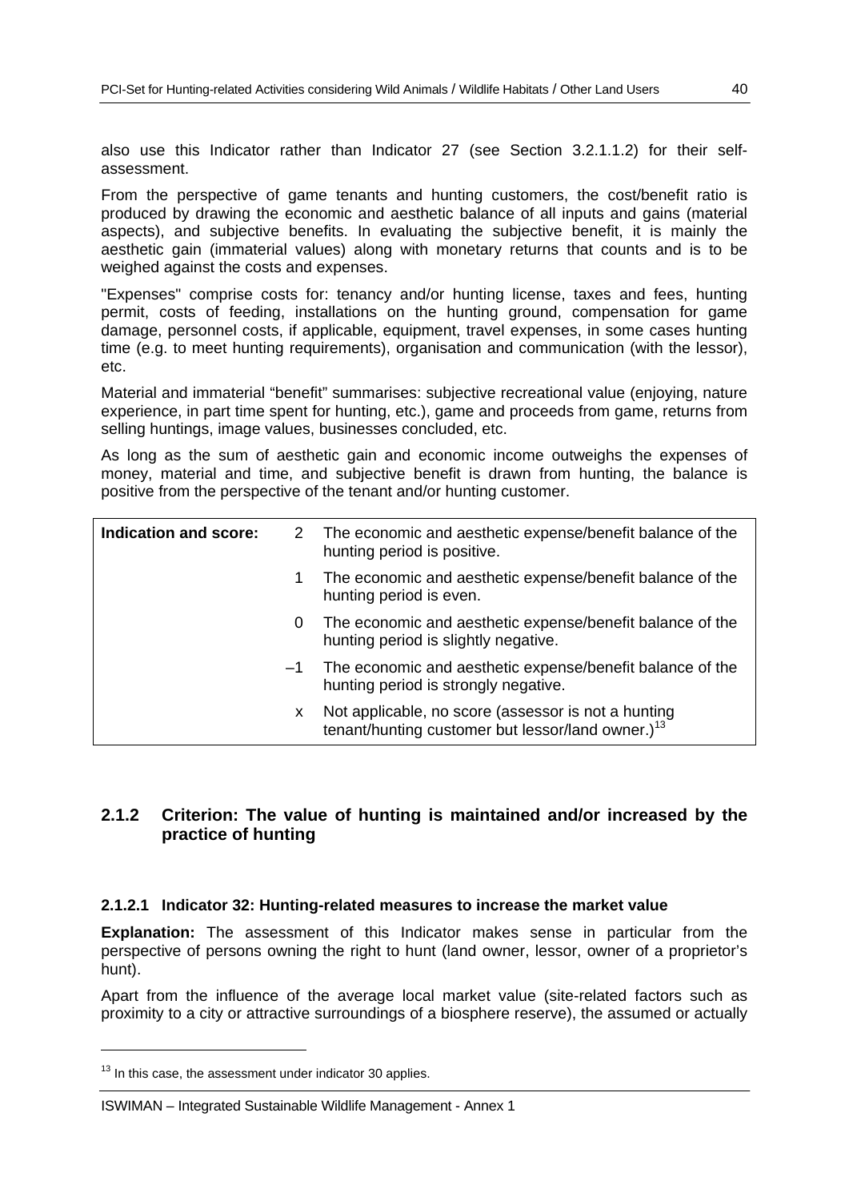also use this Indicator rather than Indicator 27 (see Section 3.2.1.1.2) for their self-assessment.

From the perspective of game tenants and hunting customers, the cost/benefit ratio is produced by drawing the economic and aesthetic balance of all inputs and gains (material aspects), and subjective benefits. In evaluating the subjective benefit, it is mainly the aesthetic gain (immaterial values) along with monetary returns that counts and is to be weighed against the costs and expenses.

"Expenses" comprise costs for: tenancy and/or hunting license, taxes and fees, hunting permit, costs of feeding, installations on the hunting ground, compensation for game damage, personnel costs, if applicable, equipment, travel expenses, in some cases hunting time (e.g. to meet hunting requirements), organisation and communication (with the lessor), etc.

Material and immaterial "benefit" summarises: subjective recreational value (enjoying, nature experience, in part time spent for hunting, etc.), game and proceeds from game, returns from selling huntings, image values, businesses concluded, etc.

As long as the sum of aesthetic gain and economic income outweighs the expenses of money, material and time, and subjective benefit is drawn from hunting, the balance is positive from the perspective of the tenant and/or hunting customer.

| **Indication and score:** | 2 | The economic and aesthetic expense/benefit balance of the hunting period is positive. |
|---|---|---|
| | 1 | The economic and aesthetic expense/benefit balance of the hunting period is even. |
| | 0 | The economic and aesthetic expense/benefit balance of the hunting period is slightly negative. |
| | –1 | The economic and aesthetic expense/benefit balance of the hunting period is strongly negative. |
| | x | Not applicable, no score (assessor is not a hunting tenant/hunting customer but lessor/land owner.)[13] |

## 2.1.2 Criterion: The value of hunting is maintained and/or increased by the practice of hunting

### 2.1.2.1 Indicator 32: Hunting-related measures to increase the market value

**Explanation:** The assessment of this Indicator makes sense in particular from the perspective of persons owning the right to hunt (land owner, lessor, owner of a proprietor's hunt).

Apart from the influence of the average local market value (site-related factors such as proximity to a city or attractive surroundings of a biosphere reserve), the assumed or actually

[13] In this case, the assessment under indicator 30 applies.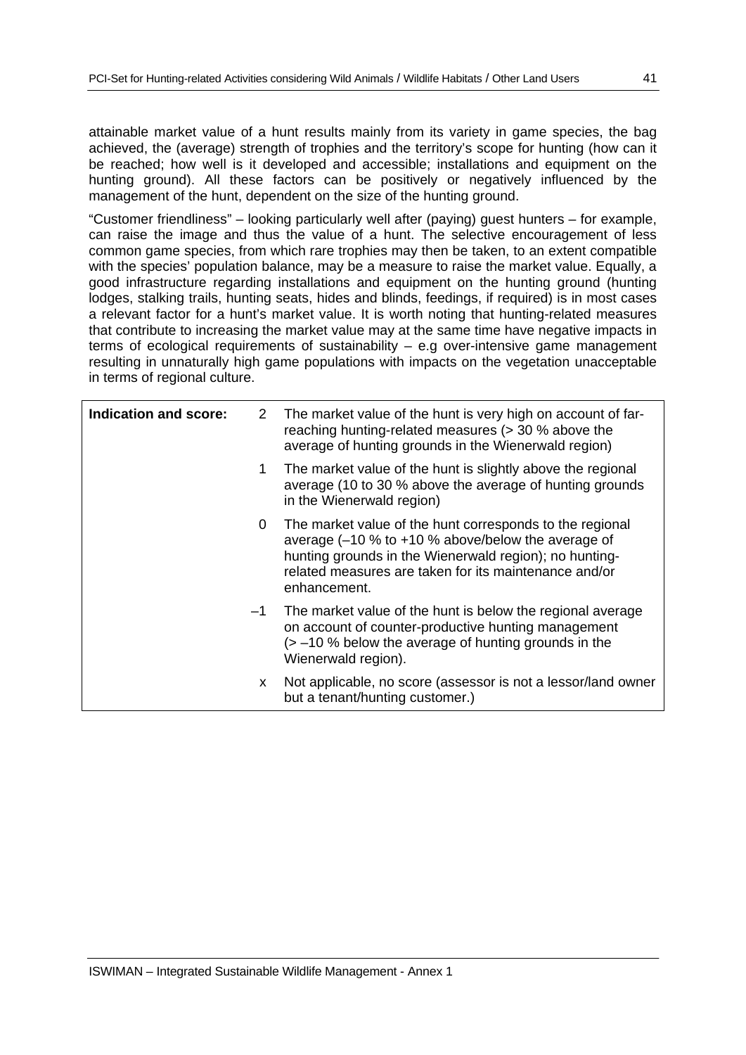attainable market value of a hunt results mainly from its variety in game species, the bag achieved, the (average) strength of trophies and the territory's scope for hunting (how can it be reached; how well is it developed and accessible; installations and equipment on the hunting ground). All these factors can be positively or negatively influenced by the management of the hunt, dependent on the size of the hunting ground.

"Customer friendliness" – looking particularly well after (paying) guest hunters – for example, can raise the image and thus the value of a hunt. The selective encouragement of less common game species, from which rare trophies may then be taken, to an extent compatible with the species' population balance, may be a measure to raise the market value. Equally, a good infrastructure regarding installations and equipment on the hunting ground (hunting lodges, stalking trails, hunting seats, hides and blinds, feedings, if required) is in most cases a relevant factor for a hunt's market value. It is worth noting that hunting-related measures that contribute to increasing the market value may at the same time have negative impacts in terms of ecological requirements of sustainability – e.g over-intensive game management resulting in unnaturally high game populations with impacts on the vegetation unacceptable in terms of regional culture.

| **Indication and score:** | | |
|---|---|---|
| | 2 | The market value of the hunt is very high on account of far-reaching hunting-related measures (> 30 % above the average of hunting grounds in the Wienerwald region) |
| | 1 | The market value of the hunt is slightly above the regional average (10 to 30 % above the average of hunting grounds in the Wienerwald region) |
| | 0 | The market value of the hunt corresponds to the regional average (–10 % to +10 % above/below the average of hunting grounds in the Wienerwald region); no hunting-related measures are taken for its maintenance and/or enhancement. |
| | –1 | The market value of the hunt is below the regional average on account of counter-productive hunting management (> –10 % below the average of hunting grounds in the Wienerwald region). |
| | x | Not applicable, no score (assessor is not a lessor/land owner but a tenant/hunting customer.) |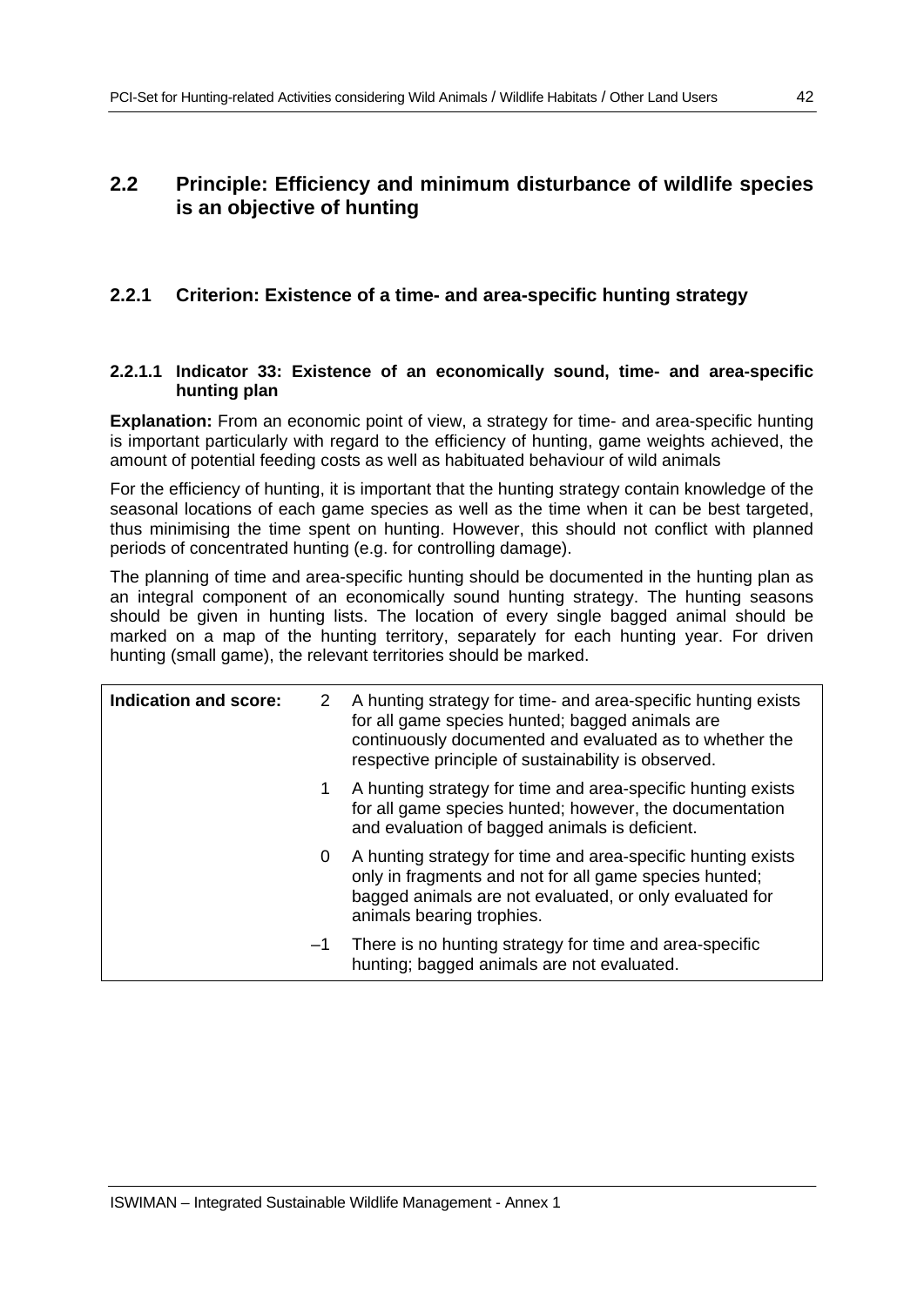## 2.2 Principle: Efficiency and minimum disturbance of wildlife species is an objective of hunting

### 2.2.1 Criterion: Existence of a time- and area-specific hunting strategy

#### 2.2.1.1 Indicator 33: Existence of an economically sound, time- and area-specific hunting plan

**Explanation:** From an economic point of view, a strategy for time- and area-specific hunting is important particularly with regard to the efficiency of hunting, game weights achieved, the amount of potential feeding costs as well as habituated behaviour of wild animals

For the efficiency of hunting, it is important that the hunting strategy contain knowledge of the seasonal locations of each game species as well as the time when it can be best targeted, thus minimising the time spent on hunting. However, this should not conflict with planned periods of concentrated hunting (e.g. for controlling damage).

The planning of time and area-specific hunting should be documented in the hunting plan as an integral component of an economically sound hunting strategy. The hunting seasons should be given in hunting lists. The location of every single bagged animal should be marked on a map of the hunting territory, separately for each hunting year. For driven hunting (small game), the relevant territories should be marked.

| **Indication and score:** | | |
|---|---|---|
| | 2 | A hunting strategy for time- and area-specific hunting exists for all game species hunted; bagged animals are continuously documented and evaluated as to whether the respective principle of sustainability is observed. |
| | 1 | A hunting strategy for time and area-specific hunting exists for all game species hunted; however, the documentation and evaluation of bagged animals is deficient. |
| | 0 | A hunting strategy for time and area-specific hunting exists only in fragments and not for all game species hunted; bagged animals are not evaluated, or only evaluated for animals bearing trophies. |
| | –1 | There is no hunting strategy for time and area-specific hunting; bagged animals are not evaluated. |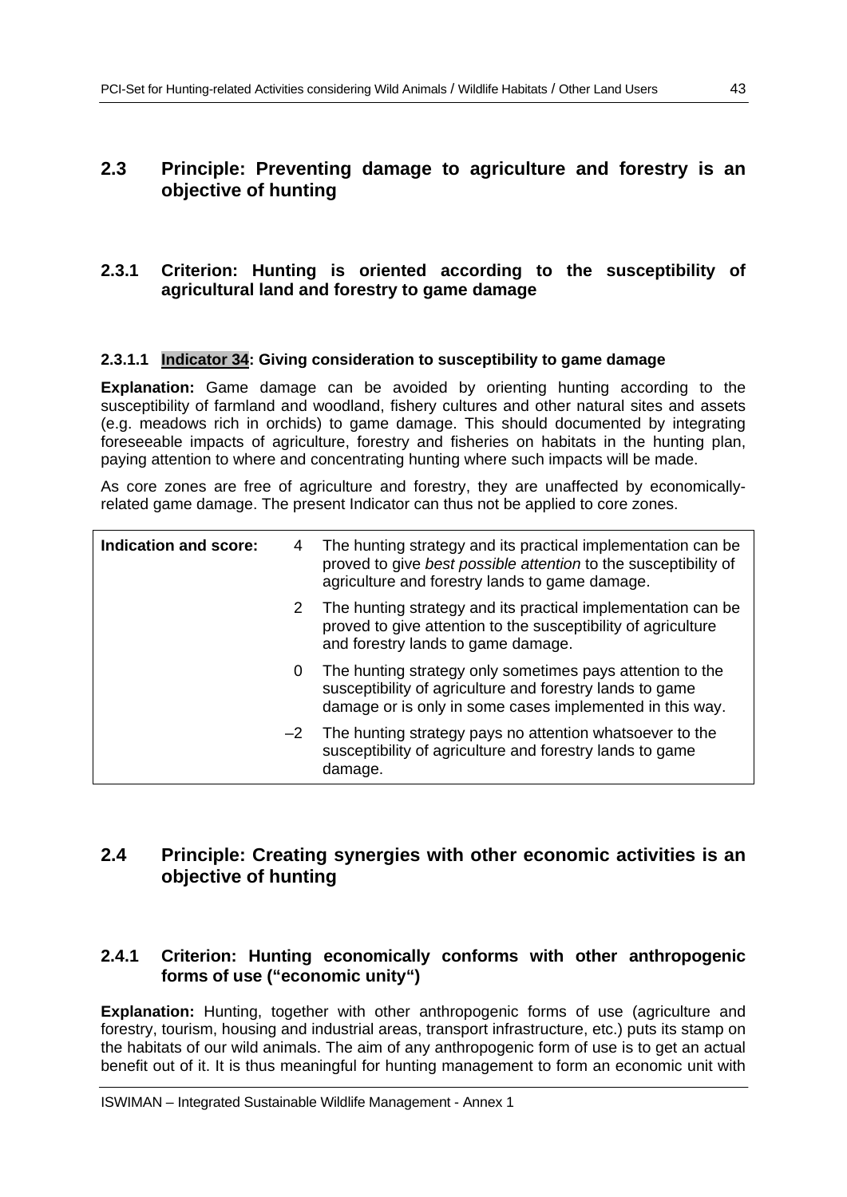## 2.3 Principle: Preventing damage to agriculture and forestry is an objective of hunting

### 2.3.1 Criterion: Hunting is oriented according to the susceptibility of agricultural land and forestry to game damage

#### 2.3.1.1 Indicator 34: Giving consideration to susceptibility to game damage

**Explanation:** Game damage can be avoided by orienting hunting according to the susceptibility of farmland and woodland, fishery cultures and other natural sites and assets (e.g. meadows rich in orchids) to game damage. This should documented by integrating foreseeable impacts of agriculture, forestry and fisheries on habitats in the hunting plan, paying attention to where and concentrating hunting where such impacts will be made.

As core zones are free of agriculture and forestry, they are unaffected by economically-related game damage. The present Indicator can thus not be applied to core zones.

| Indication and score: | | |
|---|---|---|
| | 4 | The hunting strategy and its practical implementation can be proved to give *best possible attention* to the susceptibility of agriculture and forestry lands to game damage. |
| | 2 | The hunting strategy and its practical implementation can be proved to give attention to the susceptibility of agriculture and forestry lands to game damage. |
| | 0 | The hunting strategy only sometimes pays attention to the susceptibility of agriculture and forestry lands to game damage or is only in some cases implemented in this way. |
| | –2 | The hunting strategy pays no attention whatsoever to the susceptibility of agriculture and forestry lands to game damage. |

## 2.4 Principle: Creating synergies with other economic activities is an objective of hunting

### 2.4.1 Criterion: Hunting economically conforms with other anthropogenic forms of use ("economic unity")

**Explanation:** Hunting, together with other anthropogenic forms of use (agriculture and forestry, tourism, housing and industrial areas, transport infrastructure, etc.) puts its stamp on the habitats of our wild animals. The aim of any anthropogenic form of use is to get an actual benefit out of it. It is thus meaningful for hunting management to form an economic unit with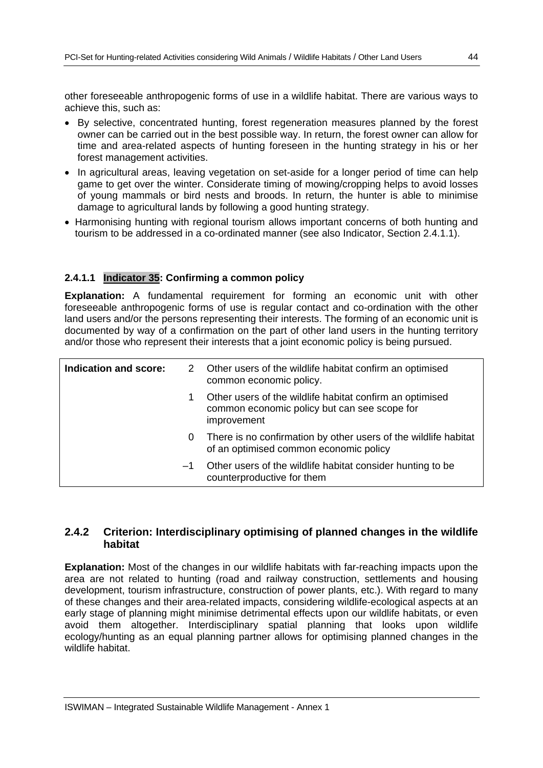other foreseeable anthropogenic forms of use in a wildlife habitat. There are various ways to achieve this, such as:

- By selective, concentrated hunting, forest regeneration measures planned by the forest owner can be carried out in the best possible way. In return, the forest owner can allow for time and area-related aspects of hunting foreseen in the hunting strategy in his or her forest management activities.
- In agricultural areas, leaving vegetation on set-aside for a longer period of time can help game to get over the winter. Considerate timing of mowing/cropping helps to avoid losses of young mammals or bird nests and broods. In return, the hunter is able to minimise damage to agricultural lands by following a good hunting strategy.
- Harmonising hunting with regional tourism allows important concerns of both hunting and tourism to be addressed in a co-ordinated manner (see also Indicator, Section 2.4.1.1).

#### 2.4.1.1 Indicator 35: Confirming a common policy

**Explanation:** A fundamental requirement for forming an economic unit with other foreseeable anthropogenic forms of use is regular contact and co-ordination with the other land users and/or the persons representing their interests. The forming of an economic unit is documented by way of a confirmation on the part of other land users in the hunting territory and/or those who represent their interests that a joint economic policy is being pursued.

| **Indication and score:** | | |
|---|---|---|
| | 2 | Other users of the wildlife habitat confirm an optimised common economic policy. |
| | 1 | Other users of the wildlife habitat confirm an optimised common economic policy but can see scope for improvement |
| | 0 | There is no confirmation by other users of the wildlife habitat of an optimised common economic policy |
| | –1 | Other users of the wildlife habitat consider hunting to be counterproductive for them |

### 2.4.2 Criterion: Interdisciplinary optimising of planned changes in the wildlife habitat

**Explanation:** Most of the changes in our wildlife habitats with far-reaching impacts upon the area are not related to hunting (road and railway construction, settlements and housing development, tourism infrastructure, construction of power plants, etc.). With regard to many of these changes and their area-related impacts, considering wildlife-ecological aspects at an early stage of planning might minimise detrimental effects upon our wildlife habitats, or even avoid them altogether. Interdisciplinary spatial planning that looks upon wildlife ecology/hunting as an equal planning partner allows for optimising planned changes in the wildlife habitat.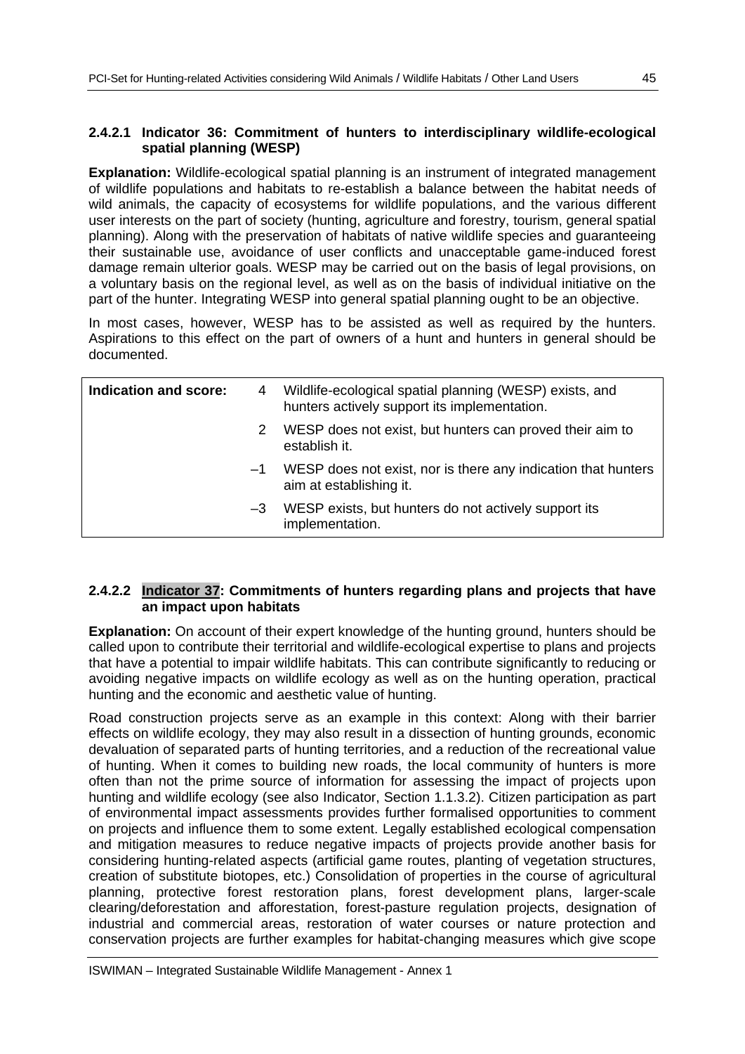#### 2.4.2.1 Indicator 36: Commitment of hunters to interdisciplinary wildlife-ecological spatial planning (WESP)

**Explanation:** Wildlife-ecological spatial planning is an instrument of integrated management of wildlife populations and habitats to re-establish a balance between the habitat needs of wild animals, the capacity of ecosystems for wildlife populations, and the various different user interests on the part of society (hunting, agriculture and forestry, tourism, general spatial planning). Along with the preservation of habitats of native wildlife species and guaranteeing their sustainable use, avoidance of user conflicts and unacceptable game-induced forest damage remain ulterior goals. WESP may be carried out on the basis of legal provisions, on a voluntary basis on the regional level, as well as on the basis of individual initiative on the part of the hunter. Integrating WESP into general spatial planning ought to be an objective.

In most cases, however, WESP has to be assisted as well as required by the hunters. Aspirations to this effect on the part of owners of a hunt and hunters in general should be documented.

| **Indication and score:** | | |
|---|---|---|
| | 4 | Wildlife-ecological spatial planning (WESP) exists, and hunters actively support its implementation. |
| | 2 | WESP does not exist, but hunters can proved their aim to establish it. |
| | –1 | WESP does not exist, nor is there any indication that hunters aim at establishing it. |
| | –3 | WESP exists, but hunters do not actively support its implementation. |

#### 2.4.2.2 Indicator 37: Commitments of hunters regarding plans and projects that have an impact upon habitats

**Explanation:** On account of their expert knowledge of the hunting ground, hunters should be called upon to contribute their territorial and wildlife-ecological expertise to plans and projects that have a potential to impair wildlife habitats. This can contribute significantly to reducing or avoiding negative impacts on wildlife ecology as well as on the hunting operation, practical hunting and the economic and aesthetic value of hunting.

Road construction projects serve as an example in this context: Along with their barrier effects on wildlife ecology, they may also result in a dissection of hunting grounds, economic devaluation of separated parts of hunting territories, and a reduction of the recreational value of hunting. When it comes to building new roads, the local community of hunters is more often than not the prime source of information for assessing the impact of projects upon hunting and wildlife ecology (see also Indicator, Section 1.1.3.2). Citizen participation as part of environmental impact assessments provides further formalised opportunities to comment on projects and influence them to some extent. Legally established ecological compensation and mitigation measures to reduce negative impacts of projects provide another basis for considering hunting-related aspects (artificial game routes, planting of vegetation structures, creation of substitute biotopes, etc.) Consolidation of properties in the course of agricultural planning, protective forest restoration plans, forest development plans, larger-scale clearing/deforestation and afforestation, forest-pasture regulation projects, designation of industrial and commercial areas, restoration of water courses or nature protection and conservation projects are further examples for habitat-changing measures which give scope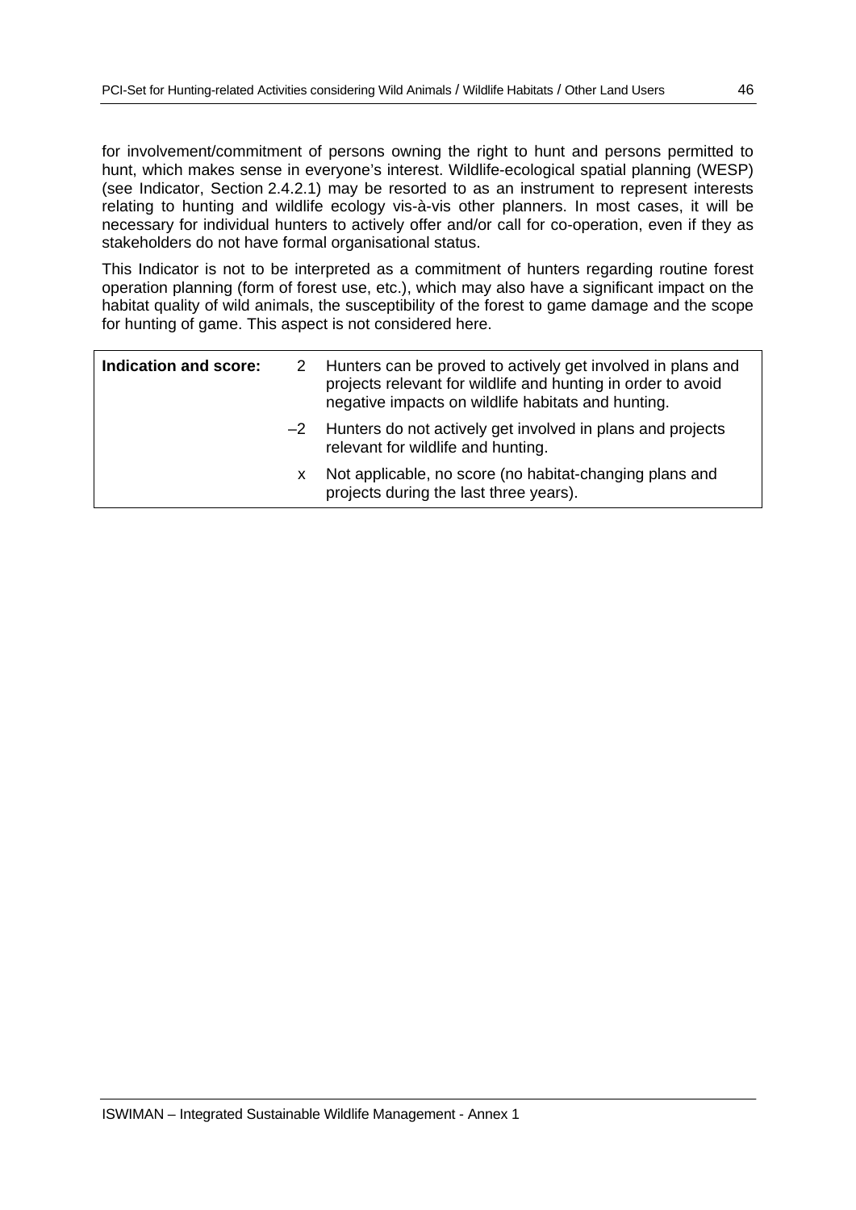for involvement/commitment of persons owning the right to hunt and persons permitted to hunt, which makes sense in everyone's interest. Wildlife-ecological spatial planning (WESP) (see Indicator, Section 2.4.2.1) may be resorted to as an instrument to represent interests relating to hunting and wildlife ecology vis-à-vis other planners. In most cases, it will be necessary for individual hunters to actively offer and/or call for co-operation, even if they as stakeholders do not have formal organisational status.

This Indicator is not to be interpreted as a commitment of hunters regarding routine forest operation planning (form of forest use, etc.), which may also have a significant impact on the habitat quality of wild animals, the susceptibility of the forest to game damage and the scope for hunting of game. This aspect is not considered here.

| **Indication and score:** | 2 | Hunters can be proved to actively get involved in plans and projects relevant for wildlife and hunting in order to avoid negative impacts on wildlife habitats and hunting. |
|---|---|---|
| | –2 | Hunters do not actively get involved in plans and projects relevant for wildlife and hunting. |
| | x | Not applicable, no score (no habitat-changing plans and projects during the last three years). |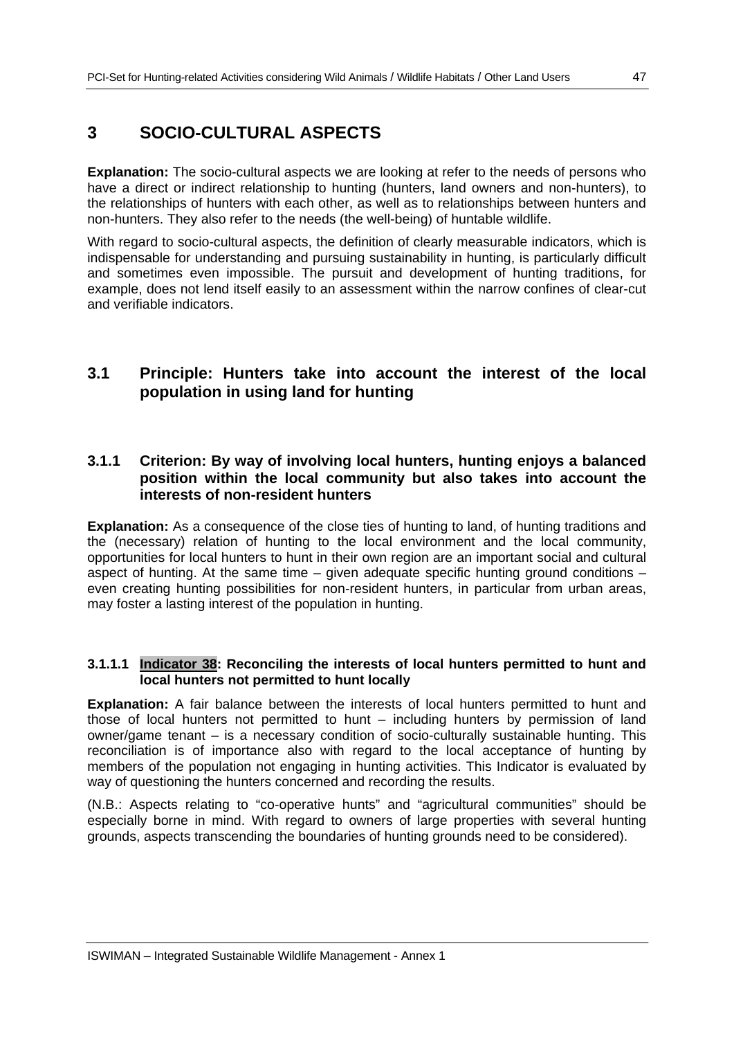# 3 SOCIO-CULTURAL ASPECTS

**Explanation:** The socio-cultural aspects we are looking at refer to the needs of persons who have a direct or indirect relationship to hunting (hunters, land owners and non-hunters), to the relationships of hunters with each other, as well as to relationships between hunters and non-hunters. They also refer to the needs (the well-being) of huntable wildlife.

With regard to socio-cultural aspects, the definition of clearly measurable indicators, which is indispensable for understanding and pursuing sustainability in hunting, is particularly difficult and sometimes even impossible. The pursuit and development of hunting traditions, for example, does not lend itself easily to an assessment within the narrow confines of clear-cut and verifiable indicators.

## 3.1 Principle: Hunters take into account the interest of the local population in using land for hunting

### 3.1.1 Criterion: By way of involving local hunters, hunting enjoys a balanced position within the local community but also takes into account the interests of non-resident hunters

**Explanation:** As a consequence of the close ties of hunting to land, of hunting traditions and the (necessary) relation of hunting to the local environment and the local community, opportunities for local hunters to hunt in their own region are an important social and cultural aspect of hunting. At the same time – given adequate specific hunting ground conditions – even creating hunting possibilities for non-resident hunters, in particular from urban areas, may foster a lasting interest of the population in hunting.

#### 3.1.1.1 Indicator 38: Reconciling the interests of local hunters permitted to hunt and local hunters not permitted to hunt locally

**Explanation:** A fair balance between the interests of local hunters permitted to hunt and those of local hunters not permitted to hunt – including hunters by permission of land owner/game tenant – is a necessary condition of socio-culturally sustainable hunting. This reconciliation is of importance also with regard to the local acceptance of hunting by members of the population not engaging in hunting activities. This Indicator is evaluated by way of questioning the hunters concerned and recording the results.

(N.B.: Aspects relating to “co-operative hunts” and “agricultural communities” should be especially borne in mind. With regard to owners of large properties with several hunting grounds, aspects transcending the boundaries of hunting grounds need to be considered).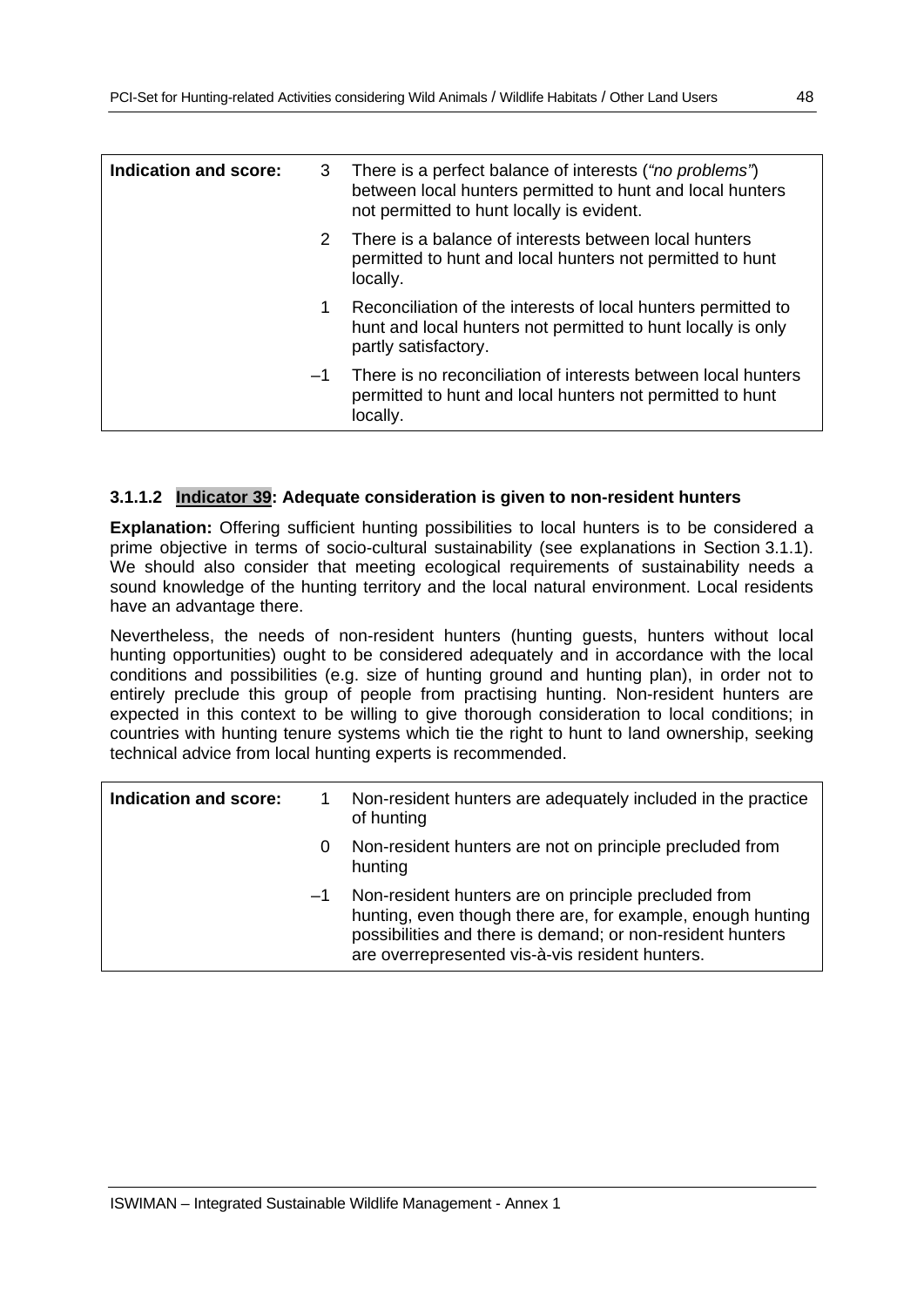| Indication and score: | | |
|---|---|---|
| | 3 | There is a perfect balance of interests (*"no problems"*) between local hunters permitted to hunt and local hunters not permitted to hunt locally is evident. |
| | 2 | There is a balance of interests between local hunters permitted to hunt and local hunters not permitted to hunt locally. |
| | 1 | Reconciliation of the interests of local hunters permitted to hunt and local hunters not permitted to hunt locally is only partly satisfactory. |
| | –1 | There is no reconciliation of interests between local hunters permitted to hunt and local hunters not permitted to hunt locally. |

### 3.1.1.2 Indicator 39: Adequate consideration is given to non-resident hunters

**Explanation:** Offering sufficient hunting possibilities to local hunters is to be considered a prime objective in terms of socio-cultural sustainability (see explanations in Section 3.1.1). We should also consider that meeting ecological requirements of sustainability needs a sound knowledge of the hunting territory and the local natural environment. Local residents have an advantage there.

Nevertheless, the needs of non-resident hunters (hunting guests, hunters without local hunting opportunities) ought to be considered adequately and in accordance with the local conditions and possibilities (e.g. size of hunting ground and hunting plan), in order not to entirely preclude this group of people from practising hunting. Non-resident hunters are expected in this context to be willing to give thorough consideration to local conditions; in countries with hunting tenure systems which tie the right to hunt to land ownership, seeking technical advice from local hunting experts is recommended.

| Indication and score: | | |
|---|---|---|
| | 1 | Non-resident hunters are adequately included in the practice of hunting |
| | 0 | Non-resident hunters are not on principle precluded from hunting |
| | –1 | Non-resident hunters are on principle precluded from hunting, even though there are, for example, enough hunting possibilities and there is demand; or non-resident hunters are overrepresented vis-à-vis resident hunters. |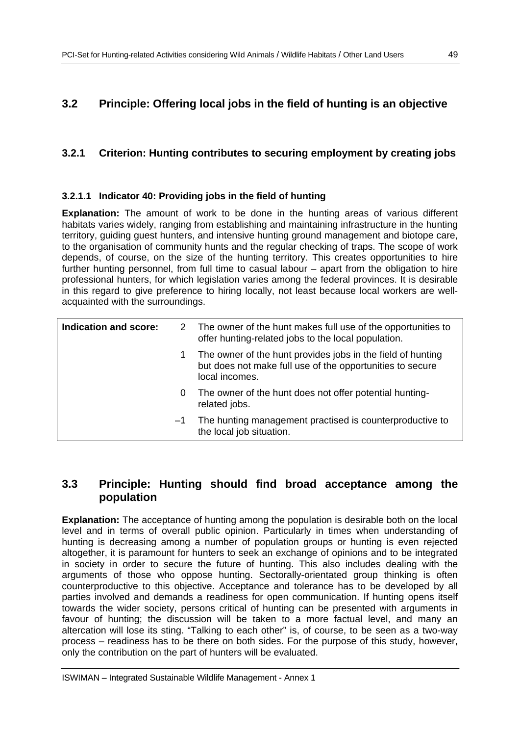## 3.2 Principle: Offering local jobs in the field of hunting is an objective

### 3.2.1 Criterion: Hunting contributes to securing employment by creating jobs

#### 3.2.1.1 Indicator 40: Providing jobs in the field of hunting

**Explanation:** The amount of work to be done in the hunting areas of various different habitats varies widely, ranging from establishing and maintaining infrastructure in the hunting territory, guiding guest hunters, and intensive hunting ground management and biotope care, to the organisation of community hunts and the regular checking of traps. The scope of work depends, of course, on the size of the hunting territory. This creates opportunities to hire further hunting personnel, from full time to casual labour – apart from the obligation to hire professional hunters, for which legislation varies among the federal provinces. It is desirable in this regard to give preference to hiring locally, not least because local workers are well-acquainted with the surroundings.

| Indication and score: | | |
|---|---|---|
| | 2 | The owner of the hunt makes full use of the opportunities to offer hunting-related jobs to the local population. |
| | 1 | The owner of the hunt provides jobs in the field of hunting but does not make full use of the opportunities to secure local incomes. |
| | 0 | The owner of the hunt does not offer potential hunting-related jobs. |
| | –1 | The hunting management practised is counterproductive to the local job situation. |

## 3.3 Principle: Hunting should find broad acceptance among the population

**Explanation:** The acceptance of hunting among the population is desirable both on the local level and in terms of overall public opinion. Particularly in times when understanding of hunting is decreasing among a number of population groups or hunting is even rejected altogether, it is paramount for hunters to seek an exchange of opinions and to be integrated in society in order to secure the future of hunting. This also includes dealing with the arguments of those who oppose hunting. Sectorally-orientated group thinking is often counterproductive to this objective. Acceptance and tolerance has to be developed by all parties involved and demands a readiness for open communication. If hunting opens itself towards the wider society, persons critical of hunting can be presented with arguments in favour of hunting; the discussion will be taken to a more factual level, and many an altercation will lose its sting. "Talking to each other" is, of course, to be seen as a two-way process – readiness has to be there on both sides. For the purpose of this study, however, only the contribution on the part of hunters will be evaluated.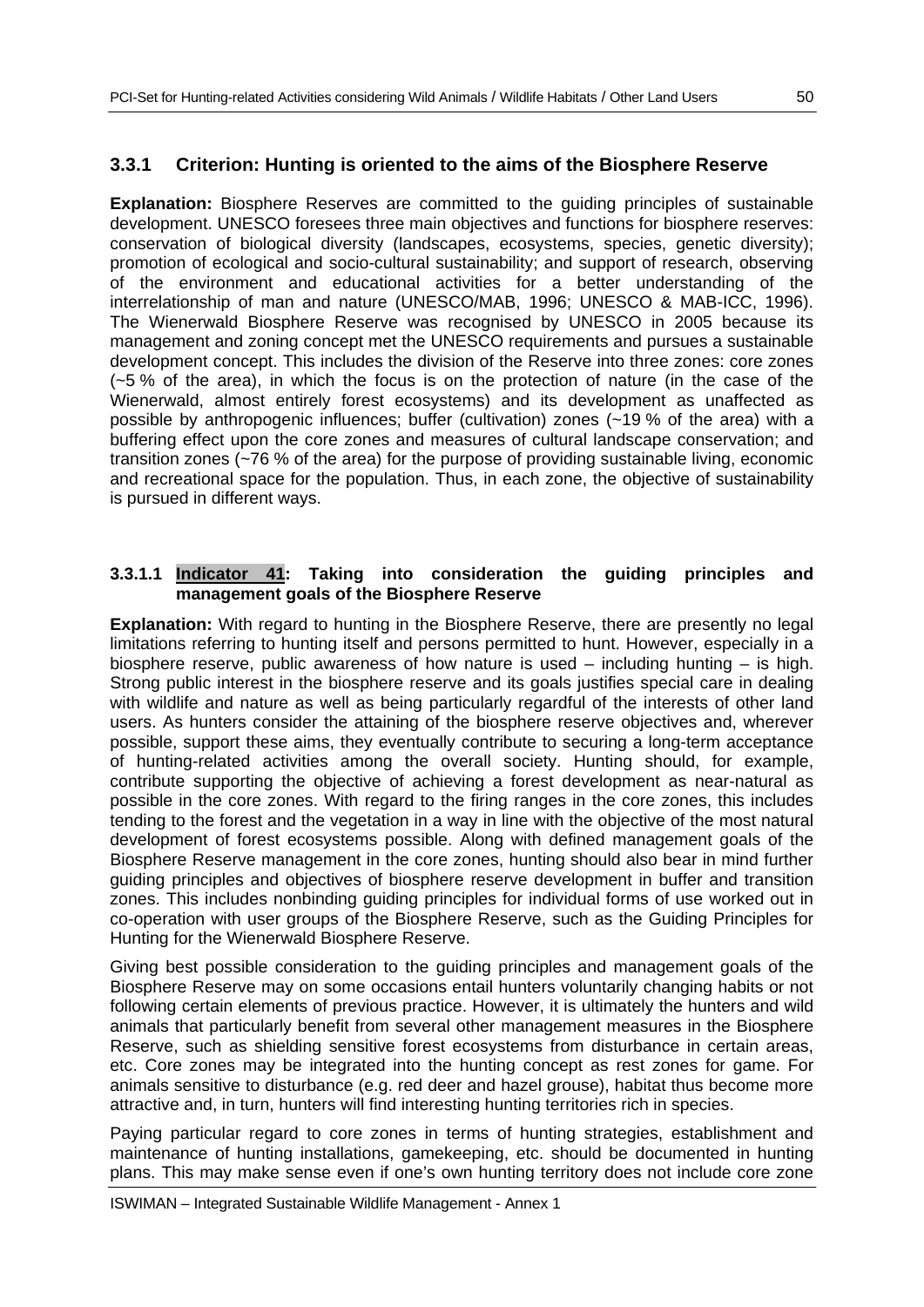### 3.3.1 Criterion: Hunting is oriented to the aims of the Biosphere Reserve

**Explanation:** Biosphere Reserves are committed to the guiding principles of sustainable development. UNESCO foresees three main objectives and functions for biosphere reserves: conservation of biological diversity (landscapes, ecosystems, species, genetic diversity); promotion of ecological and socio-cultural sustainability; and support of research, observing of the environment and educational activities for a better understanding of the interrelationship of man and nature (UNESCO/MAB, 1996; UNESCO & MAB-ICC, 1996). The Wienerwald Biosphere Reserve was recognised by UNESCO in 2005 because its management and zoning concept met the UNESCO requirements and pursues a sustainable development concept. This includes the division of the Reserve into three zones: core zones (~5 % of the area), in which the focus is on the protection of nature (in the case of the Wienerwald, almost entirely forest ecosystems) and its development as unaffected as possible by anthropogenic influences; buffer (cultivation) zones (~19 % of the area) with a buffering effect upon the core zones and measures of cultural landscape conservation; and transition zones (~76 % of the area) for the purpose of providing sustainable living, economic and recreational space for the population. Thus, in each zone, the objective of sustainability is pursued in different ways.

#### 3.3.1.1 Indicator 41: Taking into consideration the guiding principles and management goals of the Biosphere Reserve

**Explanation:** With regard to hunting in the Biosphere Reserve, there are presently no legal limitations referring to hunting itself and persons permitted to hunt. However, especially in a biosphere reserve, public awareness of how nature is used – including hunting – is high. Strong public interest in the biosphere reserve and its goals justifies special care in dealing with wildlife and nature as well as being particularly regardful of the interests of other land users. As hunters consider the attaining of the biosphere reserve objectives and, wherever possible, support these aims, they eventually contribute to securing a long-term acceptance of hunting-related activities among the overall society. Hunting should, for example, contribute supporting the objective of achieving a forest development as near-natural as possible in the core zones. With regard to the firing ranges in the core zones, this includes tending to the forest and the vegetation in a way in line with the objective of the most natural development of forest ecosystems possible. Along with defined management goals of the Biosphere Reserve management in the core zones, hunting should also bear in mind further guiding principles and objectives of biosphere reserve development in buffer and transition zones. This includes nonbinding guiding principles for individual forms of use worked out in co-operation with user groups of the Biosphere Reserve, such as the Guiding Principles for Hunting for the Wienerwald Biosphere Reserve.

Giving best possible consideration to the guiding principles and management goals of the Biosphere Reserve may on some occasions entail hunters voluntarily changing habits or not following certain elements of previous practice. However, it is ultimately the hunters and wild animals that particularly benefit from several other management measures in the Biosphere Reserve, such as shielding sensitive forest ecosystems from disturbance in certain areas, etc. Core zones may be integrated into the hunting concept as rest zones for game. For animals sensitive to disturbance (e.g. red deer and hazel grouse), habitat thus become more attractive and, in turn, hunters will find interesting hunting territories rich in species.

Paying particular regard to core zones in terms of hunting strategies, establishment and maintenance of hunting installations, gamekeeping, etc. should be documented in hunting plans. This may make sense even if one's own hunting territory does not include core zone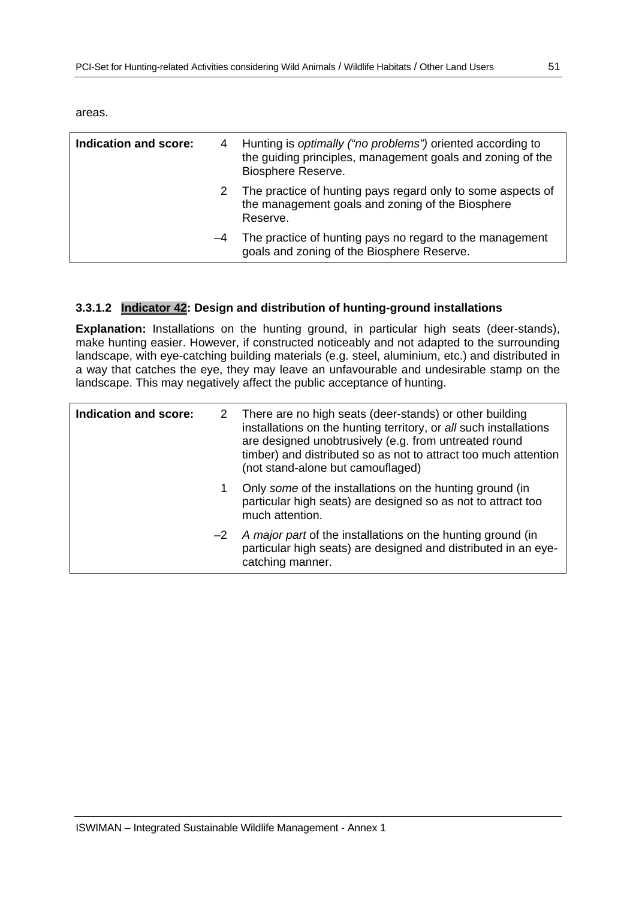areas.

| Indication and score: | | |
|---|---|---|
| | 4 | Hunting is *optimally ("no problems")* oriented according to the guiding principles, management goals and zoning of the Biosphere Reserve. |
| | 2 | The practice of hunting pays regard only to some aspects of the management goals and zoning of the Biosphere Reserve. |
| | –4 | The practice of hunting pays no regard to the management goals and zoning of the Biosphere Reserve. |

### 3.3.1.2 Indicator 42: Design and distribution of hunting-ground installations

**Explanation:** Installations on the hunting ground, in particular high seats (deer-stands), make hunting easier. However, if constructed noticeably and not adapted to the surrounding landscape, with eye-catching building materials (e.g. steel, aluminium, etc.) and distributed in a way that catches the eye, they may leave an unfavourable and undesirable stamp on the landscape. This may negatively affect the public acceptance of hunting.

| Indication and score: | | |
|---|---|---|
| | 2 | There are no high seats (deer-stands) or other building installations on the hunting territory, or *all* such installations are designed unobtrusively (e.g. from untreated round timber) and distributed so as not to attract too much attention (not stand-alone but camouflaged) |
| | 1 | Only *some* of the installations on the hunting ground (in particular high seats) are designed so as not to attract too much attention. |
| | –2 | *A major part* of the installations on the hunting ground (in particular high seats) are designed and distributed in an eye-catching manner. |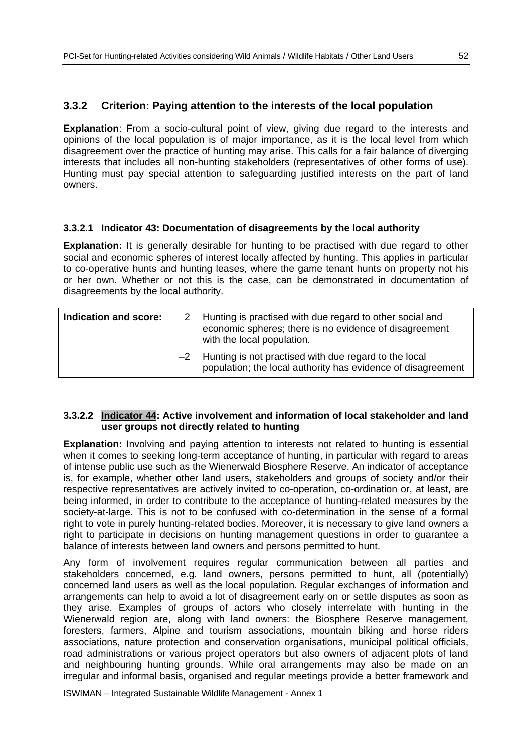### 3.3.2 Criterion: Paying attention to the interests of the local population

**Explanation**: From a socio-cultural point of view, giving due regard to the interests and opinions of the local population is of major importance, as it is the local level from which disagreement over the practice of hunting may arise. This calls for a fair balance of diverging interests that includes all non-hunting stakeholders (representatives of other forms of use). Hunting must pay special attention to safeguarding justified interests on the part of land owners.

#### 3.3.2.1 Indicator 43: Documentation of disagreements by the local authority

**Explanation:** It is generally desirable for hunting to be practised with due regard to other social and economic spheres of interest locally affected by hunting. This applies in particular to co-operative hunts and hunting leases, where the game tenant hunts on property not his or her own. Whether or not this is the case, can be demonstrated in documentation of disagreements by the local authority.

| **Indication and score:** | | |
|---|---|---|
| | 2 | Hunting is practised with due regard to other social and economic spheres; there is no evidence of disagreement with the local population. |
| | –2 | Hunting is not practised with due regard to the local population; the local authority has evidence of disagreement |

#### 3.3.2.2 Indicator 44: Active involvement and information of local stakeholder and land user groups not directly related to hunting

**Explanation:** Involving and paying attention to interests not related to hunting is essential when it comes to seeking long-term acceptance of hunting, in particular with regard to areas of intense public use such as the Wienerwald Biosphere Reserve. An indicator of acceptance is, for example, whether other land users, stakeholders and groups of society and/or their respective representatives are actively invited to co-operation, co-ordination or, at least, are being informed, in order to contribute to the acceptance of hunting-related measures by the society-at-large. This is not to be confused with co-determination in the sense of a formal right to vote in purely hunting-related bodies. Moreover, it is necessary to give land owners a right to participate in decisions on hunting management questions in order to guarantee a balance of interests between land owners and persons permitted to hunt.

Any form of involvement requires regular communication between all parties and stakeholders concerned, e.g. land owners, persons permitted to hunt, all (potentially) concerned land users as well as the local population. Regular exchanges of information and arrangements can help to avoid a lot of disagreement early on or settle disputes as soon as they arise. Examples of groups of actors who closely interrelate with hunting in the Wienerwald region are, along with land owners: the Biosphere Reserve management, foresters, farmers, Alpine and tourism associations, mountain biking and horse riders associations, nature protection and conservation organisations, municipal political officials, road administrations or various project operators but also owners of adjacent plots of land and neighbouring hunting grounds. While oral arrangements may also be made on an irregular and informal basis, organised and regular meetings provide a better framework and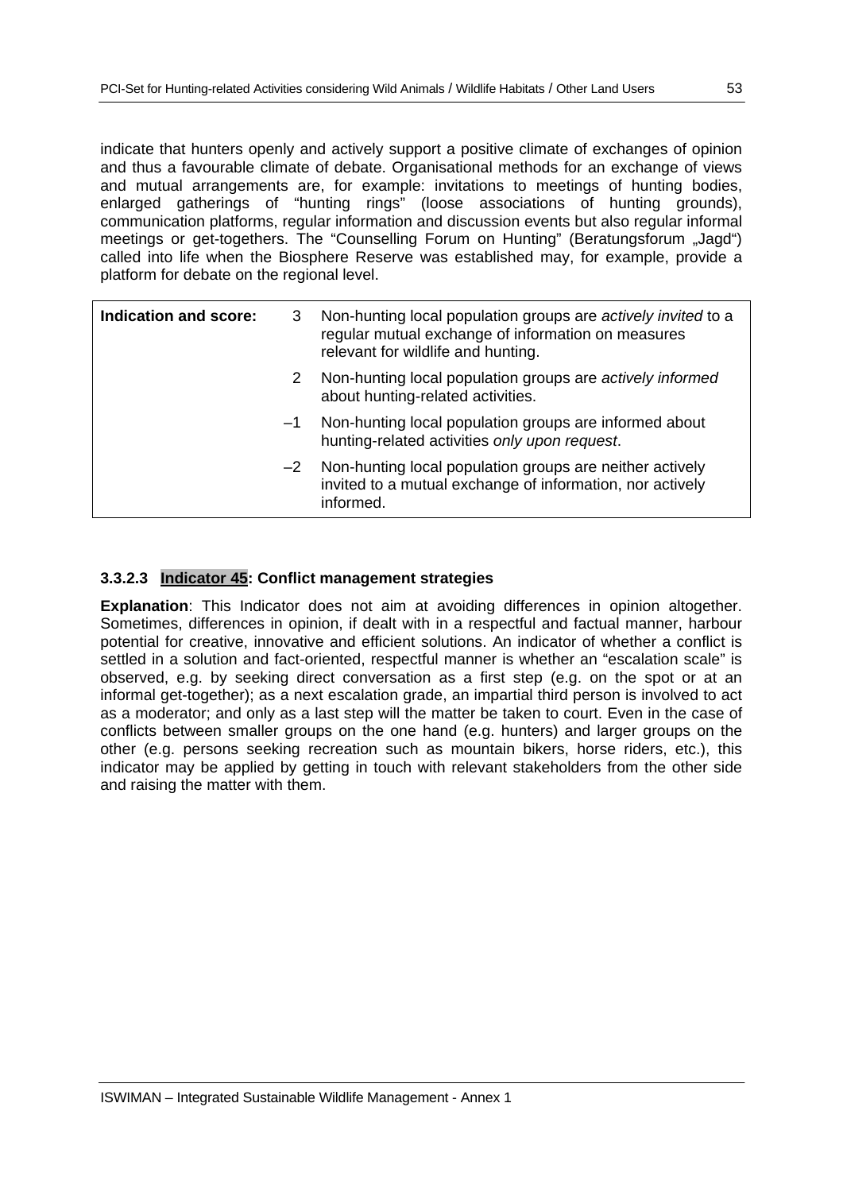indicate that hunters openly and actively support a positive climate of exchanges of opinion and thus a favourable climate of debate. Organisational methods for an exchange of views and mutual arrangements are, for example: invitations to meetings of hunting bodies, enlarged gatherings of "hunting rings" (loose associations of hunting grounds), communication platforms, regular information and discussion events but also regular informal meetings or get-togethers. The "Counselling Forum on Hunting" (Beratungsforum „Jagd“) called into life when the Biosphere Reserve was established may, for example, provide a platform for debate on the regional level.

| **Indication and score:** | | |
|---|---|---|
| | 3 | Non-hunting local population groups are *actively invited* to a regular mutual exchange of information on measures relevant for wildlife and hunting. |
| | 2 | Non-hunting local population groups are *actively informed* about hunting-related activities. |
| | –1 | Non-hunting local population groups are informed about hunting-related activities *only upon request*. |
| | –2 | Non-hunting local population groups are neither actively invited to a mutual exchange of information, nor actively informed. |

### 3.3.2.3 Indicator 45: Conflict management strategies

**Explanation**: This Indicator does not aim at avoiding differences in opinion altogether. Sometimes, differences in opinion, if dealt with in a respectful and factual manner, harbour potential for creative, innovative and efficient solutions. An indicator of whether a conflict is settled in a solution and fact-oriented, respectful manner is whether an "escalation scale" is observed, e.g. by seeking direct conversation as a first step (e.g. on the spot or at an informal get-together); as a next escalation grade, an impartial third person is involved to act as a moderator; and only as a last step will the matter be taken to court. Even in the case of conflicts between smaller groups on the one hand (e.g. hunters) and larger groups on the other (e.g. persons seeking recreation such as mountain bikers, horse riders, etc.), this indicator may be applied by getting in touch with relevant stakeholders from the other side and raising the matter with them.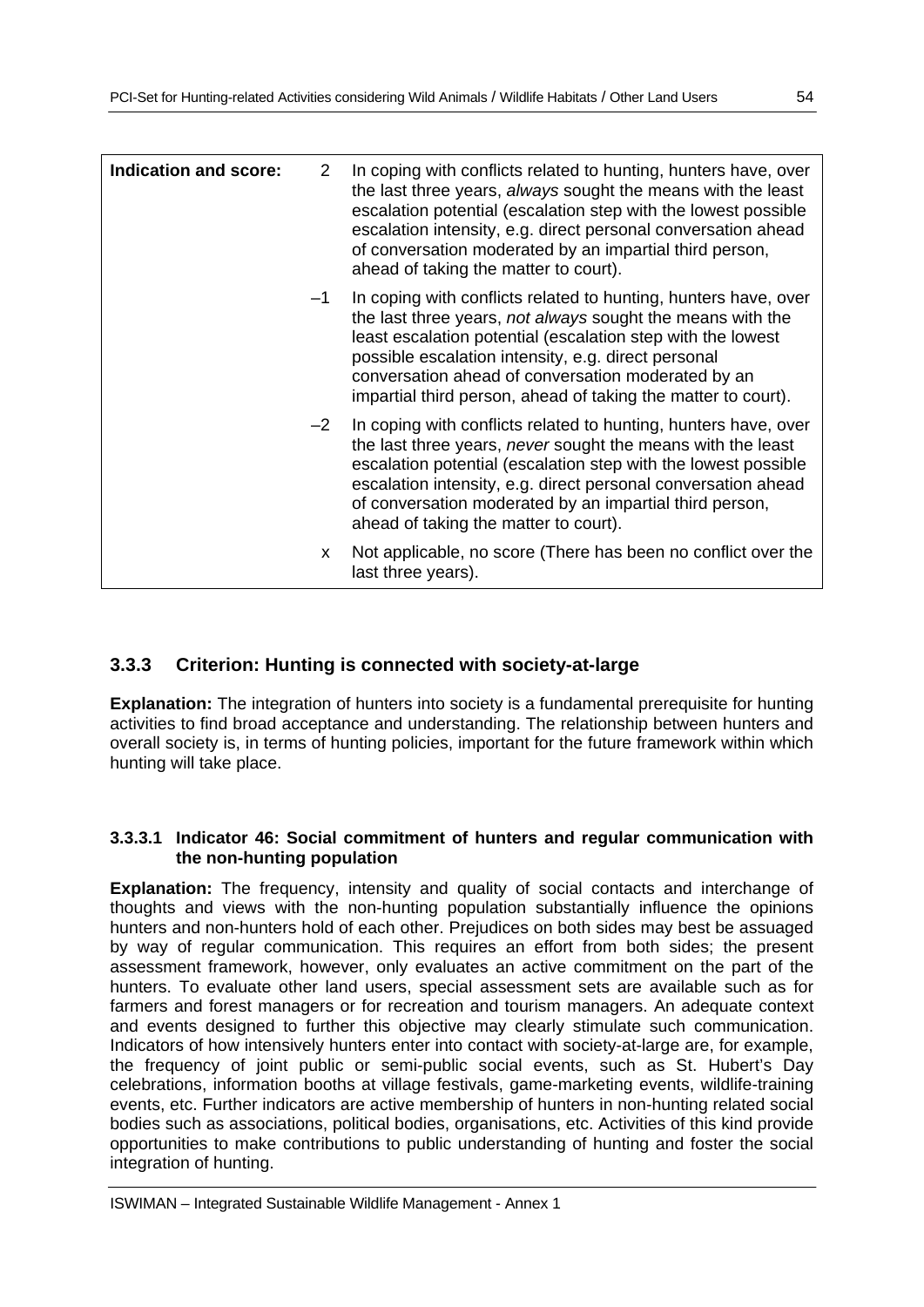| Indication and score: | | |
|---|---|---|
| | 2 | In coping with conflicts related to hunting, hunters have, over the last three years, *always* sought the means with the least escalation potential (escalation step with the lowest possible escalation intensity, e.g. direct personal conversation ahead of conversation moderated by an impartial third person, ahead of taking the matter to court). |
| | –1 | In coping with conflicts related to hunting, hunters have, over the last three years, *not always* sought the means with the least escalation potential (escalation step with the lowest possible escalation intensity, e.g. direct personal conversation ahead of conversation moderated by an impartial third person, ahead of taking the matter to court). |
| | –2 | In coping with conflicts related to hunting, hunters have, over the last three years, *never* sought the means with the least escalation potential (escalation step with the lowest possible escalation intensity, e.g. direct personal conversation ahead of conversation moderated by an impartial third person, ahead of taking the matter to court). |
| | x | Not applicable, no score (There has been no conflict over the last three years). |

### 3.3.3 Criterion: Hunting is connected with society-at-large

**Explanation:** The integration of hunters into society is a fundamental prerequisite for hunting activities to find broad acceptance and understanding. The relationship between hunters and overall society is, in terms of hunting policies, important for the future framework within which hunting will take place.

#### 3.3.3.1 Indicator 46: Social commitment of hunters and regular communication with the non-hunting population

**Explanation:** The frequency, intensity and quality of social contacts and interchange of thoughts and views with the non-hunting population substantially influence the opinions hunters and non-hunters hold of each other. Prejudices on both sides may best be assuaged by way of regular communication. This requires an effort from both sides; the present assessment framework, however, only evaluates an active commitment on the part of the hunters. To evaluate other land users, special assessment sets are available such as for farmers and forest managers or for recreation and tourism managers. An adequate context and events designed to further this objective may clearly stimulate such communication. Indicators of how intensively hunters enter into contact with society-at-large are, for example, the frequency of joint public or semi-public social events, such as St. Hubert's Day celebrations, information booths at village festivals, game-marketing events, wildlife-training events, etc. Further indicators are active membership of hunters in non-hunting related social bodies such as associations, political bodies, organisations, etc. Activities of this kind provide opportunities to make contributions to public understanding of hunting and foster the social integration of hunting.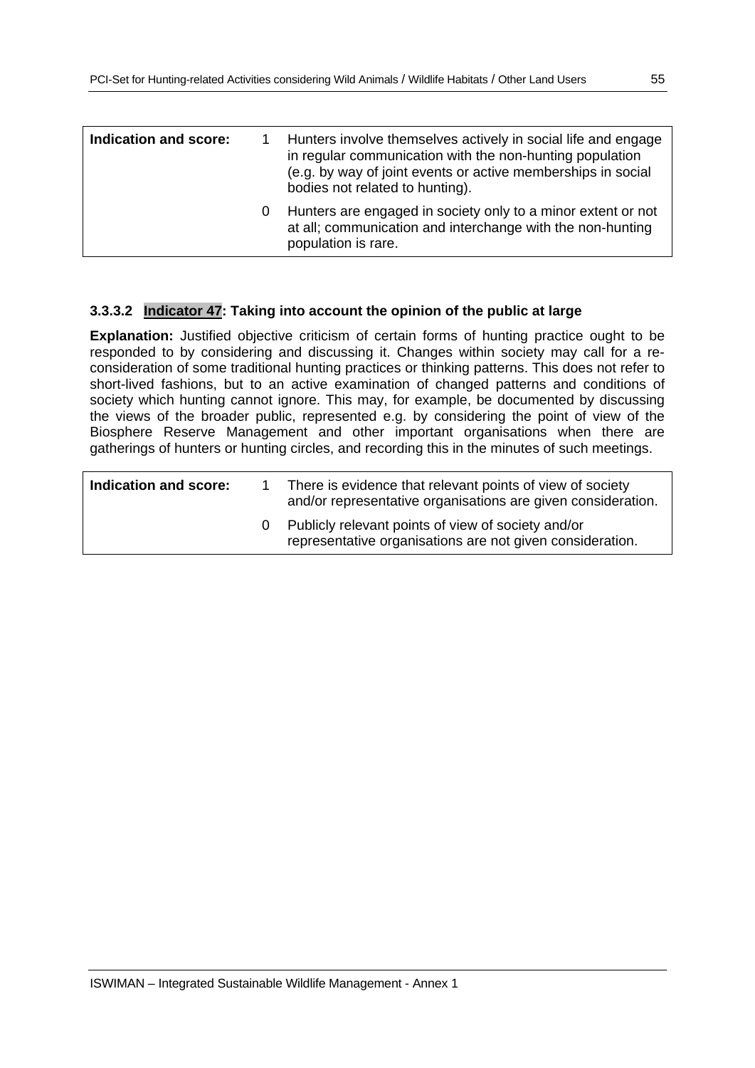| Indication and score: | | |
|---|---|---|
| | 1 | Hunters involve themselves actively in social life and engage in regular communication with the non-hunting population (e.g. by way of joint events or active memberships in social bodies not related to hunting). |
| | 0 | Hunters are engaged in society only to a minor extent or not at all; communication and interchange with the non-hunting population is rare. |

### 3.3.3.2 Indicator 47: Taking into account the opinion of the public at large

**Explanation:** Justified objective criticism of certain forms of hunting practice ought to be responded to by considering and discussing it. Changes within society may call for a re-consideration of some traditional hunting practices or thinking patterns. This does not refer to short-lived fashions, but to an active examination of changed patterns and conditions of society which hunting cannot ignore. This may, for example, be documented by discussing the views of the broader public, represented e.g. by considering the point of view of the Biosphere Reserve Management and other important organisations when there are gatherings of hunters or hunting circles, and recording this in the minutes of such meetings.

| Indication and score: | | |
|---|---|---|
| | 1 | There is evidence that relevant points of view of society and/or representative organisations are given consideration. |
| | 0 | Publicly relevant points of view of society and/or representative organisations are not given consideration. |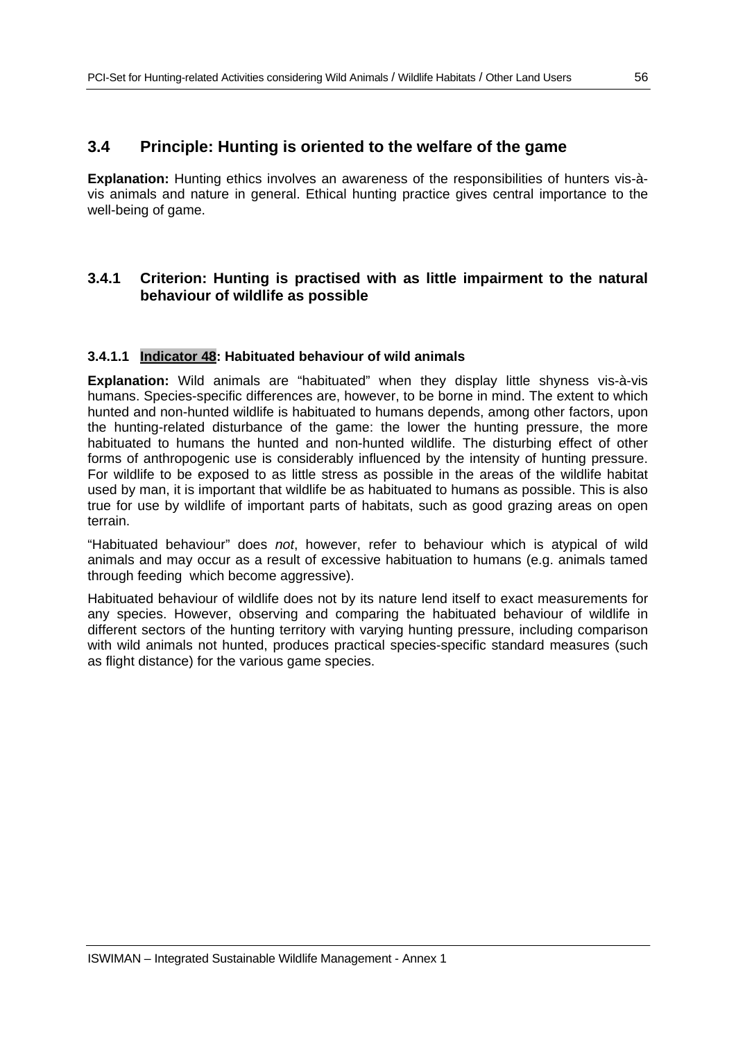## 3.4 Principle: Hunting is oriented to the welfare of the game

**Explanation:** Hunting ethics involves an awareness of the responsibilities of hunters vis-à-vis animals and nature in general. Ethical hunting practice gives central importance to the well-being of game.

### 3.4.1 Criterion: Hunting is practised with as little impairment to the natural behaviour of wildlife as possible

#### 3.4.1.1 Indicator 48: Habituated behaviour of wild animals

**Explanation:** Wild animals are "habituated" when they display little shyness vis-à-vis humans. Species-specific differences are, however, to be borne in mind. The extent to which hunted and non-hunted wildlife is habituated to humans depends, among other factors, upon the hunting-related disturbance of the game: the lower the hunting pressure, the more habituated to humans the hunted and non-hunted wildlife. The disturbing effect of other forms of anthropogenic use is considerably influenced by the intensity of hunting pressure. For wildlife to be exposed to as little stress as possible in the areas of the wildlife habitat used by man, it is important that wildlife be as habituated to humans as possible. This is also true for use by wildlife of important parts of habitats, such as good grazing areas on open terrain.

"Habituated behaviour" does *not*, however, refer to behaviour which is atypical of wild animals and may occur as a result of excessive habituation to humans (e.g. animals tamed through feeding which become aggressive).

Habituated behaviour of wildlife does not by its nature lend itself to exact measurements for any species. However, observing and comparing the habituated behaviour of wildlife in different sectors of the hunting territory with varying hunting pressure, including comparison with wild animals not hunted, produces practical species-specific standard measures (such as flight distance) for the various game species.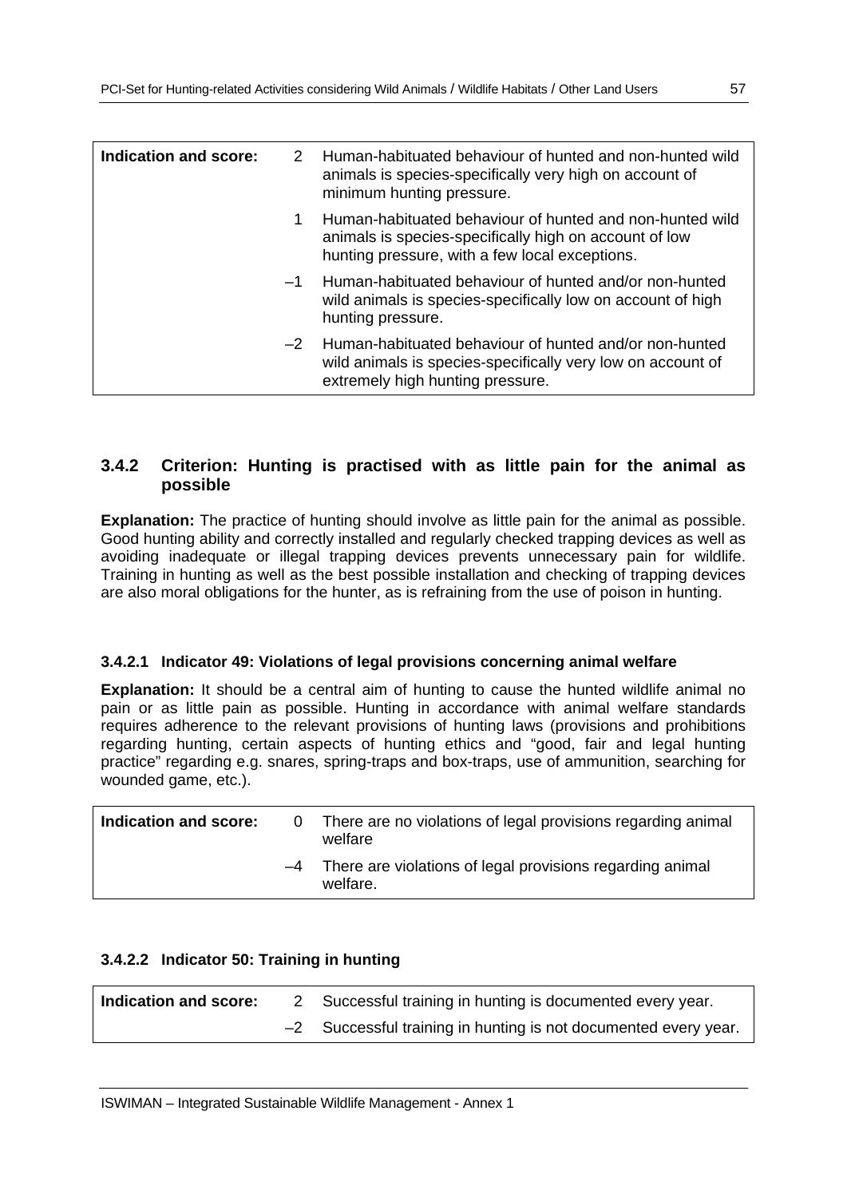| Indication and score: | | |
|---|---|---|
| | 2 | Human-habituated behaviour of hunted and non-hunted wild animals is species-specifically very high on account of minimum hunting pressure. |
| | 1 | Human-habituated behaviour of hunted and non-hunted wild animals is species-specifically high on account of low hunting pressure, with a few local exceptions. |
| | –1 | Human-habituated behaviour of hunted and/or non-hunted wild animals is species-specifically low on account of high hunting pressure. |
| | –2 | Human-habituated behaviour of hunted and/or non-hunted wild animals is species-specifically very low on account of extremely high hunting pressure. |

### 3.4.2 Criterion: Hunting is practised with as little pain for the animal as possible

**Explanation:** The practice of hunting should involve as little pain for the animal as possible. Good hunting ability and correctly installed and regularly checked trapping devices as well as avoiding inadequate or illegal trapping devices prevents unnecessary pain for wildlife. Training in hunting as well as the best possible installation and checking of trapping devices are also moral obligations for the hunter, as is refraining from the use of poison in hunting.

#### 3.4.2.1 Indicator 49: Violations of legal provisions concerning animal welfare

**Explanation:** It should be a central aim of hunting to cause the hunted wildlife animal no pain or as little pain as possible. Hunting in accordance with animal welfare standards requires adherence to the relevant provisions of hunting laws (provisions and prohibitions regarding hunting, certain aspects of hunting ethics and "good, fair and legal hunting practice" regarding e.g. snares, spring-traps and box-traps, use of ammunition, searching for wounded game, etc.).

| Indication and score: | | |
|---|---|---|
| | 0 | There are no violations of legal provisions regarding animal welfare |
| | –4 | There are violations of legal provisions regarding animal welfare. |

#### 3.4.2.2 Indicator 50: Training in hunting

| Indication and score: | | |
|---|---|---|
| | 2 | Successful training in hunting is documented every year. |
| | –2 | Successful training in hunting is not documented every year. |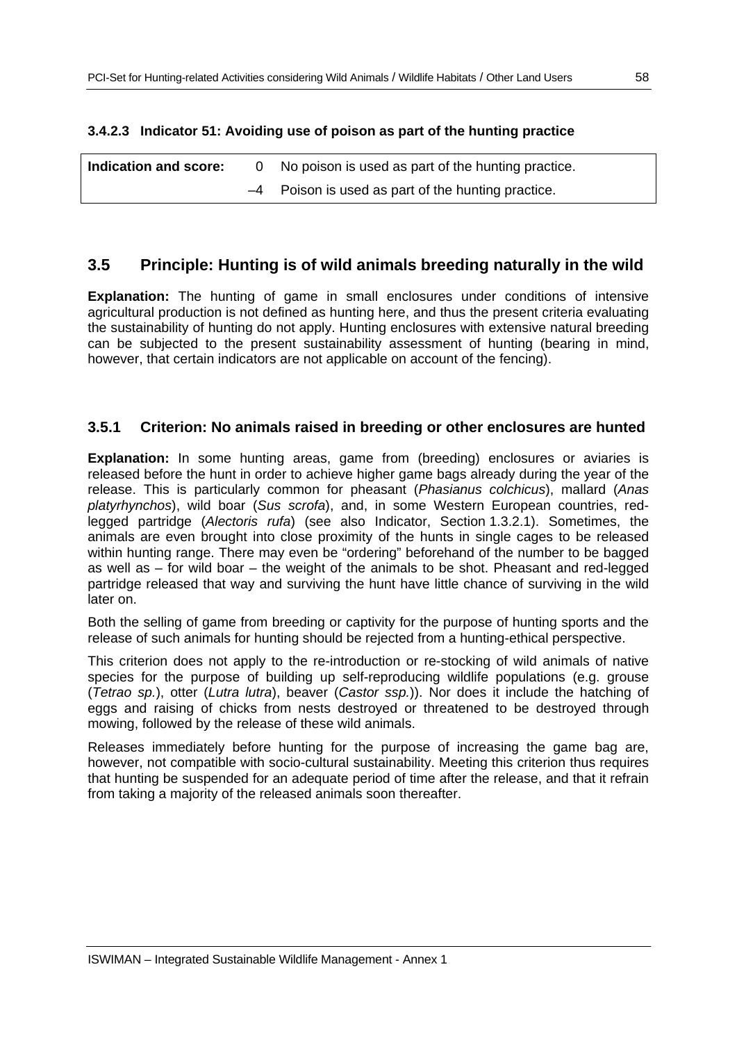#### 3.4.2.3 Indicator 51: Avoiding use of poison as part of the hunting practice

| **Indication and score:** | 0 | No poison is used as part of the hunting practice. |
|---|---|---|
| | –4 | Poison is used as part of the hunting practice. |

## 3.5 Principle: Hunting is of wild animals breeding naturally in the wild

**Explanation:** The hunting of game in small enclosures under conditions of intensive agricultural production is not defined as hunting here, and thus the present criteria evaluating the sustainability of hunting do not apply. Hunting enclosures with extensive natural breeding can be subjected to the present sustainability assessment of hunting (bearing in mind, however, that certain indicators are not applicable on account of the fencing).

### 3.5.1 Criterion: No animals raised in breeding or other enclosures are hunted

**Explanation:** In some hunting areas, game from (breeding) enclosures or aviaries is released before the hunt in order to achieve higher game bags already during the year of the release. This is particularly common for pheasant (*Phasianus colchicus*), mallard (*Anas platyrhynchos*), wild boar (*Sus scrofa*), and, in some Western European countries, red-legged partridge (*Alectoris rufa*) (see also Indicator, Section 1.3.2.1). Sometimes, the animals are even brought into close proximity of the hunts in single cages to be released within hunting range. There may even be "ordering" beforehand of the number to be bagged as well as – for wild boar – the weight of the animals to be shot. Pheasant and red-legged partridge released that way and surviving the hunt have little chance of surviving in the wild later on.

Both the selling of game from breeding or captivity for the purpose of hunting sports and the release of such animals for hunting should be rejected from a hunting-ethical perspective.

This criterion does not apply to the re-introduction or re-stocking of wild animals of native species for the purpose of building up self-reproducing wildlife populations (e.g. grouse (*Tetrao sp.*), otter (*Lutra lutra*), beaver (*Castor ssp.*)). Nor does it include the hatching of eggs and raising of chicks from nests destroyed or threatened to be destroyed through mowing, followed by the release of these wild animals.

Releases immediately before hunting for the purpose of increasing the game bag are, however, not compatible with socio-cultural sustainability. Meeting this criterion thus requires that hunting be suspended for an adequate period of time after the release, and that it refrain from taking a majority of the released animals soon thereafter.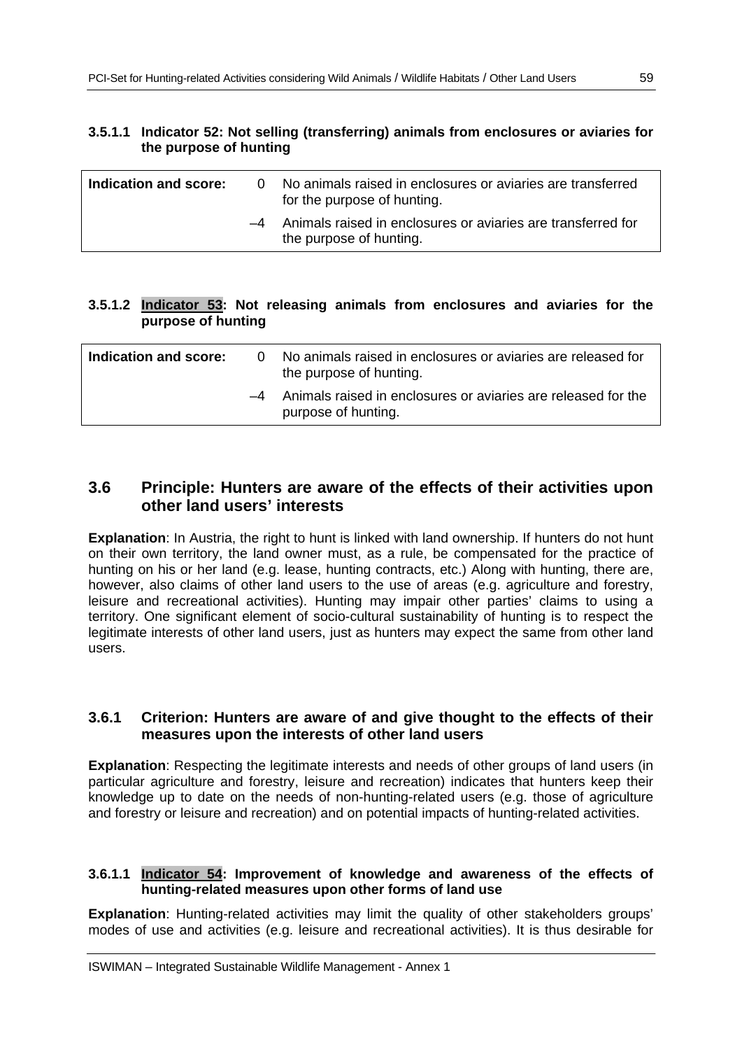#### 3.5.1.1 Indicator 52: Not selling (transferring) animals from enclosures or aviaries for the purpose of hunting

| Indication and score: | | |
|---|---|---|
| | 0 | No animals raised in enclosures or aviaries are transferred for the purpose of hunting. |
| | –4 | Animals raised in enclosures or aviaries are transferred for the purpose of hunting. |

#### 3.5.1.2 Indicator 53: Not releasing animals from enclosures and aviaries for the purpose of hunting

| Indication and score: | | |
|---|---|---|
| | 0 | No animals raised in enclosures or aviaries are released for the purpose of hunting. |
| | –4 | Animals raised in enclosures or aviaries are released for the purpose of hunting. |

## 3.6 Principle: Hunters are aware of the effects of their activities upon other land users' interests

**Explanation**: In Austria, the right to hunt is linked with land ownership. If hunters do not hunt on their own territory, the land owner must, as a rule, be compensated for the practice of hunting on his or her land (e.g. lease, hunting contracts, etc.) Along with hunting, there are, however, also claims of other land users to the use of areas (e.g. agriculture and forestry, leisure and recreational activities). Hunting may impair other parties' claims to using a territory. One significant element of socio-cultural sustainability of hunting is to respect the legitimate interests of other land users, just as hunters may expect the same from other land users.

### 3.6.1 Criterion: Hunters are aware of and give thought to the effects of their measures upon the interests of other land users

**Explanation**: Respecting the legitimate interests and needs of other groups of land users (in particular agriculture and forestry, leisure and recreation) indicates that hunters keep their knowledge up to date on the needs of non-hunting-related users (e.g. those of agriculture and forestry or leisure and recreation) and on potential impacts of hunting-related activities.

#### 3.6.1.1 Indicator 54: Improvement of knowledge and awareness of the effects of hunting-related measures upon other forms of land use

**Explanation**: Hunting-related activities may limit the quality of other stakeholders groups' modes of use and activities (e.g. leisure and recreational activities). It is thus desirable for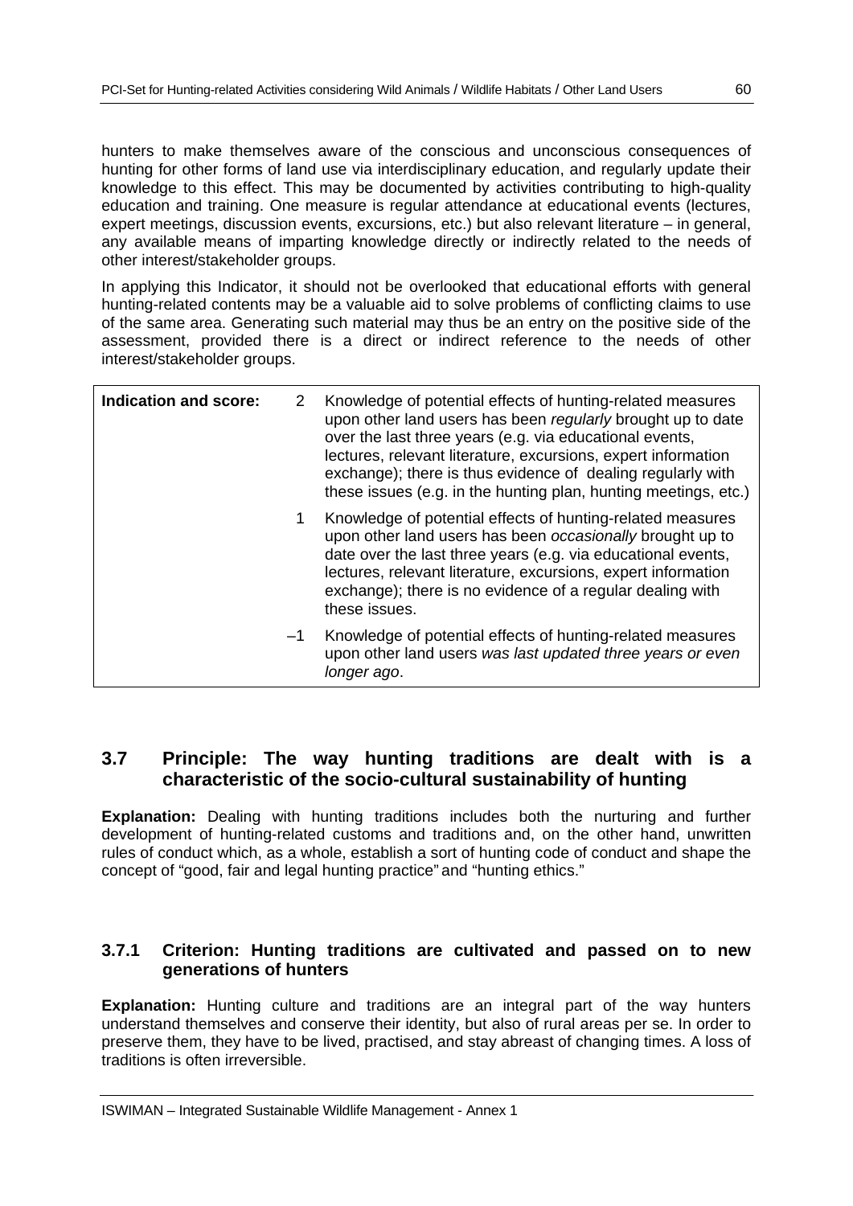hunters to make themselves aware of the conscious and unconscious consequences of hunting for other forms of land use via interdisciplinary education, and regularly update their knowledge to this effect. This may be documented by activities contributing to high-quality education and training. One measure is regular attendance at educational events (lectures, expert meetings, discussion events, excursions, etc.) but also relevant literature – in general, any available means of imparting knowledge directly or indirectly related to the needs of other interest/stakeholder groups.

In applying this Indicator, it should not be overlooked that educational efforts with general hunting-related contents may be a valuable aid to solve problems of conflicting claims to use of the same area. Generating such material may thus be an entry on the positive side of the assessment, provided there is a direct or indirect reference to the needs of other interest/stakeholder groups.

| **Indication and score:** | | |
|---|---|---|
| | 2 | Knowledge of potential effects of hunting-related measures upon other land users has been *regularly* brought up to date over the last three years (e.g. via educational events, lectures, relevant literature, excursions, expert information exchange); there is thus evidence of dealing regularly with these issues (e.g. in the hunting plan, hunting meetings, etc.) |
| | 1 | Knowledge of potential effects of hunting-related measures upon other land users has been *occasionally* brought up to date over the last three years (e.g. via educational events, lectures, relevant literature, excursions, expert information exchange); there is no evidence of a regular dealing with these issues. |
| | –1 | Knowledge of potential effects of hunting-related measures upon other land users *was last updated three years or even longer ago*. |

## 3.7 Principle: The way hunting traditions are dealt with is a characteristic of the socio-cultural sustainability of hunting

**Explanation:** Dealing with hunting traditions includes both the nurturing and further development of hunting-related customs and traditions and, on the other hand, unwritten rules of conduct which, as a whole, establish a sort of hunting code of conduct and shape the concept of "good, fair and legal hunting practice" and "hunting ethics."

### 3.7.1 Criterion: Hunting traditions are cultivated and passed on to new generations of hunters

**Explanation:** Hunting culture and traditions are an integral part of the way hunters understand themselves and conserve their identity, but also of rural areas per se. In order to preserve them, they have to be lived, practised, and stay abreast of changing times. A loss of traditions is often irreversible.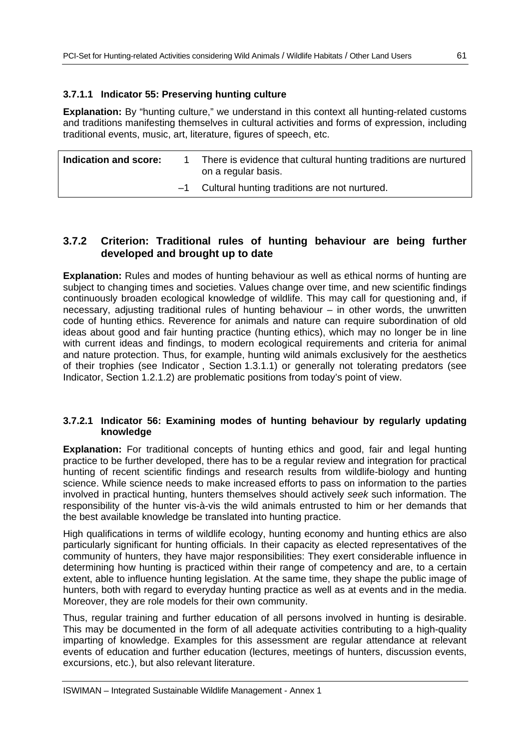#### 3.7.1.1 Indicator 55: Preserving hunting culture

**Explanation:** By "hunting culture," we understand in this context all hunting-related customs and traditions manifesting themselves in cultural activities and forms of expression, including traditional events, music, art, literature, figures of speech, etc.

| **Indication and score:** | 1 | There is evidence that cultural hunting traditions are nurtured on a regular basis. |
|---|---|---|
| | –1 | Cultural hunting traditions are not nurtured. |

### 3.7.2 Criterion: Traditional rules of hunting behaviour are being further developed and brought up to date

**Explanation:** Rules and modes of hunting behaviour as well as ethical norms of hunting are subject to changing times and societies. Values change over time, and new scientific findings continuously broaden ecological knowledge of wildlife. This may call for questioning and, if necessary, adjusting traditional rules of hunting behaviour – in other words, the unwritten code of hunting ethics. Reverence for animals and nature can require subordination of old ideas about good and fair hunting practice (hunting ethics), which may no longer be in line with current ideas and findings, to modern ecological requirements and criteria for animal and nature protection. Thus, for example, hunting wild animals exclusively for the aesthetics of their trophies (see Indicator , Section 1.3.1.1) or generally not tolerating predators (see Indicator, Section 1.2.1.2) are problematic positions from today's point of view.

#### 3.7.2.1 Indicator 56: Examining modes of hunting behaviour by regularly updating knowledge

**Explanation:** For traditional concepts of hunting ethics and good, fair and legal hunting practice to be further developed, there has to be a regular review and integration for practical hunting of recent scientific findings and research results from wildlife-biology and hunting science. While science needs to make increased efforts to pass on information to the parties involved in practical hunting, hunters themselves should actively *seek* such information. The responsibility of the hunter vis-à-vis the wild animals entrusted to him or her demands that the best available knowledge be translated into hunting practice.

High qualifications in terms of wildlife ecology, hunting economy and hunting ethics are also particularly significant for hunting officials. In their capacity as elected representatives of the community of hunters, they have major responsibilities: They exert considerable influence in determining how hunting is practiced within their range of competency and are, to a certain extent, able to influence hunting legislation. At the same time, they shape the public image of hunters, both with regard to everyday hunting practice as well as at events and in the media. Moreover, they are role models for their own community.

Thus, regular training and further education of all persons involved in hunting is desirable. This may be documented in the form of all adequate activities contributing to a high-quality imparting of knowledge. Examples for this assessment are regular attendance at relevant events of education and further education (lectures, meetings of hunters, discussion events, excursions, etc.), but also relevant literature.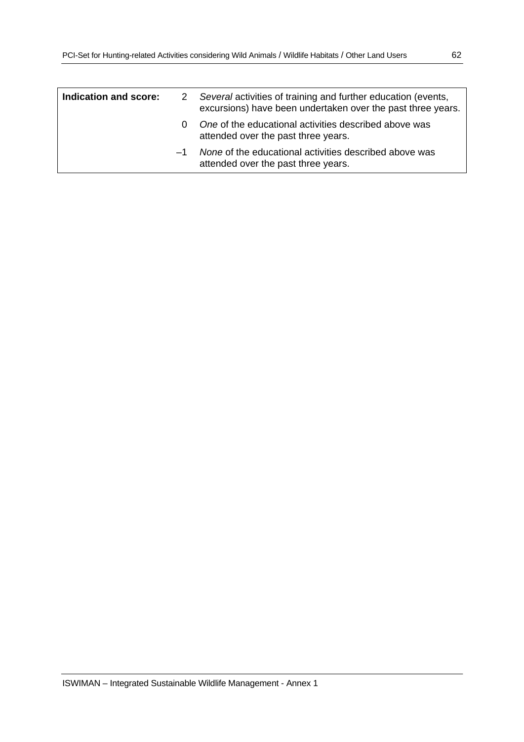| | | |
|---|---|---|
| **Indication and score:** | 2 | *Several* activities of training and further education (events, excursions) have been undertaken over the past three years. |
| | 0 | *One* of the educational activities described above was attended over the past three years. |
| | –1 | *None* of the educational activities described above was attended over the past three years. |